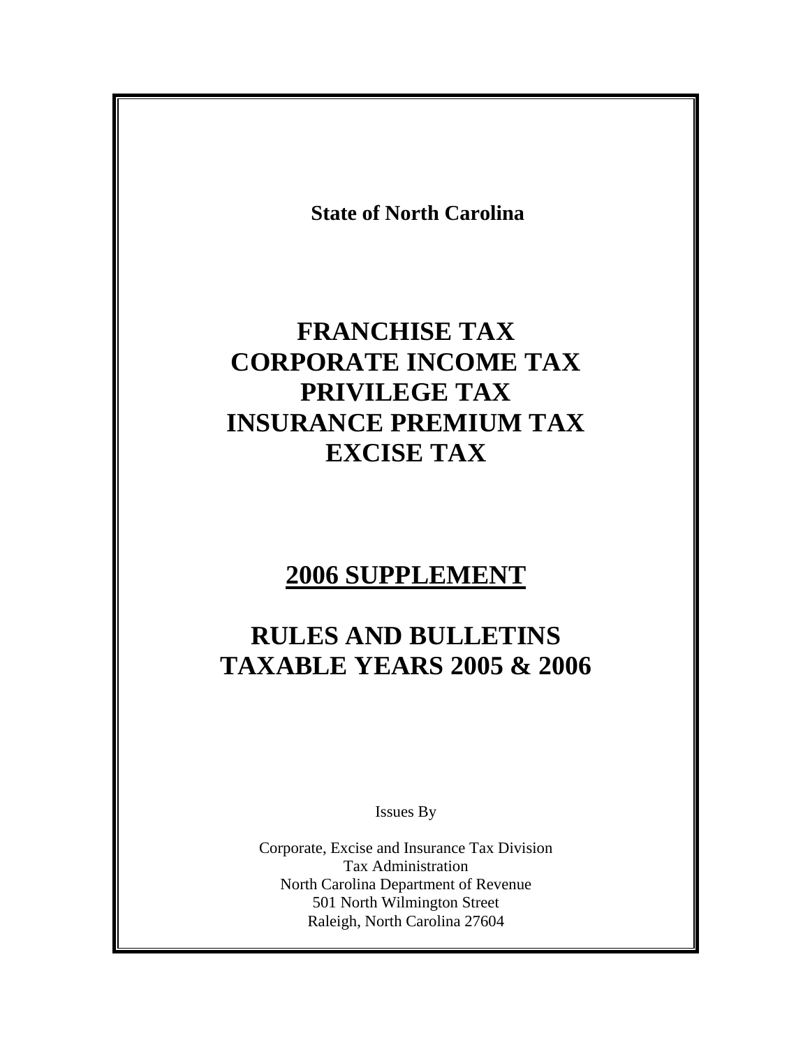**State of North Carolina**

# FRANCHISE TAX
# CORPORATE INCOME TAX
# PRIVILEGE TAX
# INSURANCE PREMIUM TAX
# EXCISE TAX

## 2006 SUPPLEMENT

## RULES AND BULLETINS
## TAXABLE YEARS 2005 & 2006

Issues By

Corporate, Excise and Insurance Tax Division
Tax Administration
North Carolina Department of Revenue
501 North Wilmington Street
Raleigh, North Carolina 27604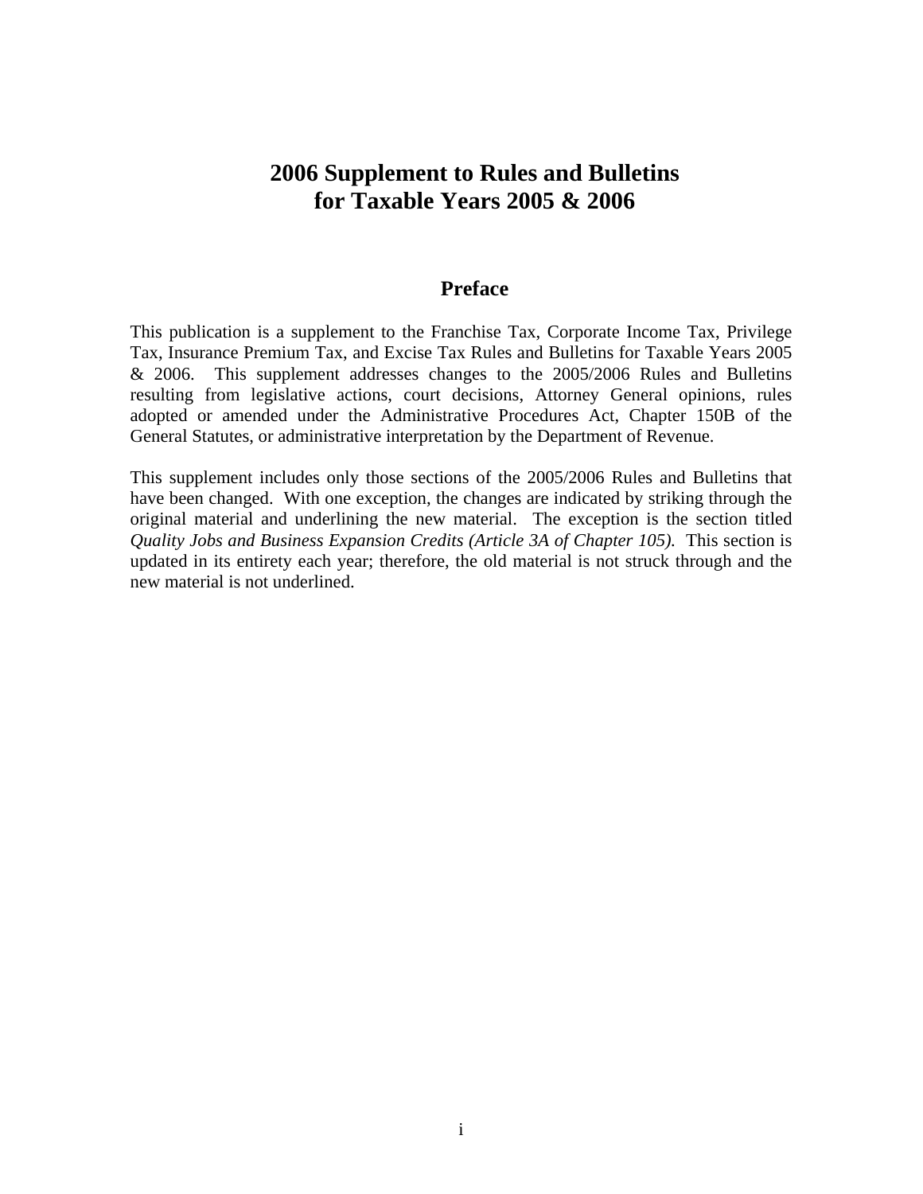# 2006 Supplement to Rules and Bulletins for Taxable Years 2005 & 2006

## Preface

This publication is a supplement to the Franchise Tax, Corporate Income Tax, Privilege Tax, Insurance Premium Tax, and Excise Tax Rules and Bulletins for Taxable Years 2005 & 2006. This supplement addresses changes to the 2005/2006 Rules and Bulletins resulting from legislative actions, court decisions, Attorney General opinions, rules adopted or amended under the Administrative Procedures Act, Chapter 150B of the General Statutes, or administrative interpretation by the Department of Revenue.

This supplement includes only those sections of the 2005/2006 Rules and Bulletins that have been changed. With one exception, the changes are indicated by striking through the original material and underlining the new material. The exception is the section titled *Quality Jobs and Business Expansion Credits (Article 3A of Chapter 105).* This section is updated in its entirety each year; therefore, the old material is not struck through and the new material is not underlined.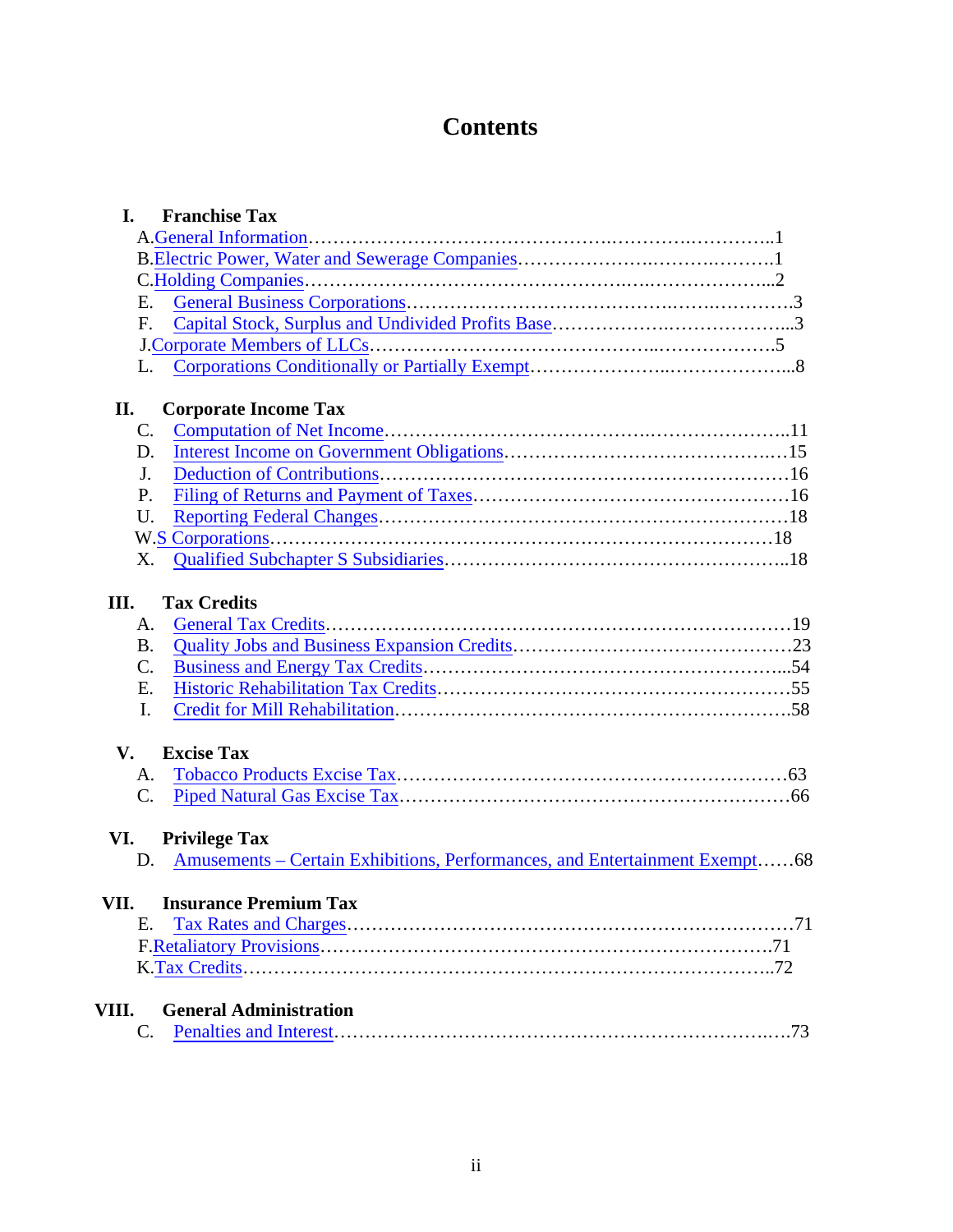# Contents

**I. Franchise Tax**

A. General Information ............................................................ 1
B. Electric Power, Water and Sewerage Companies ............................................................ 1
C. Holding Companies ............................................................ 2
E. General Business Corporations ............................................................ 3
F. Capital Stock, Surplus and Undivided Profits Base ............................................................ 3
J. Corporate Members of LLCs ............................................................ 5
L. Corporations Conditionally or Partially Exempt ............................................................ 8

**II. Corporate Income Tax**

C. Computation of Net Income ............................................................ 11
D. Interest Income on Government Obligations ............................................................ 15
J. Deduction of Contributions ............................................................ 16
P. Filing of Returns and Payment of Taxes ............................................................ 16
U. Reporting Federal Changes ............................................................ 18
W. S Corporations ............................................................ 18
X. Qualified Subchapter S Subsidiaries ............................................................ 18

**III. Tax Credits**

A. General Tax Credits ............................................................ 19
B. Quality Jobs and Business Expansion Credits ............................................................ 23
C. Business and Energy Tax Credits ............................................................ 54
E. Historic Rehabilitation Tax Credits ............................................................ 55
I. Credit for Mill Rehabilitation ............................................................ 58

**V. Excise Tax**

A. Tobacco Products Excise Tax ............................................................ 63
C. Piped Natural Gas Excise Tax ............................................................ 66

**VI. Privilege Tax**

D. Amusements – Certain Exhibitions, Performances, and Entertainment Exempt ...... 68

**VII. Insurance Premium Tax**

E. Tax Rates and Charges ............................................................ 71
F. Retaliatory Provisions ............................................................ 71
K. Tax Credits ............................................................ 72

**VIII. General Administration**

C. Penalties and Interest ............................................................ 73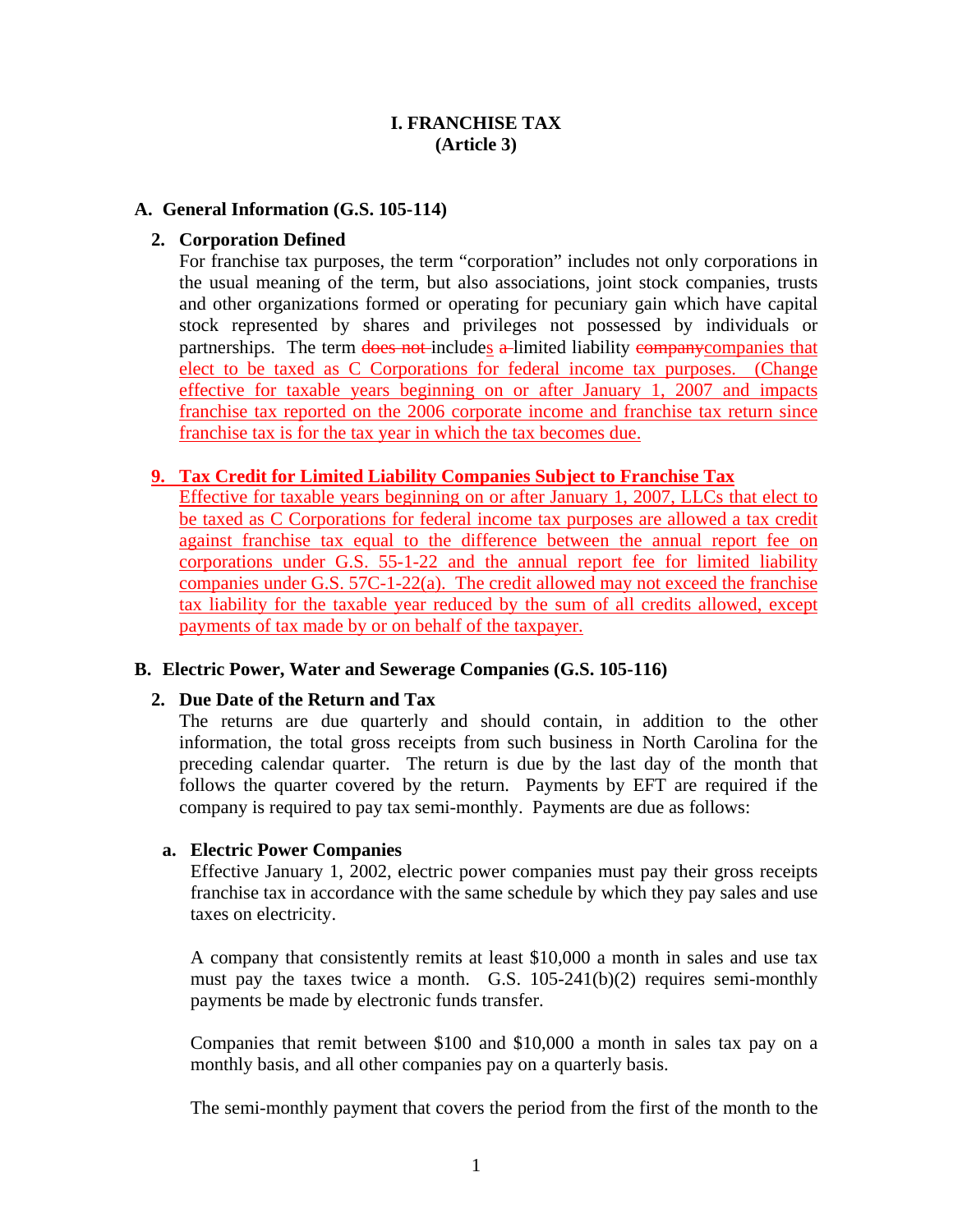# I. FRANCHISE TAX
## (Article 3)

### A. General Information (G.S. 105-114)

#### 2. Corporation Defined

For franchise tax purposes, the term "corporation" includes not only corporations in the usual meaning of the term, but also associations, joint stock companies, trusts and other organizations formed or operating for pecuniary gain which have capital stock represented by shares and privileges not possessed by individuals or partnerships. The term ~~does not~~ includes ~~a~~ limited liability ~~company~~companies that elect to be taxed as C Corporations for federal income tax purposes. (Change effective for taxable years beginning on or after January 1, 2007 and impacts franchise tax reported on the 2006 corporate income and franchise tax return since franchise tax is for the tax year in which the tax becomes due.

#### 9. Tax Credit for Limited Liability Companies Subject to Franchise Tax

Effective for taxable years beginning on or after January 1, 2007, LLCs that elect to be taxed as C Corporations for federal income tax purposes are allowed a tax credit against franchise tax equal to the difference between the annual report fee on corporations under G.S. 55-1-22 and the annual report fee for limited liability companies under G.S. 57C-1-22(a). The credit allowed may not exceed the franchise tax liability for the taxable year reduced by the sum of all credits allowed, except payments of tax made by or on behalf of the taxpayer.

### B. Electric Power, Water and Sewerage Companies (G.S. 105-116)

#### 2. Due Date of the Return and Tax

The returns are due quarterly and should contain, in addition to the other information, the total gross receipts from such business in North Carolina for the preceding calendar quarter. The return is due by the last day of the month that follows the quarter covered by the return. Payments by EFT are required if the company is required to pay tax semi-monthly. Payments are due as follows:

##### a. Electric Power Companies

Effective January 1, 2002, electric power companies must pay their gross receipts franchise tax in accordance with the same schedule by which they pay sales and use taxes on electricity.

A company that consistently remits at least $10,000 a month in sales and use tax must pay the taxes twice a month. G.S. 105-241(b)(2) requires semi-monthly payments be made by electronic funds transfer.

Companies that remit between $100 and $10,000 a month in sales tax pay on a monthly basis, and all other companies pay on a quarterly basis.

The semi-monthly payment that covers the period from the first of the month to the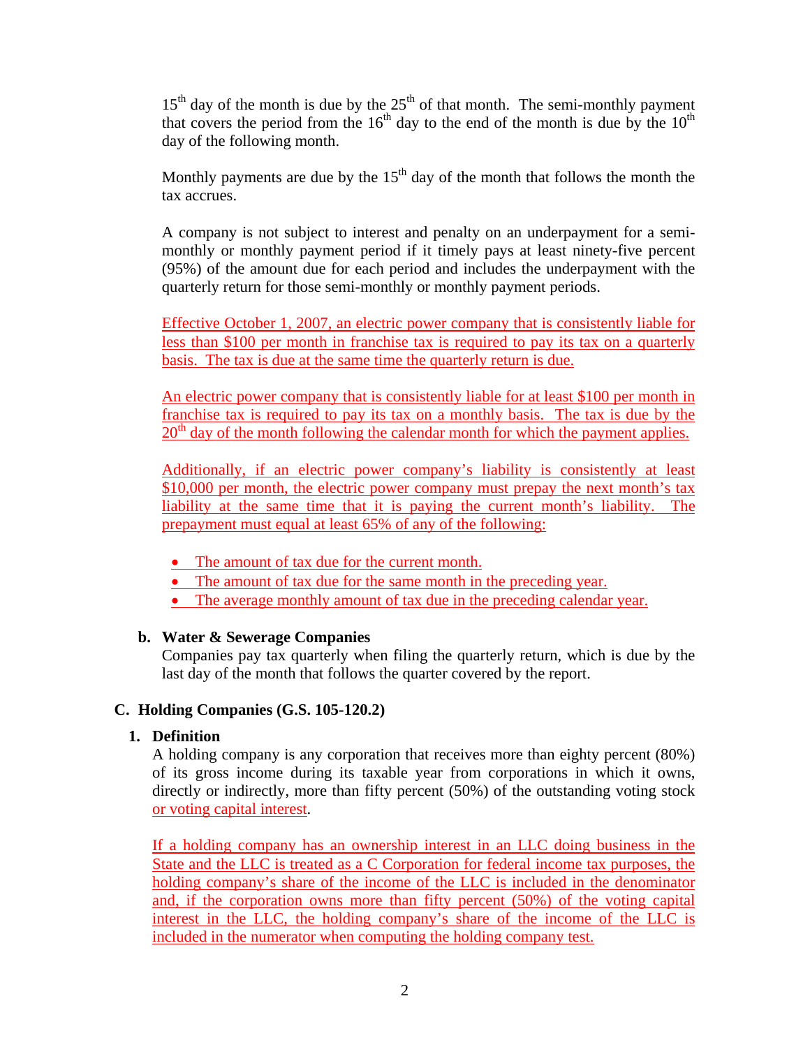15th day of the month is due by the 25th of that month. The semi-monthly payment that covers the period from the 16th day to the end of the month is due by the 10th day of the following month.

Monthly payments are due by the 15th day of the month that follows the month the tax accrues.

A company is not subject to interest and penalty on an underpayment for a semi-monthly or monthly payment period if it timely pays at least ninety-five percent (95%) of the amount due for each period and includes the underpayment with the quarterly return for those semi-monthly or monthly payment periods.

Effective October 1, 2007, an electric power company that is consistently liable for less than $100 per month in franchise tax is required to pay its tax on a quarterly basis. The tax is due at the same time the quarterly return is due.

An electric power company that is consistently liable for at least $100 per month in franchise tax is required to pay its tax on a monthly basis. The tax is due by the 20th day of the month following the calendar month for which the payment applies.

Additionally, if an electric power company's liability is consistently at least $10,000 per month, the electric power company must prepay the next month's tax liability at the same time that it is paying the current month's liability. The prepayment must equal at least 65% of any of the following:

- The amount of tax due for the current month.
- The amount of tax due for the same month in the preceding year.
- The average monthly amount of tax due in the preceding calendar year.

**b. Water & Sewerage Companies**

Companies pay tax quarterly when filing the quarterly return, which is due by the last day of the month that follows the quarter covered by the report.

## C. Holding Companies (G.S. 105-120.2)

### 1. Definition

A holding company is any corporation that receives more than eighty percent (80%) of its gross income during its taxable year from corporations in which it owns, directly or indirectly, more than fifty percent (50%) of the outstanding voting stock or voting capital interest.

If a holding company has an ownership interest in an LLC doing business in the State and the LLC is treated as a C Corporation for federal income tax purposes, the holding company's share of the income of the LLC is included in the denominator and, if the corporation owns more than fifty percent (50%) of the voting capital interest in the LLC, the holding company's share of the income of the LLC is included in the numerator when computing the holding company test.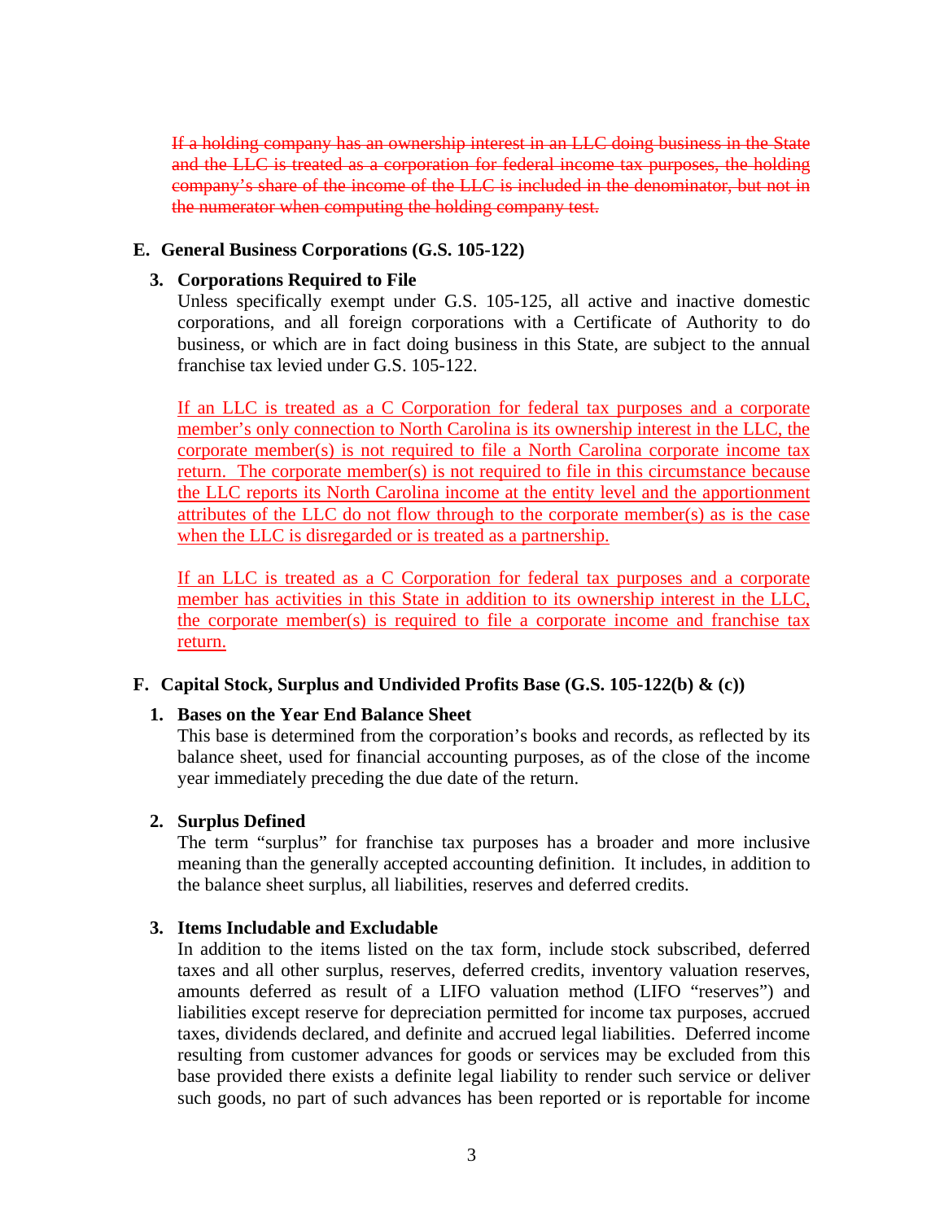~~If a holding company has an ownership interest in an LLC doing business in the State and the LLC is treated as a corporation for federal income tax purposes, the holding company's share of the income of the LLC is included in the denominator, but not in the numerator when computing the holding company test.~~

### E. General Business Corporations (G.S. 105-122)

#### 3. Corporations Required to File

Unless specifically exempt under G.S. 105-125, all active and inactive domestic corporations, and all foreign corporations with a Certificate of Authority to do business, or which are in fact doing business in this State, are subject to the annual franchise tax levied under G.S. 105-122.

<u>If an LLC is treated as a C Corporation for federal tax purposes and a corporate member's only connection to North Carolina is its ownership interest in the LLC, the corporate member(s) is not required to file a North Carolina corporate income tax return. The corporate member(s) is not required to file in this circumstance because the LLC reports its North Carolina income at the entity level and the apportionment attributes of the LLC do not flow through to the corporate member(s) as is the case when the LLC is disregarded or is treated as a partnership.</u>

<u>If an LLC is treated as a C Corporation for federal tax purposes and a corporate member has activities in this State in addition to its ownership interest in the LLC, the corporate member(s) is required to file a corporate income and franchise tax return.</u>

### F. Capital Stock, Surplus and Undivided Profits Base (G.S. 105-122(b) & (c))

#### 1. Bases on the Year End Balance Sheet

This base is determined from the corporation's books and records, as reflected by its balance sheet, used for financial accounting purposes, as of the close of the income year immediately preceding the due date of the return.

#### 2. Surplus Defined

The term "surplus" for franchise tax purposes has a broader and more inclusive meaning than the generally accepted accounting definition. It includes, in addition to the balance sheet surplus, all liabilities, reserves and deferred credits.

#### 3. Items Includable and Excludable

In addition to the items listed on the tax form, include stock subscribed, deferred taxes and all other surplus, reserves, deferred credits, inventory valuation reserves, amounts deferred as result of a LIFO valuation method (LIFO "reserves") and liabilities except reserve for depreciation permitted for income tax purposes, accrued taxes, dividends declared, and definite and accrued legal liabilities. Deferred income resulting from customer advances for goods or services may be excluded from this base provided there exists a definite legal liability to render such service or deliver such goods, no part of such advances has been reported or is reportable for income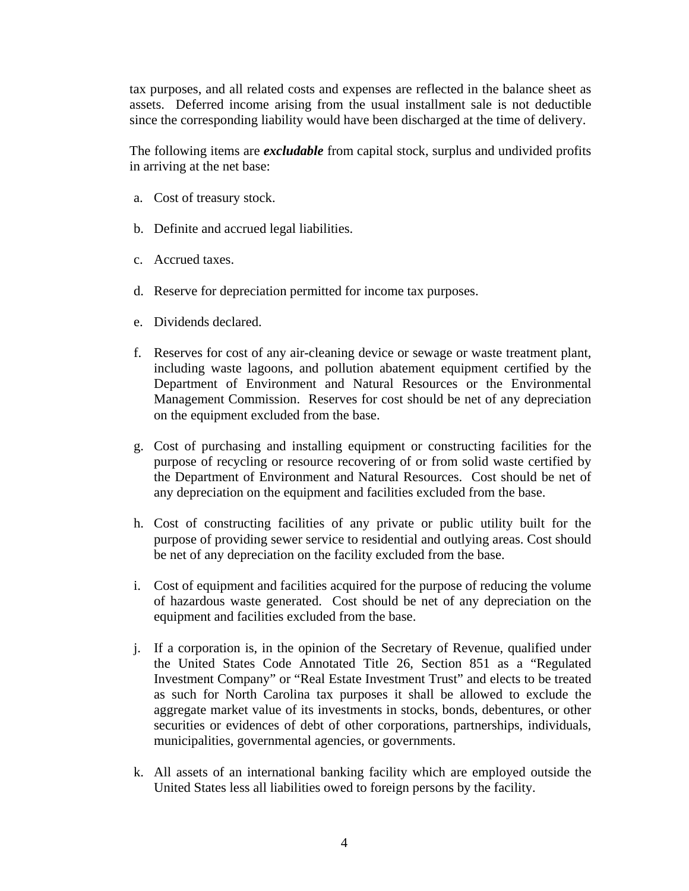tax purposes, and all related costs and expenses are reflected in the balance sheet as assets. Deferred income arising from the usual installment sale is not deductible since the corresponding liability would have been discharged at the time of delivery.

The following items are ***excludable*** from capital stock, surplus and undivided profits in arriving at the net base:

a. Cost of treasury stock.

b. Definite and accrued legal liabilities.

c. Accrued taxes.

d. Reserve for depreciation permitted for income tax purposes.

e. Dividends declared.

f. Reserves for cost of any air-cleaning device or sewage or waste treatment plant, including waste lagoons, and pollution abatement equipment certified by the Department of Environment and Natural Resources or the Environmental Management Commission. Reserves for cost should be net of any depreciation on the equipment excluded from the base.

g. Cost of purchasing and installing equipment or constructing facilities for the purpose of recycling or resource recovering of or from solid waste certified by the Department of Environment and Natural Resources. Cost should be net of any depreciation on the equipment and facilities excluded from the base.

h. Cost of constructing facilities of any private or public utility built for the purpose of providing sewer service to residential and outlying areas. Cost should be net of any depreciation on the facility excluded from the base.

i. Cost of equipment and facilities acquired for the purpose of reducing the volume of hazardous waste generated. Cost should be net of any depreciation on the equipment and facilities excluded from the base.

j. If a corporation is, in the opinion of the Secretary of Revenue, qualified under the United States Code Annotated Title 26, Section 851 as a "Regulated Investment Company" or "Real Estate Investment Trust" and elects to be treated as such for North Carolina tax purposes it shall be allowed to exclude the aggregate market value of its investments in stocks, bonds, debentures, or other securities or evidences of debt of other corporations, partnerships, individuals, municipalities, governmental agencies, or governments.

k. All assets of an international banking facility which are employed outside the United States less all liabilities owed to foreign persons by the facility.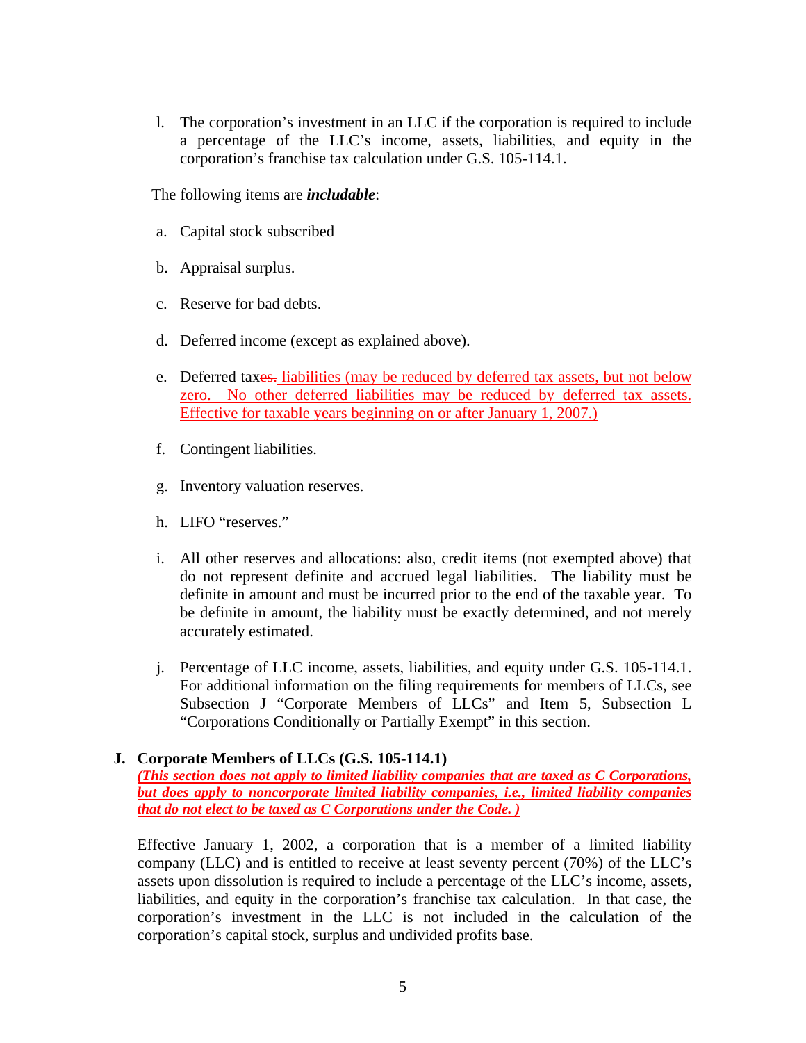l. The corporation's investment in an LLC if the corporation is required to include a percentage of the LLC's income, assets, liabilities, and equity in the corporation's franchise tax calculation under G.S. 105-114.1.

The following items are ***includable***:

a. Capital stock subscribed

b. Appraisal surplus.

c. Reserve for bad debts.

d. Deferred income (except as explained above).

e. Deferred tax~~es.~~ liabilities (may be reduced by deferred tax assets, but not below zero. No other deferred liabilities may be reduced by deferred tax assets. Effective for taxable years beginning on or after January 1, 2007.)

f. Contingent liabilities.

g. Inventory valuation reserves.

h. LIFO "reserves."

i. All other reserves and allocations: also, credit items (not exempted above) that do not represent definite and accrued legal liabilities. The liability must be definite in amount and must be incurred prior to the end of the taxable year. To be definite in amount, the liability must be exactly determined, and not merely accurately estimated.

j. Percentage of LLC income, assets, liabilities, and equity under G.S. 105-114.1. For additional information on the filing requirements for members of LLCs, see Subsection J "Corporate Members of LLCs" and Item 5, Subsection L "Corporations Conditionally or Partially Exempt" in this section.

### J. Corporate Members of LLCs (G.S. 105-114.1)

***(This section does not apply to limited liability companies that are taxed as C Corporations, but does apply to noncorporate limited liability companies, i.e., limited liability companies that do not elect to be taxed as C Corporations under the Code. )***

Effective January 1, 2002, a corporation that is a member of a limited liability company (LLC) and is entitled to receive at least seventy percent (70%) of the LLC's assets upon dissolution is required to include a percentage of the LLC's income, assets, liabilities, and equity in the corporation's franchise tax calculation. In that case, the corporation's investment in the LLC is not included in the calculation of the corporation's capital stock, surplus and undivided profits base.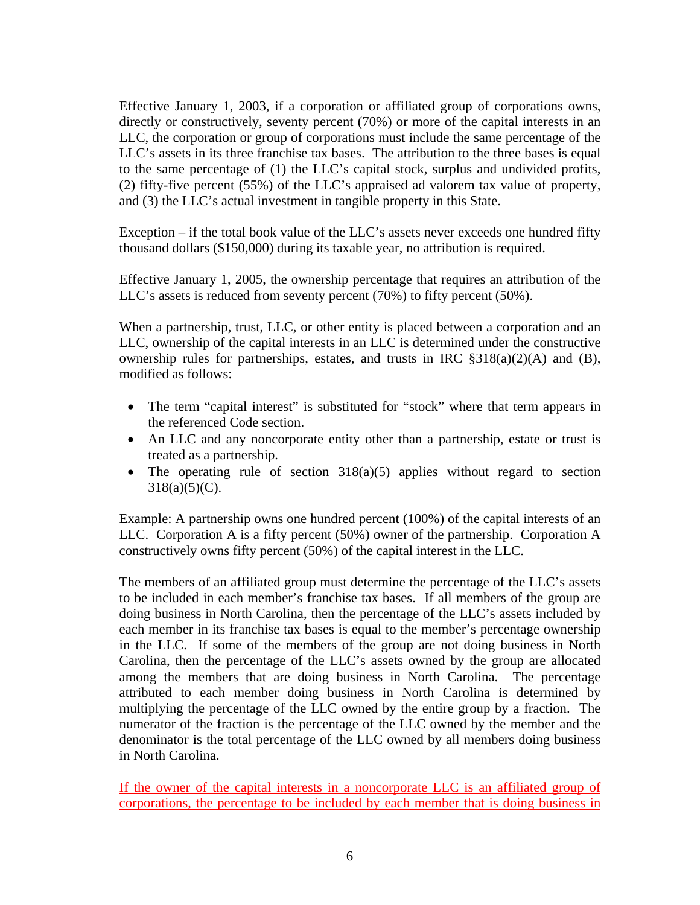Effective January 1, 2003, if a corporation or affiliated group of corporations owns, directly or constructively, seventy percent (70%) or more of the capital interests in an LLC, the corporation or group of corporations must include the same percentage of the LLC's assets in its three franchise tax bases. The attribution to the three bases is equal to the same percentage of (1) the LLC's capital stock, surplus and undivided profits, (2) fifty-five percent (55%) of the LLC's appraised ad valorem tax value of property, and (3) the LLC's actual investment in tangible property in this State.

Exception – if the total book value of the LLC's assets never exceeds one hundred fifty thousand dollars ($150,000) during its taxable year, no attribution is required.

Effective January 1, 2005, the ownership percentage that requires an attribution of the LLC's assets is reduced from seventy percent (70%) to fifty percent (50%).

When a partnership, trust, LLC, or other entity is placed between a corporation and an LLC, ownership of the capital interests in an LLC is determined under the constructive ownership rules for partnerships, estates, and trusts in IRC §318(a)(2)(A) and (B), modified as follows:

- The term "capital interest" is substituted for "stock" where that term appears in the referenced Code section.
- An LLC and any noncorporate entity other than a partnership, estate or trust is treated as a partnership.
- The operating rule of section 318(a)(5) applies without regard to section 318(a)(5)(C).

Example: A partnership owns one hundred percent (100%) of the capital interests of an LLC. Corporation A is a fifty percent (50%) owner of the partnership. Corporation A constructively owns fifty percent (50%) of the capital interest in the LLC.

The members of an affiliated group must determine the percentage of the LLC's assets to be included in each member's franchise tax bases. If all members of the group are doing business in North Carolina, then the percentage of the LLC's assets included by each member in its franchise tax bases is equal to the member's percentage ownership in the LLC. If some of the members of the group are not doing business in North Carolina, then the percentage of the LLC's assets owned by the group are allocated among the members that are doing business in North Carolina. The percentage attributed to each member doing business in North Carolina is determined by multiplying the percentage of the LLC owned by the entire group by a fraction. The numerator of the fraction is the percentage of the LLC owned by the member and the denominator is the total percentage of the LLC owned by all members doing business in North Carolina.

If the owner of the capital interests in a noncorporate LLC is an affiliated group of corporations, the percentage to be included by each member that is doing business in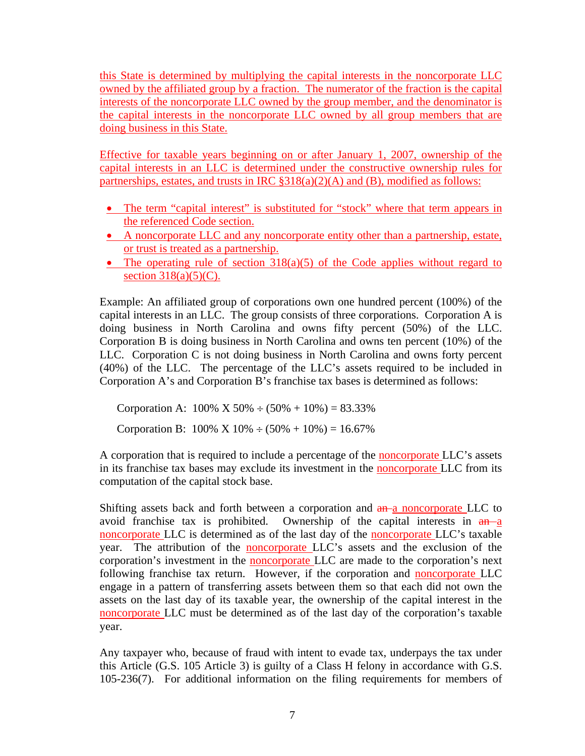this State is determined by multiplying the capital interests in the noncorporate LLC owned by the affiliated group by a fraction. The numerator of the fraction is the capital interests of the noncorporate LLC owned by the group member, and the denominator is the capital interests in the noncorporate LLC owned by all group members that are doing business in this State.

Effective for taxable years beginning on or after January 1, 2007, ownership of the capital interests in an LLC is determined under the constructive ownership rules for partnerships, estates, and trusts in IRC §318(a)(2)(A) and (B), modified as follows:

- The term "capital interest" is substituted for "stock" where that term appears in the referenced Code section.
- A noncorporate LLC and any noncorporate entity other than a partnership, estate, or trust is treated as a partnership.
- The operating rule of section 318(a)(5) of the Code applies without regard to section 318(a)(5)(C).

Example: An affiliated group of corporations own one hundred percent (100%) of the capital interests in an LLC. The group consists of three corporations. Corporation A is doing business in North Carolina and owns fifty percent (50%) of the LLC. Corporation B is doing business in North Carolina and owns ten percent (10%) of the LLC. Corporation C is not doing business in North Carolina and owns forty percent (40%) of the LLC. The percentage of the LLC's assets required to be included in Corporation A's and Corporation B's franchise tax bases is determined as follows:

Corporation A: $100\% \times 50\% \div (50\% + 10\%) = 83.33\%$

Corporation B: $100\% \times 10\% \div (50\% + 10\%) = 16.67\%$

A corporation that is required to include a percentage of the noncorporate LLC's assets in its franchise tax bases may exclude its investment in the noncorporate LLC from its computation of the capital stock base.

Shifting assets back and forth between a corporation and ~~an~~ a noncorporate LLC to avoid franchise tax is prohibited. Ownership of the capital interests in ~~an~~ a noncorporate LLC is determined as of the last day of the noncorporate LLC's taxable year. The attribution of the noncorporate LLC's assets and the exclusion of the corporation's investment in the noncorporate LLC are made to the corporation's next following franchise tax return. However, if the corporation and noncorporate LLC engage in a pattern of transferring assets between them so that each did not own the assets on the last day of its taxable year, the ownership of the capital interest in the noncorporate LLC must be determined as of the last day of the corporation's taxable year.

Any taxpayer who, because of fraud with intent to evade tax, underpays the tax under this Article (G.S. 105 Article 3) is guilty of a Class H felony in accordance with G.S. 105-236(7). For additional information on the filing requirements for members of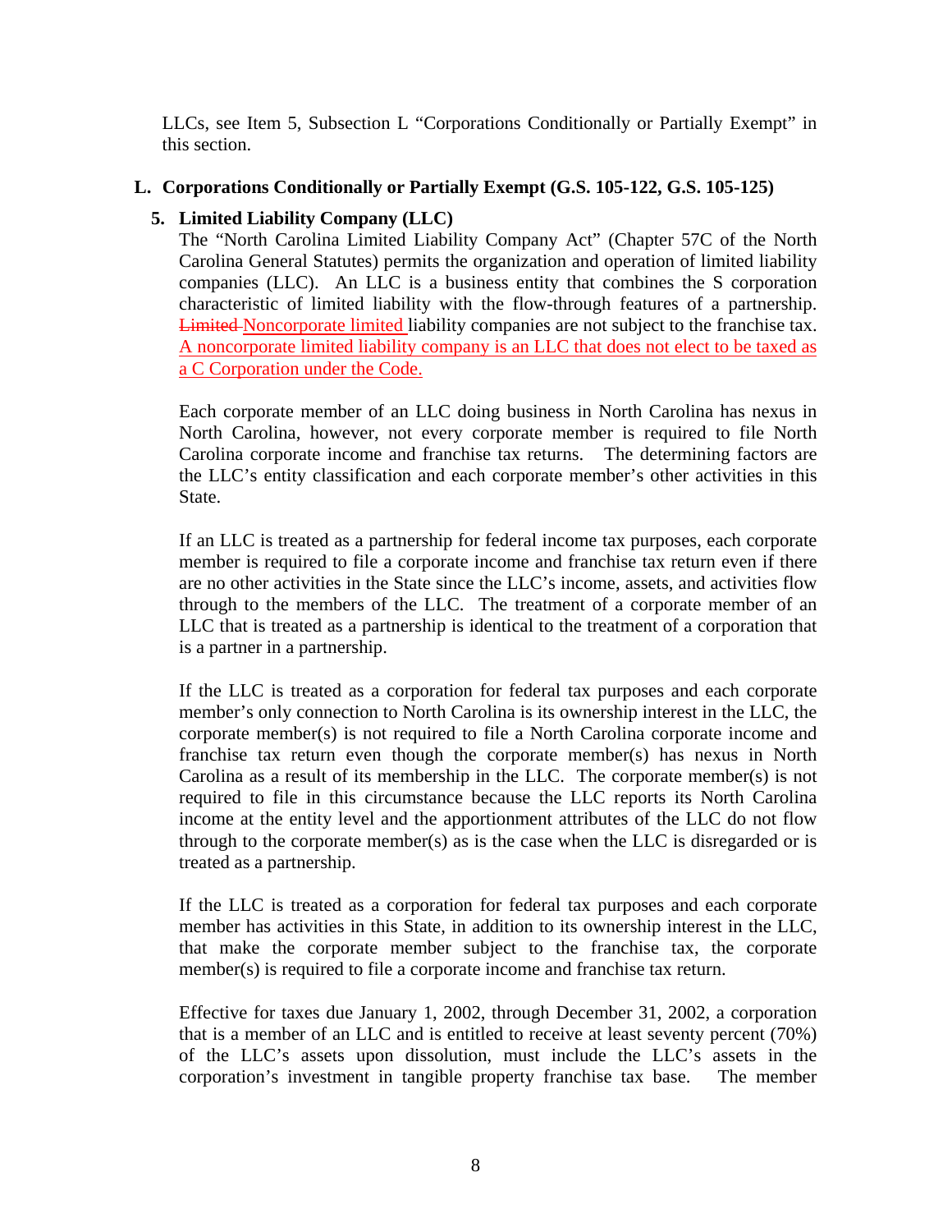LLCs, see Item 5, Subsection L "Corporations Conditionally or Partially Exempt" in this section.

## L. Corporations Conditionally or Partially Exempt (G.S. 105-122, G.S. 105-125)

### 5. Limited Liability Company (LLC)

The "North Carolina Limited Liability Company Act" (Chapter 57C of the North Carolina General Statutes) permits the organization and operation of limited liability companies (LLC). An LLC is a business entity that combines the S corporation characteristic of limited liability with the flow-through features of a partnership. ~~Limited~~ Noncorporate limited liability companies are not subject to the franchise tax. A noncorporate limited liability company is an LLC that does not elect to be taxed as a C Corporation under the Code.

Each corporate member of an LLC doing business in North Carolina has nexus in North Carolina, however, not every corporate member is required to file North Carolina corporate income and franchise tax returns. The determining factors are the LLC's entity classification and each corporate member's other activities in this State.

If an LLC is treated as a partnership for federal income tax purposes, each corporate member is required to file a corporate income and franchise tax return even if there are no other activities in the State since the LLC's income, assets, and activities flow through to the members of the LLC. The treatment of a corporate member of an LLC that is treated as a partnership is identical to the treatment of a corporation that is a partner in a partnership.

If the LLC is treated as a corporation for federal tax purposes and each corporate member's only connection to North Carolina is its ownership interest in the LLC, the corporate member(s) is not required to file a North Carolina corporate income and franchise tax return even though the corporate member(s) has nexus in North Carolina as a result of its membership in the LLC. The corporate member(s) is not required to file in this circumstance because the LLC reports its North Carolina income at the entity level and the apportionment attributes of the LLC do not flow through to the corporate member(s) as is the case when the LLC is disregarded or is treated as a partnership.

If the LLC is treated as a corporation for federal tax purposes and each corporate member has activities in this State, in addition to its ownership interest in the LLC, that make the corporate member subject to the franchise tax, the corporate member(s) is required to file a corporate income and franchise tax return.

Effective for taxes due January 1, 2002, through December 31, 2002, a corporation that is a member of an LLC and is entitled to receive at least seventy percent (70%) of the LLC's assets upon dissolution, must include the LLC's assets in the corporation's investment in tangible property franchise tax base. The member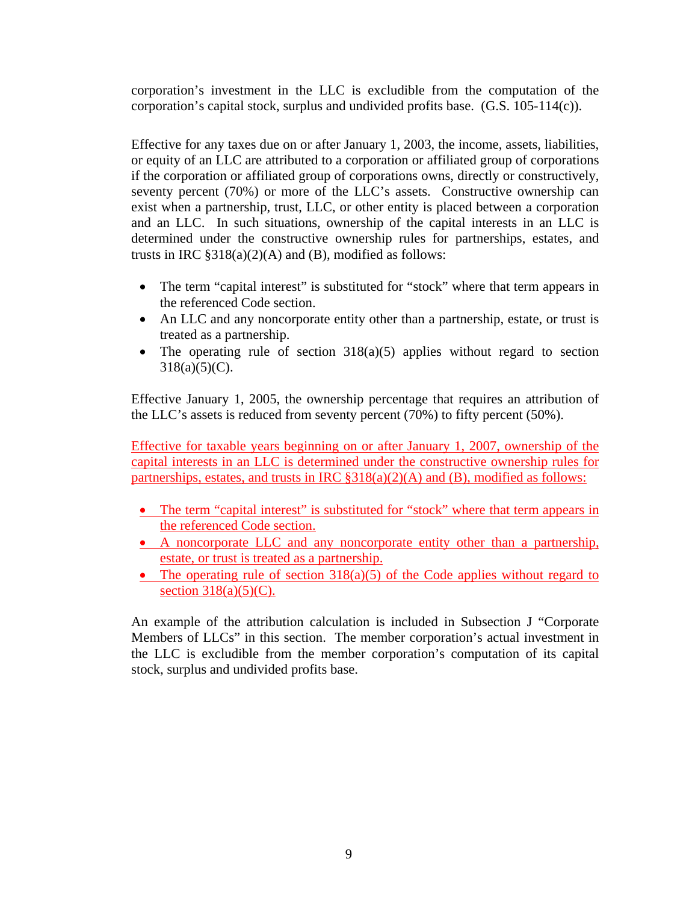corporation's investment in the LLC is excludible from the computation of the corporation's capital stock, surplus and undivided profits base. (G.S. 105-114(c)).

Effective for any taxes due on or after January 1, 2003, the income, assets, liabilities, or equity of an LLC are attributed to a corporation or affiliated group of corporations if the corporation or affiliated group of corporations owns, directly or constructively, seventy percent (70%) or more of the LLC's assets. Constructive ownership can exist when a partnership, trust, LLC, or other entity is placed between a corporation and an LLC. In such situations, ownership of the capital interests in an LLC is determined under the constructive ownership rules for partnerships, estates, and trusts in IRC §318(a)(2)(A) and (B), modified as follows:

- The term "capital interest" is substituted for "stock" where that term appears in the referenced Code section.
- An LLC and any noncorporate entity other than a partnership, estate, or trust is treated as a partnership.
- The operating rule of section 318(a)(5) applies without regard to section 318(a)(5)(C).

Effective January 1, 2005, the ownership percentage that requires an attribution of the LLC's assets is reduced from seventy percent (70%) to fifty percent (50%).

Effective for taxable years beginning on or after January 1, 2007, ownership of the capital interests in an LLC is determined under the constructive ownership rules for partnerships, estates, and trusts in IRC §318(a)(2)(A) and (B), modified as follows:

- The term "capital interest" is substituted for "stock" where that term appears in the referenced Code section.
- A noncorporate LLC and any noncorporate entity other than a partnership, estate, or trust is treated as a partnership.
- The operating rule of section 318(a)(5) of the Code applies without regard to section 318(a)(5)(C).

An example of the attribution calculation is included in Subsection J "Corporate Members of LLCs" in this section. The member corporation's actual investment in the LLC is excludible from the member corporation's computation of its capital stock, surplus and undivided profits base.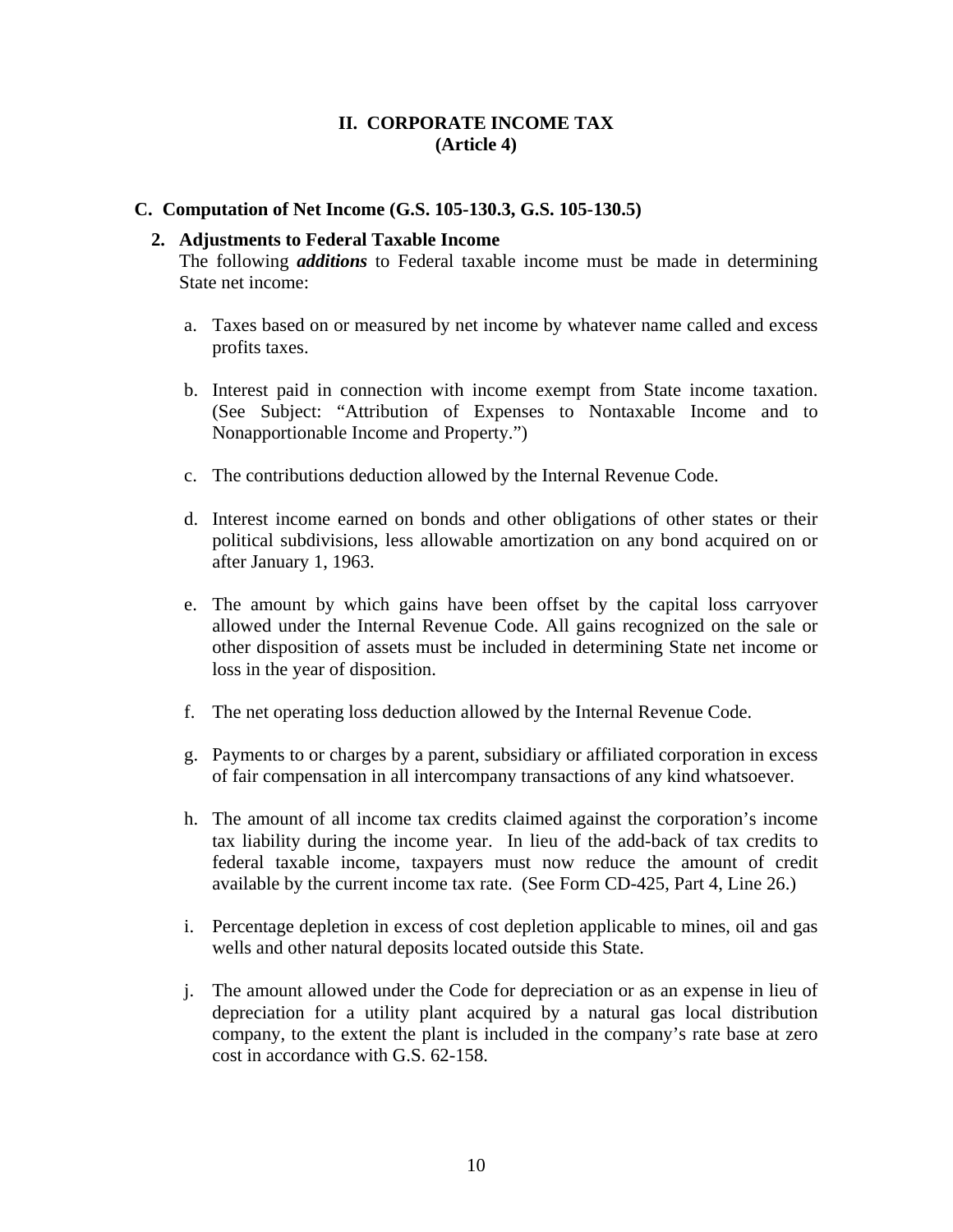# II. CORPORATE INCOME TAX (Article 4)

## C. Computation of Net Income (G.S. 105-130.3, G.S. 105-130.5)

### 2. Adjustments to Federal Taxable Income

The following ***additions*** to Federal taxable income must be made in determining State net income:

a. Taxes based on or measured by net income by whatever name called and excess profits taxes.

b. Interest paid in connection with income exempt from State income taxation. (See Subject: "Attribution of Expenses to Nontaxable Income and to Nonapportionable Income and Property.")

c. The contributions deduction allowed by the Internal Revenue Code.

d. Interest income earned on bonds and other obligations of other states or their political subdivisions, less allowable amortization on any bond acquired on or after January 1, 1963.

e. The amount by which gains have been offset by the capital loss carryover allowed under the Internal Revenue Code. All gains recognized on the sale or other disposition of assets must be included in determining State net income or loss in the year of disposition.

f. The net operating loss deduction allowed by the Internal Revenue Code.

g. Payments to or charges by a parent, subsidiary or affiliated corporation in excess of fair compensation in all intercompany transactions of any kind whatsoever.

h. The amount of all income tax credits claimed against the corporation's income tax liability during the income year. In lieu of the add-back of tax credits to federal taxable income, taxpayers must now reduce the amount of credit available by the current income tax rate. (See Form CD-425, Part 4, Line 26.)

i. Percentage depletion in excess of cost depletion applicable to mines, oil and gas wells and other natural deposits located outside this State.

j. The amount allowed under the Code for depreciation or as an expense in lieu of depreciation for a utility plant acquired by a natural gas local distribution company, to the extent the plant is included in the company's rate base at zero cost in accordance with G.S. 62-158.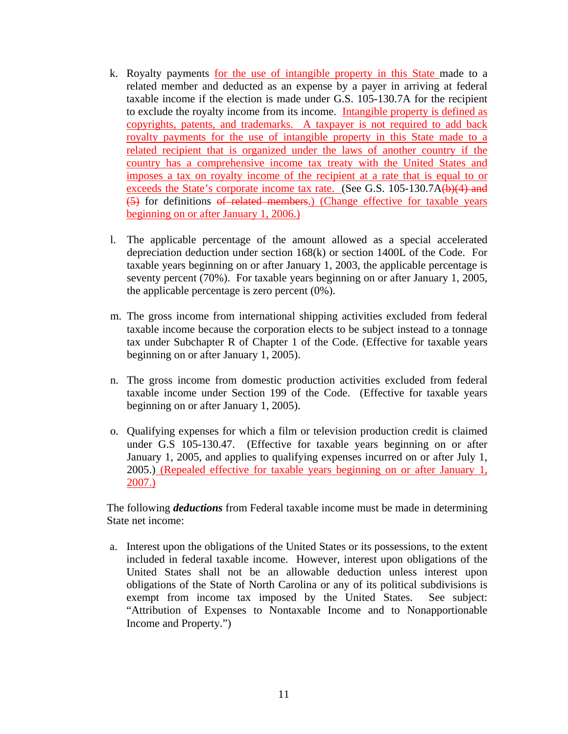k. Royalty payments for the use of intangible property in this State made to a related member and deducted as an expense by a payer in arriving at federal taxable income if the election is made under G.S. 105-130.7A for the recipient to exclude the royalty income from its income. Intangible property is defined as copyrights, patents, and trademarks. A taxpayer is not required to add back royalty payments for the use of intangible property in this State made to a related recipient that is organized under the laws of another country if the country has a comprehensive income tax treaty with the United States and imposes a tax on royalty income of the recipient at a rate that is equal to or exceeds the State's corporate income tax rate. (See G.S. 105-130.7A~~(b)(4) and (5)~~ for definitions ~~of related members~~.) (Change effective for taxable years beginning on or after January 1, 2006.)

l. The applicable percentage of the amount allowed as a special accelerated depreciation deduction under section 168(k) or section 1400L of the Code. For taxable years beginning on or after January 1, 2003, the applicable percentage is seventy percent (70%). For taxable years beginning on or after January 1, 2005, the applicable percentage is zero percent (0%).

m. The gross income from international shipping activities excluded from federal taxable income because the corporation elects to be subject instead to a tonnage tax under Subchapter R of Chapter 1 of the Code. (Effective for taxable years beginning on or after January 1, 2005).

n. The gross income from domestic production activities excluded from federal taxable income under Section 199 of the Code. (Effective for taxable years beginning on or after January 1, 2005).

o. Qualifying expenses for which a film or television production credit is claimed under G.S 105-130.47. (Effective for taxable years beginning on or after January 1, 2005, and applies to qualifying expenses incurred on or after July 1, 2005.) (Repealed effective for taxable years beginning on or after January 1, 2007.)

The following ***deductions*** from Federal taxable income must be made in determining State net income:

a. Interest upon the obligations of the United States or its possessions, to the extent included in federal taxable income. However, interest upon obligations of the United States shall not be an allowable deduction unless interest upon obligations of the State of North Carolina or any of its political subdivisions is exempt from income tax imposed by the United States. See subject: "Attribution of Expenses to Nontaxable Income and to Nonapportionable Income and Property.")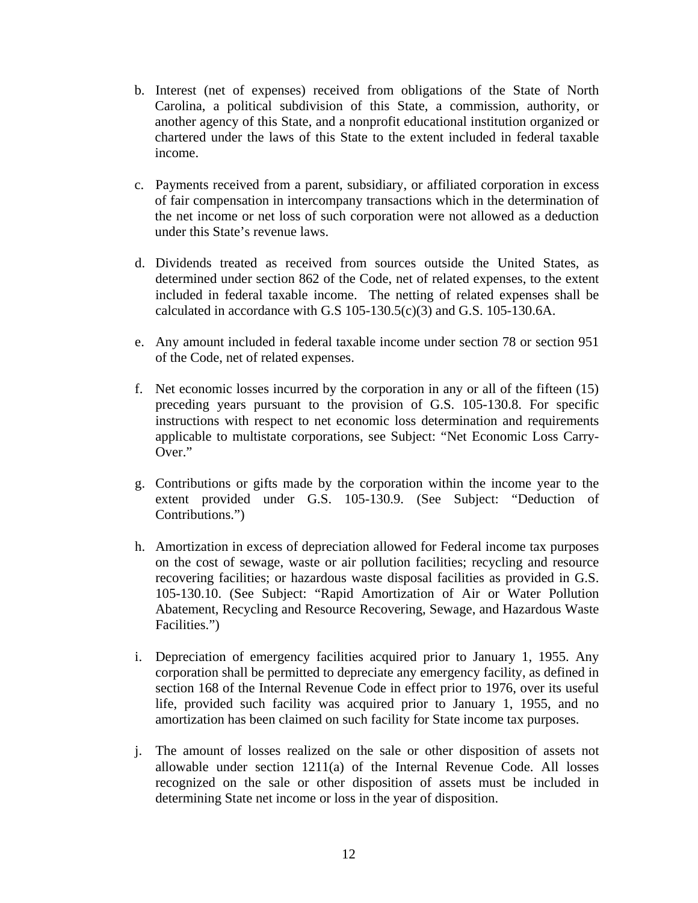b. Interest (net of expenses) received from obligations of the State of North Carolina, a political subdivision of this State, a commission, authority, or another agency of this State, and a nonprofit educational institution organized or chartered under the laws of this State to the extent included in federal taxable income.

c. Payments received from a parent, subsidiary, or affiliated corporation in excess of fair compensation in intercompany transactions which in the determination of the net income or net loss of such corporation were not allowed as a deduction under this State's revenue laws.

d. Dividends treated as received from sources outside the United States, as determined under section 862 of the Code, net of related expenses, to the extent included in federal taxable income. The netting of related expenses shall be calculated in accordance with G.S 105-130.5(c)(3) and G.S. 105-130.6A.

e. Any amount included in federal taxable income under section 78 or section 951 of the Code, net of related expenses.

f. Net economic losses incurred by the corporation in any or all of the fifteen (15) preceding years pursuant to the provision of G.S. 105-130.8. For specific instructions with respect to net economic loss determination and requirements applicable to multistate corporations, see Subject: "Net Economic Loss Carry-Over."

g. Contributions or gifts made by the corporation within the income year to the extent provided under G.S. 105-130.9. (See Subject: "Deduction of Contributions.")

h. Amortization in excess of depreciation allowed for Federal income tax purposes on the cost of sewage, waste or air pollution facilities; recycling and resource recovering facilities; or hazardous waste disposal facilities as provided in G.S. 105-130.10. (See Subject: "Rapid Amortization of Air or Water Pollution Abatement, Recycling and Resource Recovering, Sewage, and Hazardous Waste Facilities.")

i. Depreciation of emergency facilities acquired prior to January 1, 1955. Any corporation shall be permitted to depreciate any emergency facility, as defined in section 168 of the Internal Revenue Code in effect prior to 1976, over its useful life, provided such facility was acquired prior to January 1, 1955, and no amortization has been claimed on such facility for State income tax purposes.

j. The amount of losses realized on the sale or other disposition of assets not allowable under section 1211(a) of the Internal Revenue Code. All losses recognized on the sale or other disposition of assets must be included in determining State net income or loss in the year of disposition.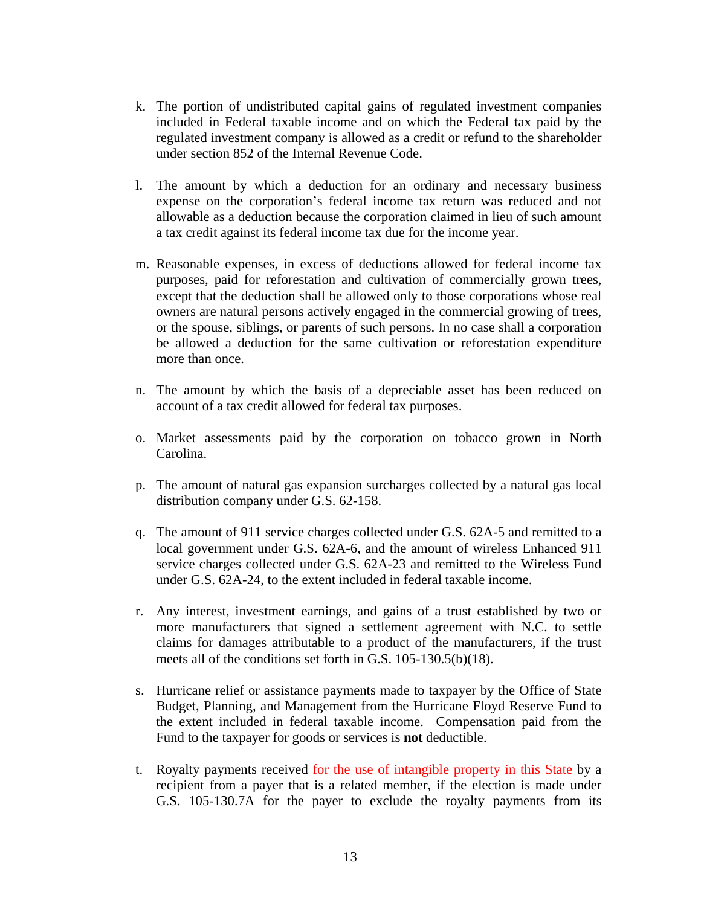k. The portion of undistributed capital gains of regulated investment companies included in Federal taxable income and on which the Federal tax paid by the regulated investment company is allowed as a credit or refund to the shareholder under section 852 of the Internal Revenue Code.

l. The amount by which a deduction for an ordinary and necessary business expense on the corporation's federal income tax return was reduced and not allowable as a deduction because the corporation claimed in lieu of such amount a tax credit against its federal income tax due for the income year.

m. Reasonable expenses, in excess of deductions allowed for federal income tax purposes, paid for reforestation and cultivation of commercially grown trees, except that the deduction shall be allowed only to those corporations whose real owners are natural persons actively engaged in the commercial growing of trees, or the spouse, siblings, or parents of such persons. In no case shall a corporation be allowed a deduction for the same cultivation or reforestation expenditure more than once.

n. The amount by which the basis of a depreciable asset has been reduced on account of a tax credit allowed for federal tax purposes.

o. Market assessments paid by the corporation on tobacco grown in North Carolina.

p. The amount of natural gas expansion surcharges collected by a natural gas local distribution company under G.S. 62-158.

q. The amount of 911 service charges collected under G.S. 62A-5 and remitted to a local government under G.S. 62A-6, and the amount of wireless Enhanced 911 service charges collected under G.S. 62A-23 and remitted to the Wireless Fund under G.S. 62A-24, to the extent included in federal taxable income.

r. Any interest, investment earnings, and gains of a trust established by two or more manufacturers that signed a settlement agreement with N.C. to settle claims for damages attributable to a product of the manufacturers, if the trust meets all of the conditions set forth in G.S. 105-130.5(b)(18).

s. Hurricane relief or assistance payments made to taxpayer by the Office of State Budget, Planning, and Management from the Hurricane Floyd Reserve Fund to the extent included in federal taxable income. Compensation paid from the Fund to the taxpayer for goods or services is **not** deductible.

t. Royalty payments received for the use of intangible property in this State by a recipient from a payer that is a related member, if the election is made under G.S. 105-130.7A for the payer to exclude the royalty payments from its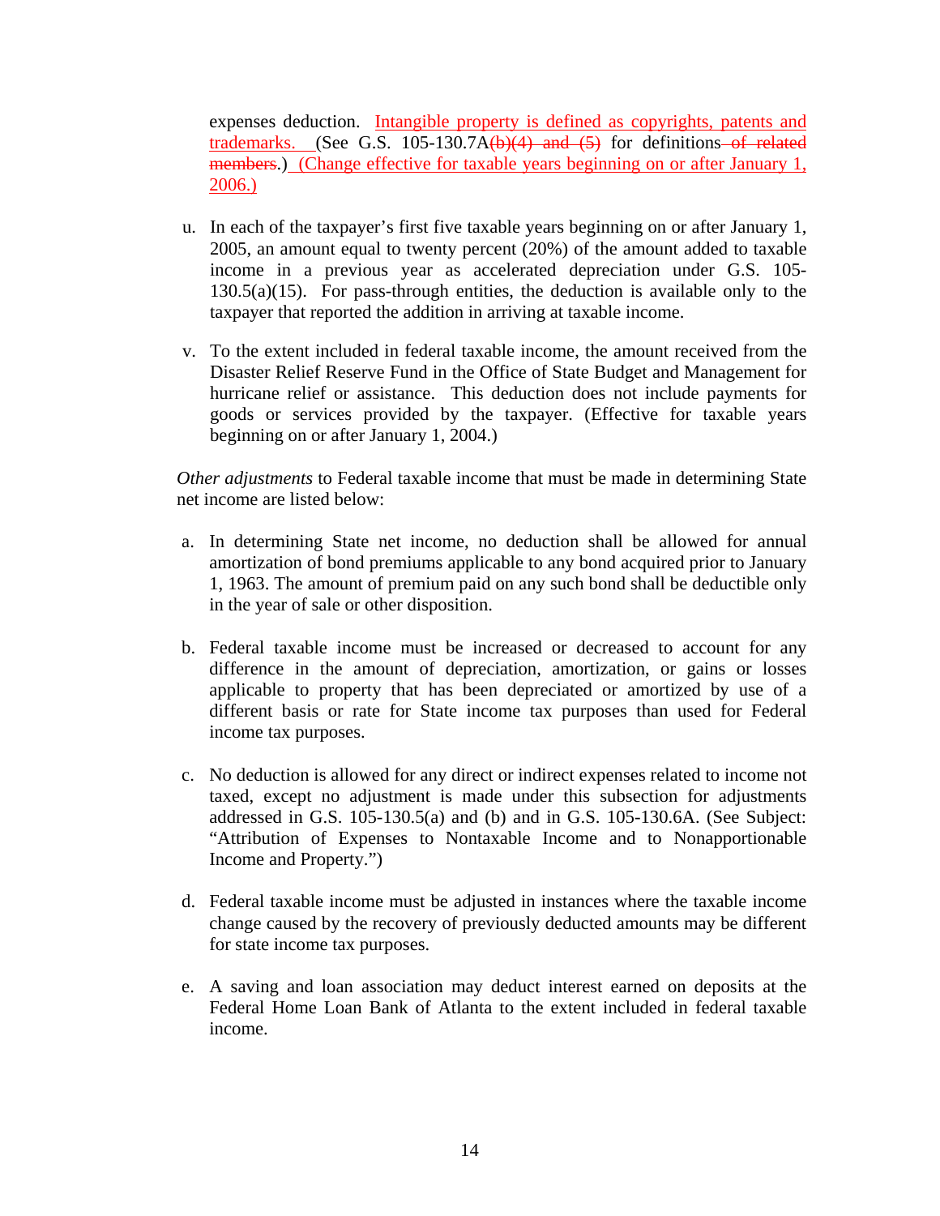expenses deduction. Intangible property is defined as copyrights, patents and trademarks. (See G.S. 105-130.7A~~(b)(4) and (5)~~ for definitions~~ of related members~~.) (Change effective for taxable years beginning on or after January 1, 2006.)

u. In each of the taxpayer's first five taxable years beginning on or after January 1, 2005, an amount equal to twenty percent (20%) of the amount added to taxable income in a previous year as accelerated depreciation under G.S. 105-130.5(a)(15). For pass-through entities, the deduction is available only to the taxpayer that reported the addition in arriving at taxable income.

v. To the extent included in federal taxable income, the amount received from the Disaster Relief Reserve Fund in the Office of State Budget and Management for hurricane relief or assistance. This deduction does not include payments for goods or services provided by the taxpayer. (Effective for taxable years beginning on or after January 1, 2004.)

*Other adjustments* to Federal taxable income that must be made in determining State net income are listed below:

a. In determining State net income, no deduction shall be allowed for annual amortization of bond premiums applicable to any bond acquired prior to January 1, 1963. The amount of premium paid on any such bond shall be deductible only in the year of sale or other disposition.

b. Federal taxable income must be increased or decreased to account for any difference in the amount of depreciation, amortization, or gains or losses applicable to property that has been depreciated or amortized by use of a different basis or rate for State income tax purposes than used for Federal income tax purposes.

c. No deduction is allowed for any direct or indirect expenses related to income not taxed, except no adjustment is made under this subsection for adjustments addressed in G.S. 105-130.5(a) and (b) and in G.S. 105-130.6A. (See Subject: "Attribution of Expenses to Nontaxable Income and to Nonapportionable Income and Property.")

d. Federal taxable income must be adjusted in instances where the taxable income change caused by the recovery of previously deducted amounts may be different for state income tax purposes.

e. A saving and loan association may deduct interest earned on deposits at the Federal Home Loan Bank of Atlanta to the extent included in federal taxable income.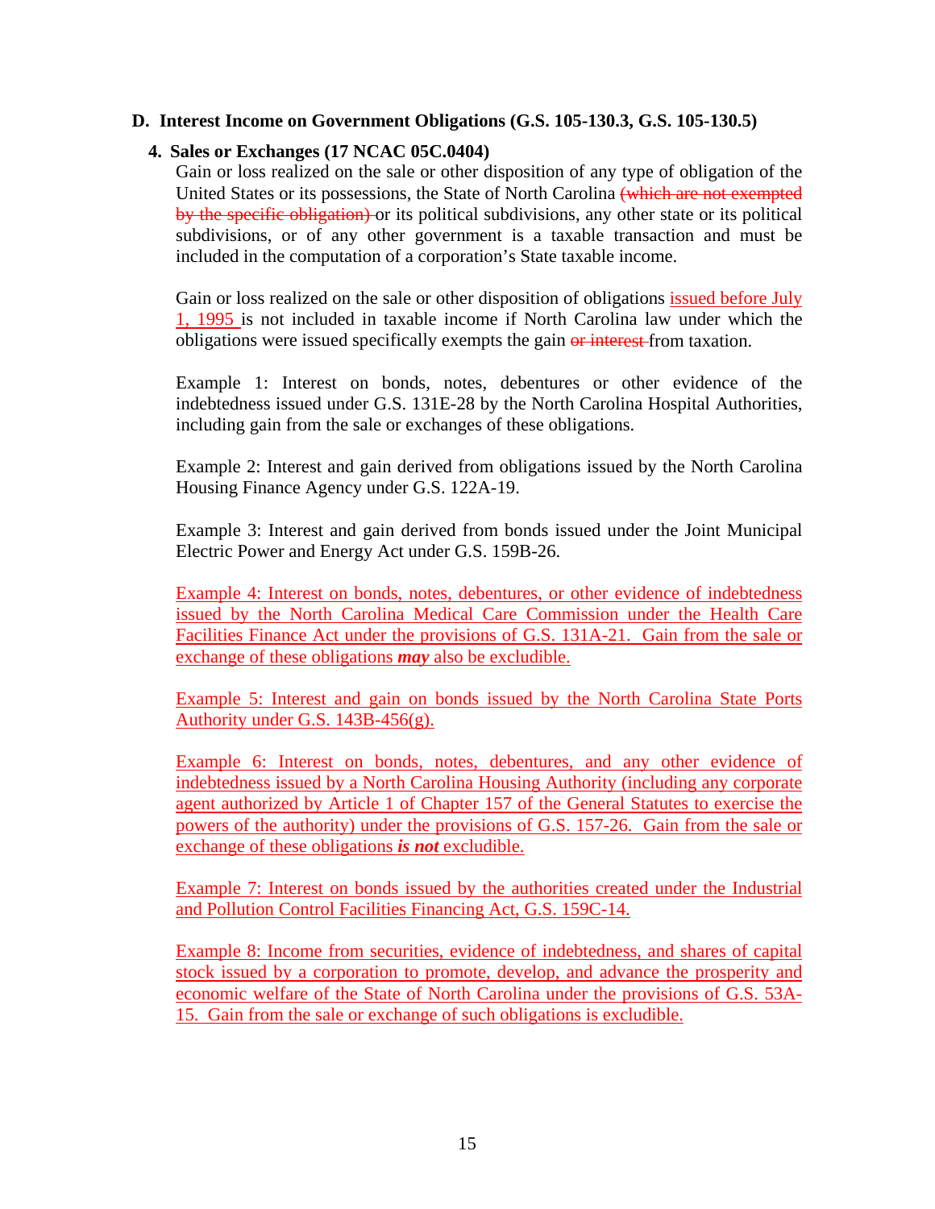### D. Interest Income on Government Obligations (G.S. 105-130.3, G.S. 105-130.5)

#### 4. Sales or Exchanges (17 NCAC 05C.0404)

Gain or loss realized on the sale or other disposition of any type of obligation of the United States or its possessions, the State of North Carolina ~~(which are not exempted by the specific obligation)~~ or its political subdivisions, any other state or its political subdivisions, or of any other government is a taxable transaction and must be included in the computation of a corporation's State taxable income.

Gain or loss realized on the sale or other disposition of obligations issued before July 1, 1995 is not included in taxable income if North Carolina law under which the obligations were issued specifically exempts the gain ~~or interest~~ from taxation.

Example 1: Interest on bonds, notes, debentures or other evidence of the indebtedness issued under G.S. 131E-28 by the North Carolina Hospital Authorities, including gain from the sale or exchanges of these obligations.

Example 2: Interest and gain derived from obligations issued by the North Carolina Housing Finance Agency under G.S. 122A-19.

Example 3: Interest and gain derived from bonds issued under the Joint Municipal Electric Power and Energy Act under G.S. 159B-26.

Example 4: Interest on bonds, notes, debentures, or other evidence of indebtedness issued by the North Carolina Medical Care Commission under the Health Care Facilities Finance Act under the provisions of G.S. 131A-21. Gain from the sale or exchange of these obligations ***may*** also be excludible.

Example 5: Interest and gain on bonds issued by the North Carolina State Ports Authority under G.S. 143B-456(g).

Example 6: Interest on bonds, notes, debentures, and any other evidence of indebtedness issued by a North Carolina Housing Authority (including any corporate agent authorized by Article 1 of Chapter 157 of the General Statutes to exercise the powers of the authority) under the provisions of G.S. 157-26. Gain from the sale or exchange of these obligations ***is not*** excludible.

Example 7: Interest on bonds issued by the authorities created under the Industrial and Pollution Control Facilities Financing Act, G.S. 159C-14.

Example 8: Income from securities, evidence of indebtedness, and shares of capital stock issued by a corporation to promote, develop, and advance the prosperity and economic welfare of the State of North Carolina under the provisions of G.S. 53A-15. Gain from the sale or exchange of such obligations is excludible.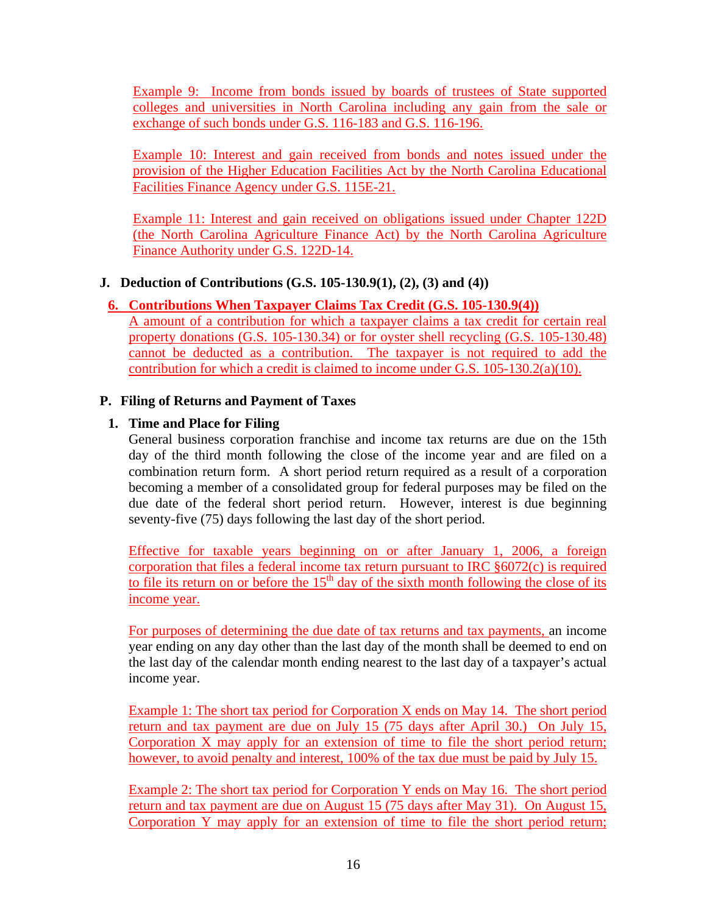Example 9: Income from bonds issued by boards of trustees of State supported colleges and universities in North Carolina including any gain from the sale or exchange of such bonds under G.S. 116-183 and G.S. 116-196.

Example 10: Interest and gain received from bonds and notes issued under the provision of the Higher Education Facilities Act by the North Carolina Educational Facilities Finance Agency under G.S. 115E-21.

Example 11: Interest and gain received on obligations issued under Chapter 122D (the North Carolina Agriculture Finance Act) by the North Carolina Agriculture Finance Authority under G.S. 122D-14.

## J. Deduction of Contributions (G.S. 105-130.9(1), (2), (3) and (4))

### 6. Contributions When Taxpayer Claims Tax Credit (G.S. 105-130.9(4))

A amount of a contribution for which a taxpayer claims a tax credit for certain real property donations (G.S. 105-130.34) or for oyster shell recycling (G.S. 105-130.48) cannot be deducted as a contribution. The taxpayer is not required to add the contribution for which a credit is claimed to income under G.S. 105-130.2(a)(10).

## P. Filing of Returns and Payment of Taxes

### 1. Time and Place for Filing

General business corporation franchise and income tax returns are due on the 15th day of the third month following the close of the income year and are filed on a combination return form. A short period return required as a result of a corporation becoming a member of a consolidated group for federal purposes may be filed on the due date of the federal short period return. However, interest is due beginning seventy-five (75) days following the last day of the short period.

Effective for taxable years beginning on or after January 1, 2006, a foreign corporation that files a federal income tax return pursuant to IRC §6072(c) is required to file its return on or before the 15th day of the sixth month following the close of its income year.

For purposes of determining the due date of tax returns and tax payments, an income year ending on any day other than the last day of the month shall be deemed to end on the last day of the calendar month ending nearest to the last day of a taxpayer's actual income year.

Example 1: The short tax period for Corporation X ends on May 14. The short period return and tax payment are due on July 15 (75 days after April 30.) On July 15, Corporation X may apply for an extension of time to file the short period return; however, to avoid penalty and interest, 100% of the tax due must be paid by July 15.

Example 2: The short tax period for Corporation Y ends on May 16. The short period return and tax payment are due on August 15 (75 days after May 31). On August 15, Corporation Y may apply for an extension of time to file the short period return;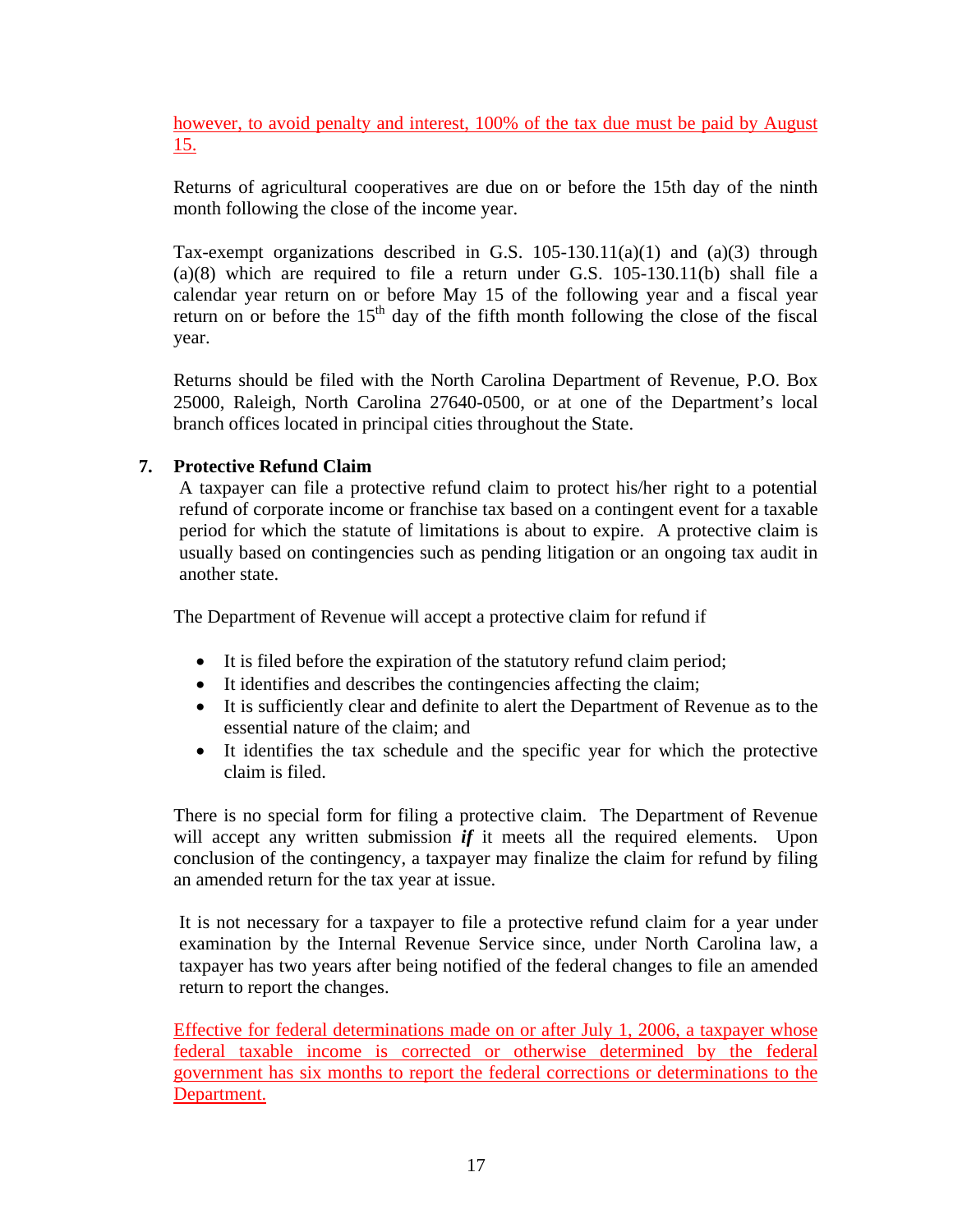however, to avoid penalty and interest, 100% of the tax due must be paid by August 15.

Returns of agricultural cooperatives are due on or before the 15th day of the ninth month following the close of the income year.

Tax-exempt organizations described in G.S. 105-130.11(a)(1) and (a)(3) through (a)(8) which are required to file a return under G.S. 105-130.11(b) shall file a calendar year return on or before May 15 of the following year and a fiscal year return on or before the 15th day of the fifth month following the close of the fiscal year.

Returns should be filed with the North Carolina Department of Revenue, P.O. Box 25000, Raleigh, North Carolina 27640-0500, or at one of the Department's local branch offices located in principal cities throughout the State.

### 7. Protective Refund Claim

A taxpayer can file a protective refund claim to protect his/her right to a potential refund of corporate income or franchise tax based on a contingent event for a taxable period for which the statute of limitations is about to expire. A protective claim is usually based on contingencies such as pending litigation or an ongoing tax audit in another state.

The Department of Revenue will accept a protective claim for refund if

- It is filed before the expiration of the statutory refund claim period;
- It identifies and describes the contingencies affecting the claim;
- It is sufficiently clear and definite to alert the Department of Revenue as to the essential nature of the claim; and
- It identifies the tax schedule and the specific year for which the protective claim is filed.

There is no special form for filing a protective claim. The Department of Revenue will accept any written submission ***if*** it meets all the required elements. Upon conclusion of the contingency, a taxpayer may finalize the claim for refund by filing an amended return for the tax year at issue.

It is not necessary for a taxpayer to file a protective refund claim for a year under examination by the Internal Revenue Service since, under North Carolina law, a taxpayer has two years after being notified of the federal changes to file an amended return to report the changes.

Effective for federal determinations made on or after July 1, 2006, a taxpayer whose federal taxable income is corrected or otherwise determined by the federal government has six months to report the federal corrections or determinations to the Department.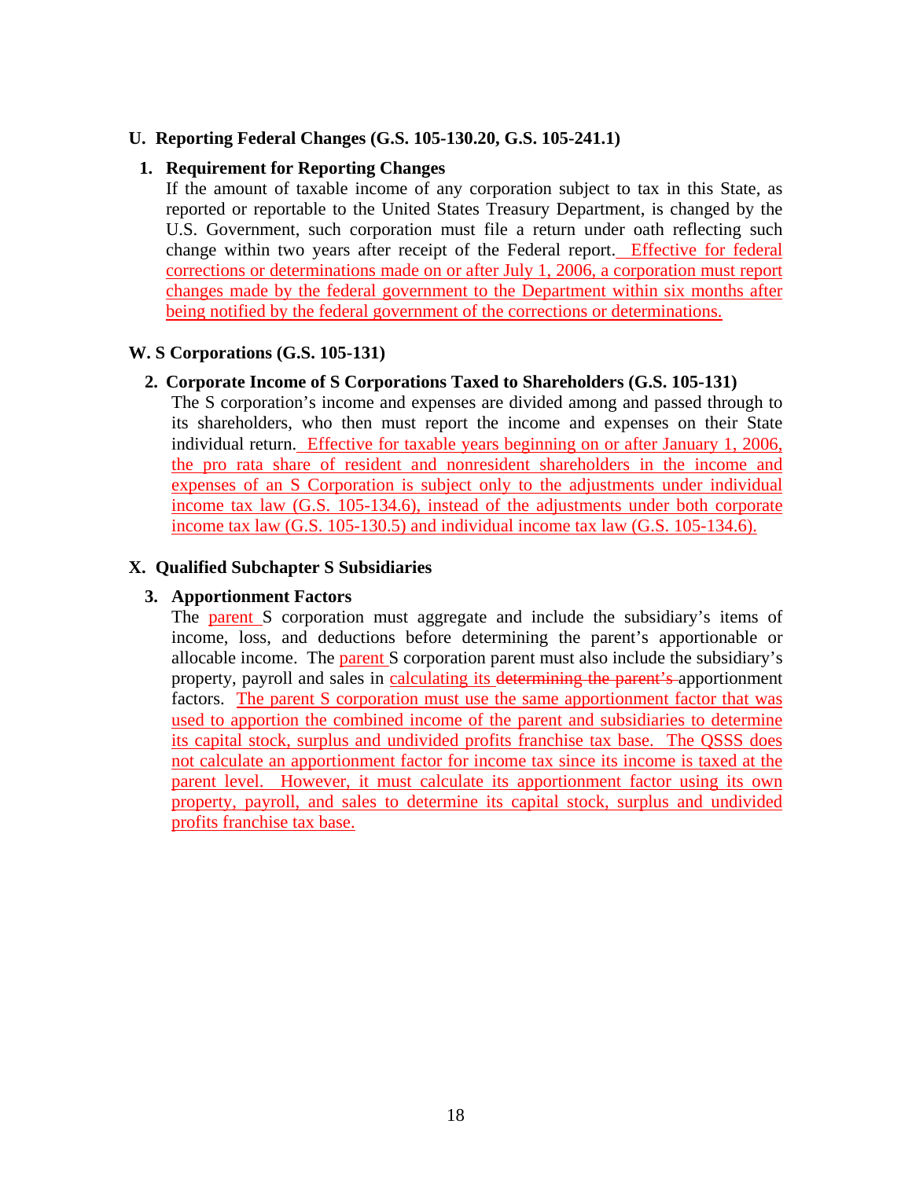## U. Reporting Federal Changes (G.S. 105-130.20, G.S. 105-241.1)

### 1. Requirement for Reporting Changes

If the amount of taxable income of any corporation subject to tax in this State, as reported or reportable to the United States Treasury Department, is changed by the U.S. Government, such corporation must file a return under oath reflecting such change within two years after receipt of the Federal report. Effective for federal corrections or determinations made on or after July 1, 2006, a corporation must report changes made by the federal government to the Department within six months after being notified by the federal government of the corrections or determinations.

## W. S Corporations (G.S. 105-131)

### 2. Corporate Income of S Corporations Taxed to Shareholders (G.S. 105-131)

The S corporation's income and expenses are divided among and passed through to its shareholders, who then must report the income and expenses on their State individual return. Effective for taxable years beginning on or after January 1, 2006, the pro rata share of resident and nonresident shareholders in the income and expenses of an S Corporation is subject only to the adjustments under individual income tax law (G.S. 105-134.6), instead of the adjustments under both corporate income tax law (G.S. 105-130.5) and individual income tax law (G.S. 105-134.6).

## X. Qualified Subchapter S Subsidiaries

### 3. Apportionment Factors

The parent S corporation must aggregate and include the subsidiary's items of income, loss, and deductions before determining the parent's apportionable or allocable income. The parent S corporation parent must also include the subsidiary's property, payroll and sales in calculating its ~~determining the parent's~~ apportionment factors. The parent S corporation must use the same apportionment factor that was used to apportion the combined income of the parent and subsidiaries to determine its capital stock, surplus and undivided profits franchise tax base. The QSSS does not calculate an apportionment factor for income tax since its income is taxed at the parent level. However, it must calculate its apportionment factor using its own property, payroll, and sales to determine its capital stock, surplus and undivided profits franchise tax base.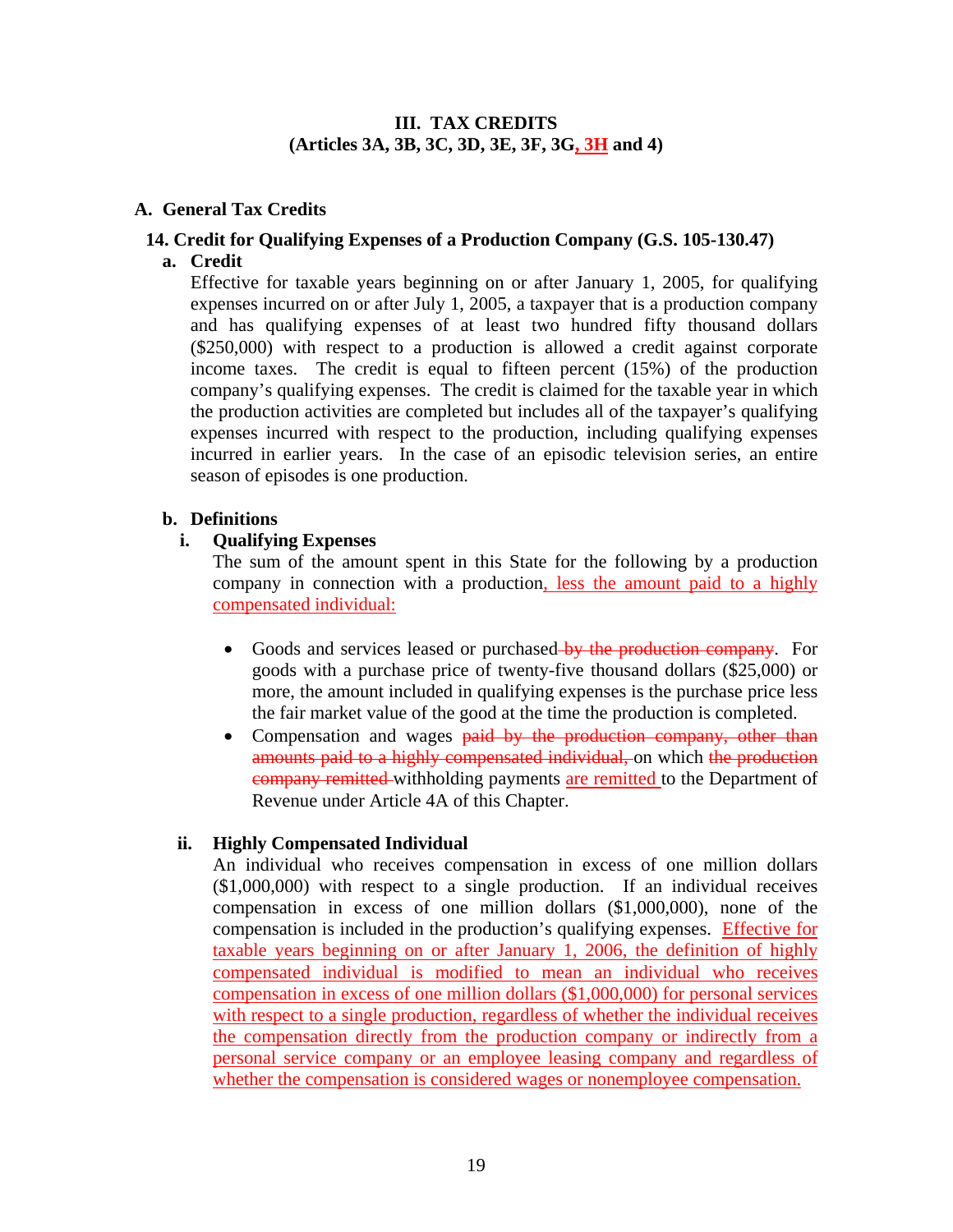# III. TAX CREDITS
## (Articles 3A, 3B, 3C, 3D, 3E, 3F, 3G, 3H and 4)

## A. General Tax Credits

### 14. Credit for Qualifying Expenses of a Production Company (G.S. 105-130.47)

#### a. Credit

Effective for taxable years beginning on or after January 1, 2005, for qualifying expenses incurred on or after July 1, 2005, a taxpayer that is a production company and has qualifying expenses of at least two hundred fifty thousand dollars ($250,000) with respect to a production is allowed a credit against corporate income taxes. The credit is equal to fifteen percent (15%) of the production company's qualifying expenses. The credit is claimed for the taxable year in which the production activities are completed but includes all of the taxpayer's qualifying expenses incurred with respect to the production, including qualifying expenses incurred in earlier years. In the case of an episodic television series, an entire season of episodes is one production.

#### b. Definitions

##### i. Qualifying Expenses

The sum of the amount spent in this State for the following by a production company in connection with a production, less the amount paid to a highly compensated individual:

- Goods and services leased or purchased ~~by the production company~~. For goods with a purchase price of twenty-five thousand dollars ($25,000) or more, the amount included in qualifying expenses is the purchase price less the fair market value of the good at the time the production is completed.
- Compensation and wages ~~paid by the production company, other than amounts paid to a highly compensated individual,~~ on which ~~the production company remitted~~ withholding payments are remitted to the Department of Revenue under Article 4A of this Chapter.

##### ii. Highly Compensated Individual

An individual who receives compensation in excess of one million dollars ($1,000,000) with respect to a single production. If an individual receives compensation in excess of one million dollars ($1,000,000), none of the compensation is included in the production's qualifying expenses. Effective for taxable years beginning on or after January 1, 2006, the definition of highly compensated individual is modified to mean an individual who receives compensation in excess of one million dollars ($1,000,000) for personal services with respect to a single production, regardless of whether the individual receives the compensation directly from the production company or indirectly from a personal service company or an employee leasing company and regardless of whether the compensation is considered wages or nonemployee compensation.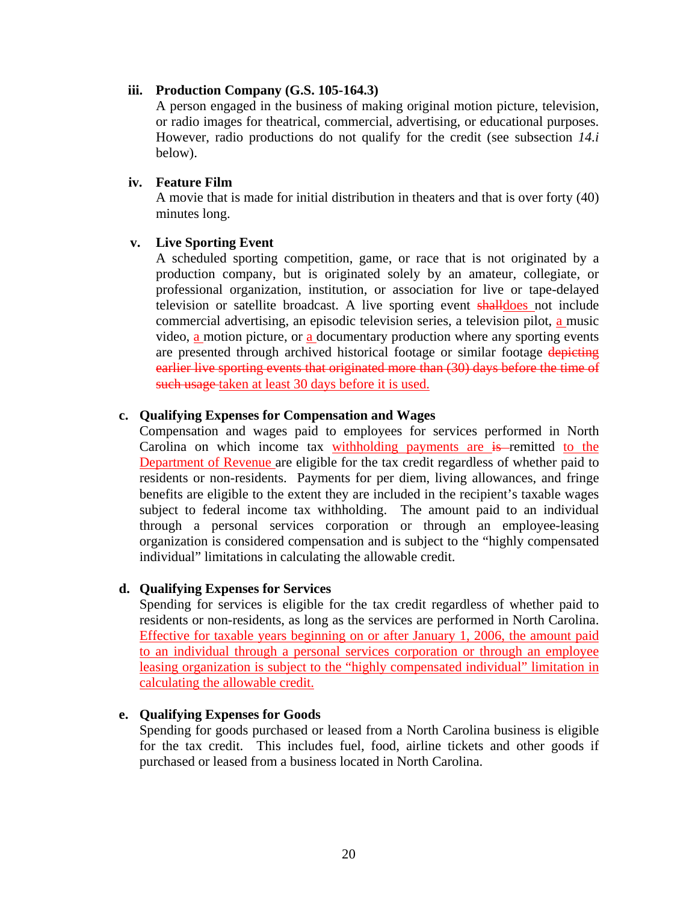**iii. Production Company (G.S. 105-164.3)**

A person engaged in the business of making original motion picture, television, or radio images for theatrical, commercial, advertising, or educational purposes. However, radio productions do not qualify for the credit (see subsection *14.i* below).

**iv. Feature Film**

A movie that is made for initial distribution in theaters and that is over forty (40) minutes long.

**v. Live Sporting Event**

A scheduled sporting competition, game, or race that is not originated by a production company, but is originated solely by an amateur, collegiate, or professional organization, institution, or association for live or tape-delayed television or satellite broadcast. A live sporting event ~~shall~~does not include commercial advertising, an episodic television series, a television pilot, a music video, a motion picture, or a documentary production where any sporting events are presented through archived historical footage or similar footage ~~depicting earlier live sporting events that originated more than (30) days before the time of such usage~~ taken at least 30 days before it is used.

**c. Qualifying Expenses for Compensation and Wages**

Compensation and wages paid to employees for services performed in North Carolina on which income tax withholding payments are ~~is~~ remitted to the Department of Revenue are eligible for the tax credit regardless of whether paid to residents or non-residents. Payments for per diem, living allowances, and fringe benefits are eligible to the extent they are included in the recipient's taxable wages subject to federal income tax withholding. The amount paid to an individual through a personal services corporation or through an employee-leasing organization is considered compensation and is subject to the "highly compensated individual" limitations in calculating the allowable credit.

**d. Qualifying Expenses for Services**

Spending for services is eligible for the tax credit regardless of whether paid to residents or non-residents, as long as the services are performed in North Carolina. Effective for taxable years beginning on or after January 1, 2006, the amount paid to an individual through a personal services corporation or through an employee leasing organization is subject to the "highly compensated individual" limitation in calculating the allowable credit.

**e. Qualifying Expenses for Goods**

Spending for goods purchased or leased from a North Carolina business is eligible for the tax credit. This includes fuel, food, airline tickets and other goods if purchased or leased from a business located in North Carolina.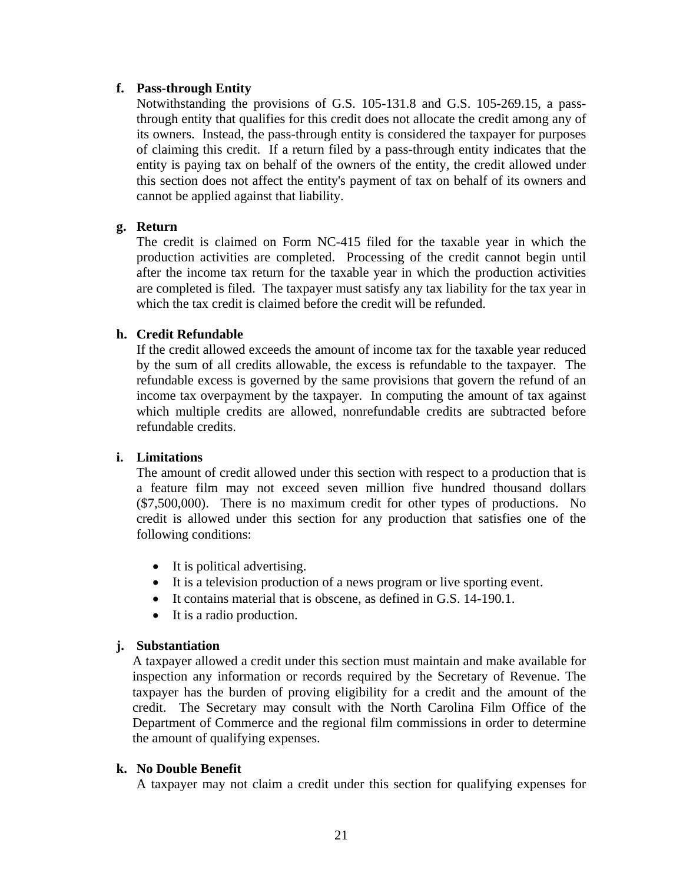**f. Pass-through Entity**

Notwithstanding the provisions of G.S. 105-131.8 and G.S. 105-269.15, a pass-through entity that qualifies for this credit does not allocate the credit among any of its owners. Instead, the pass-through entity is considered the taxpayer for purposes of claiming this credit. If a return filed by a pass-through entity indicates that the entity is paying tax on behalf of the owners of the entity, the credit allowed under this section does not affect the entity's payment of tax on behalf of its owners and cannot be applied against that liability.

**g. Return**

The credit is claimed on Form NC-415 filed for the taxable year in which the production activities are completed. Processing of the credit cannot begin until after the income tax return for the taxable year in which the production activities are completed is filed. The taxpayer must satisfy any tax liability for the tax year in which the tax credit is claimed before the credit will be refunded.

**h. Credit Refundable**

If the credit allowed exceeds the amount of income tax for the taxable year reduced by the sum of all credits allowable, the excess is refundable to the taxpayer. The refundable excess is governed by the same provisions that govern the refund of an income tax overpayment by the taxpayer. In computing the amount of tax against which multiple credits are allowed, nonrefundable credits are subtracted before refundable credits.

**i. Limitations**

The amount of credit allowed under this section with respect to a production that is a feature film may not exceed seven million five hundred thousand dollars ($7,500,000). There is no maximum credit for other types of productions. No credit is allowed under this section for any production that satisfies one of the following conditions:

- It is political advertising.
- It is a television production of a news program or live sporting event.
- It contains material that is obscene, as defined in G.S. 14-190.1.
- It is a radio production.

**j. Substantiation**

A taxpayer allowed a credit under this section must maintain and make available for inspection any information or records required by the Secretary of Revenue. The taxpayer has the burden of proving eligibility for a credit and the amount of the credit. The Secretary may consult with the North Carolina Film Office of the Department of Commerce and the regional film commissions in order to determine the amount of qualifying expenses.

**k. No Double Benefit**

A taxpayer may not claim a credit under this section for qualifying expenses for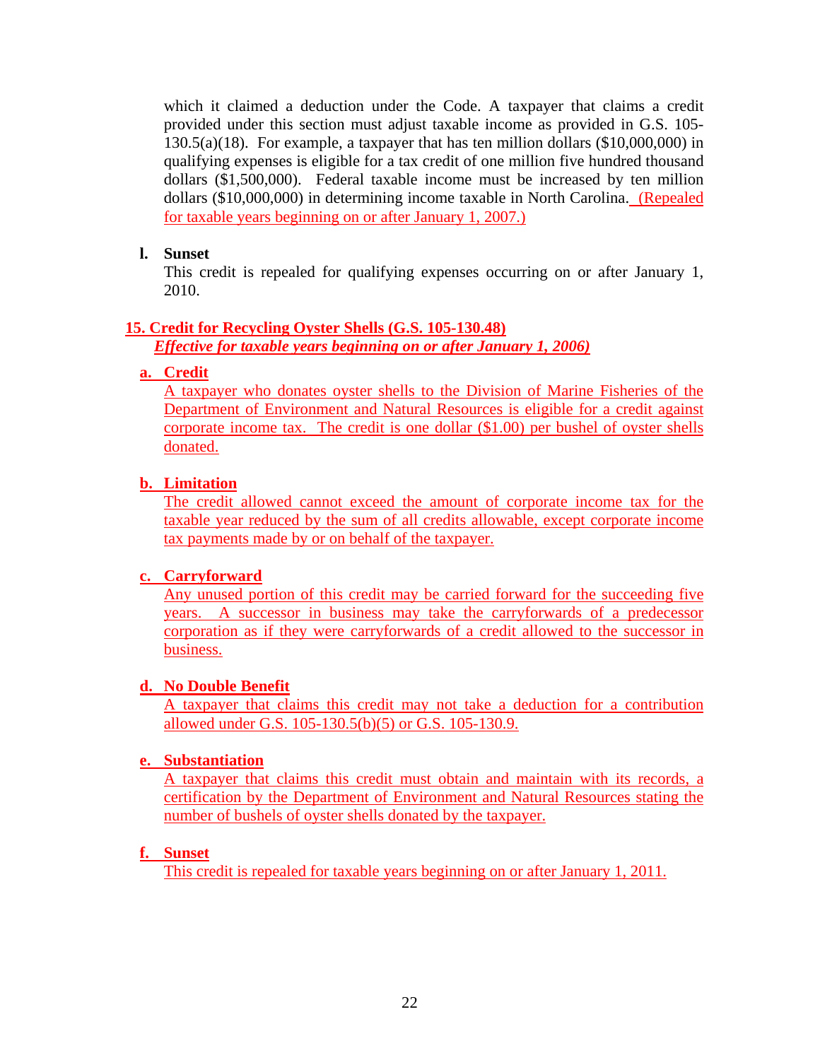which it claimed a deduction under the Code. A taxpayer that claims a credit provided under this section must adjust taxable income as provided in G.S. 105-130.5(a)(18). For example, a taxpayer that has ten million dollars ($10,000,000) in qualifying expenses is eligible for a tax credit of one million five hundred thousand dollars ($1,500,000). Federal taxable income must be increased by ten million dollars ($10,000,000) in determining income taxable in North Carolina. (Repealed for taxable years beginning on or after January 1, 2007.)

**l. Sunset**

This credit is repealed for qualifying expenses occurring on or after January 1, 2010.

## 15. Credit for Recycling Oyster Shells (G.S. 105-130.48)

***Effective for taxable years beginning on or after January 1, 2006)***

**a. Credit**

A taxpayer who donates oyster shells to the Division of Marine Fisheries of the Department of Environment and Natural Resources is eligible for a credit against corporate income tax. The credit is one dollar ($1.00) per bushel of oyster shells donated.

**b. Limitation**

The credit allowed cannot exceed the amount of corporate income tax for the taxable year reduced by the sum of all credits allowable, except corporate income tax payments made by or on behalf of the taxpayer.

**c. Carryforward**

Any unused portion of this credit may be carried forward for the succeeding five years. A successor in business may take the carryforwards of a predecessor corporation as if they were carryforwards of a credit allowed to the successor in business.

**d. No Double Benefit**

A taxpayer that claims this credit may not take a deduction for a contribution allowed under G.S. 105-130.5(b)(5) or G.S. 105-130.9.

**e. Substantiation**

A taxpayer that claims this credit must obtain and maintain with its records, a certification by the Department of Environment and Natural Resources stating the number of bushels of oyster shells donated by the taxpayer.

**f. Sunset**

This credit is repealed for taxable years beginning on or after January 1, 2011.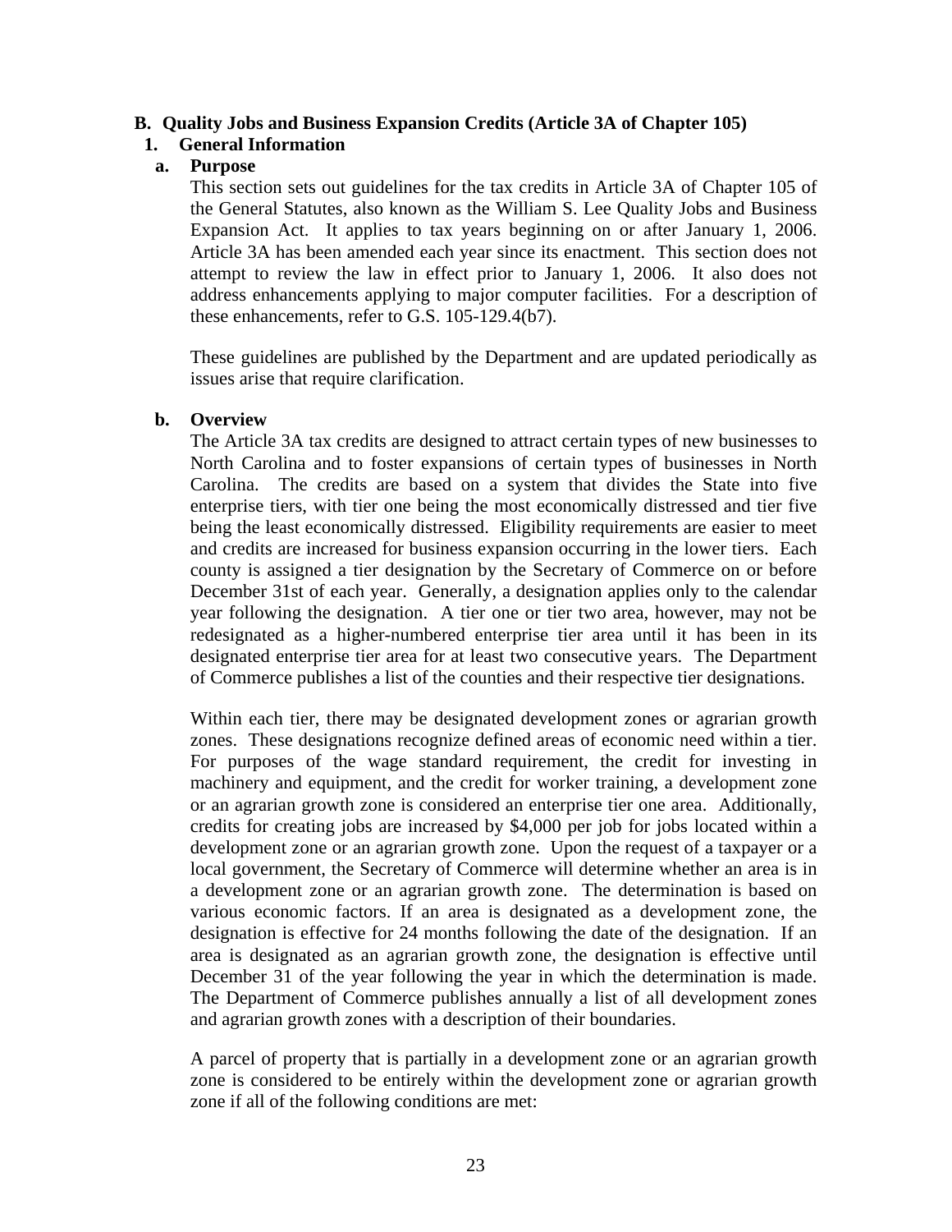## B. Quality Jobs and Business Expansion Credits (Article 3A of Chapter 105)

### 1. General Information

#### a. Purpose

This section sets out guidelines for the tax credits in Article 3A of Chapter 105 of the General Statutes, also known as the William S. Lee Quality Jobs and Business Expansion Act. It applies to tax years beginning on or after January 1, 2006. Article 3A has been amended each year since its enactment. This section does not attempt to review the law in effect prior to January 1, 2006. It also does not address enhancements applying to major computer facilities. For a description of these enhancements, refer to G.S. 105-129.4(b7).

These guidelines are published by the Department and are updated periodically as issues arise that require clarification.

#### b. Overview

The Article 3A tax credits are designed to attract certain types of new businesses to North Carolina and to foster expansions of certain types of businesses in North Carolina. The credits are based on a system that divides the State into five enterprise tiers, with tier one being the most economically distressed and tier five being the least economically distressed. Eligibility requirements are easier to meet and credits are increased for business expansion occurring in the lower tiers. Each county is assigned a tier designation by the Secretary of Commerce on or before December 31st of each year. Generally, a designation applies only to the calendar year following the designation. A tier one or tier two area, however, may not be redesignated as a higher-numbered enterprise tier area until it has been in its designated enterprise tier area for at least two consecutive years. The Department of Commerce publishes a list of the counties and their respective tier designations.

Within each tier, there may be designated development zones or agrarian growth zones. These designations recognize defined areas of economic need within a tier. For purposes of the wage standard requirement, the credit for investing in machinery and equipment, and the credit for worker training, a development zone or an agrarian growth zone is considered an enterprise tier one area. Additionally, credits for creating jobs are increased by $4,000 per job for jobs located within a development zone or an agrarian growth zone. Upon the request of a taxpayer or a local government, the Secretary of Commerce will determine whether an area is in a development zone or an agrarian growth zone. The determination is based on various economic factors. If an area is designated as a development zone, the designation is effective for 24 months following the date of the designation. If an area is designated as an agrarian growth zone, the designation is effective until December 31 of the year following the year in which the determination is made. The Department of Commerce publishes annually a list of all development zones and agrarian growth zones with a description of their boundaries.

A parcel of property that is partially in a development zone or an agrarian growth zone is considered to be entirely within the development zone or agrarian growth zone if all of the following conditions are met: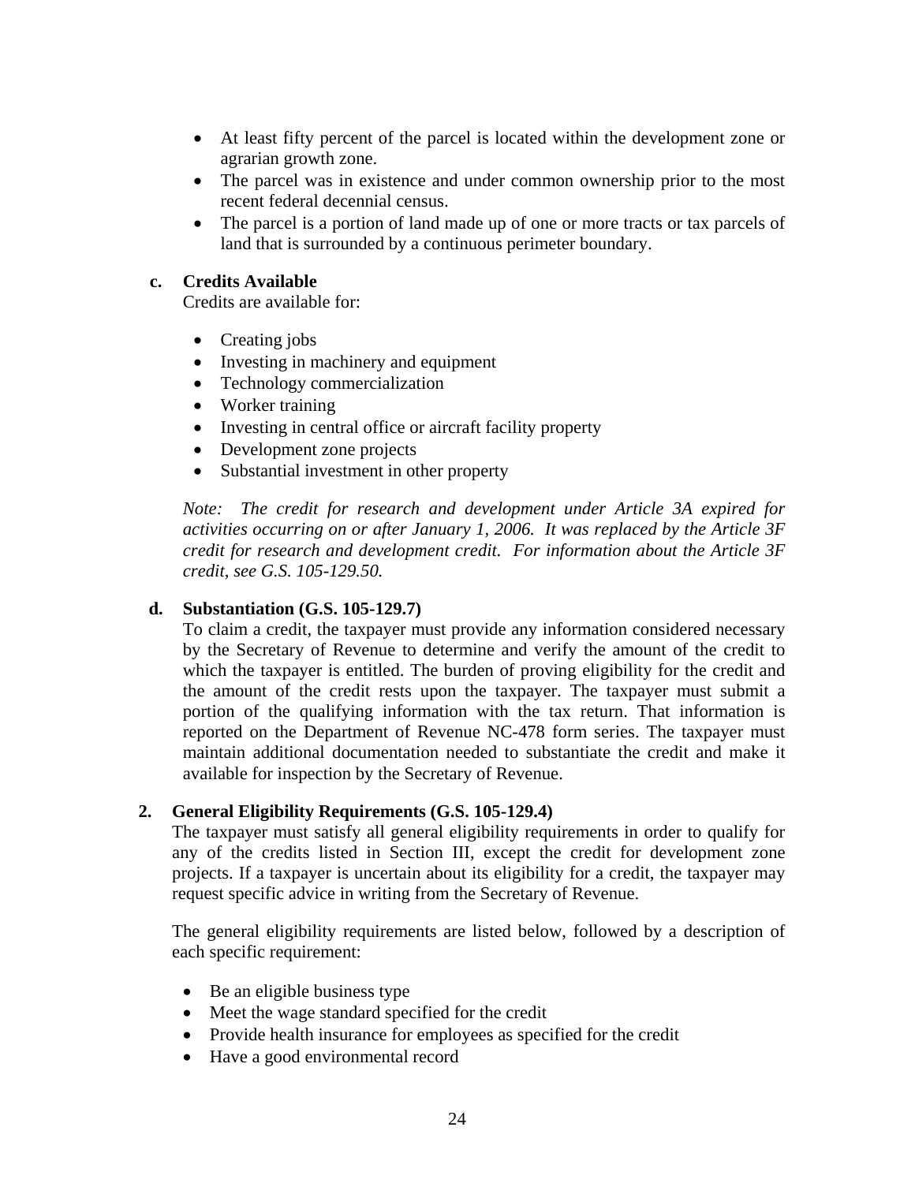- At least fifty percent of the parcel is located within the development zone or agrarian growth zone.
- The parcel was in existence and under common ownership prior to the most recent federal decennial census.
- The parcel is a portion of land made up of one or more tracts or tax parcels of land that is surrounded by a continuous perimeter boundary.

**c. Credits Available**

Credits are available for:

- Creating jobs
- Investing in machinery and equipment
- Technology commercialization
- Worker training
- Investing in central office or aircraft facility property
- Development zone projects
- Substantial investment in other property

*Note: The credit for research and development under Article 3A expired for activities occurring on or after January 1, 2006. It was replaced by the Article 3F credit for research and development credit. For information about the Article 3F credit, see G.S. 105-129.50.*

**d. Substantiation (G.S. 105-129.7)**

To claim a credit, the taxpayer must provide any information considered necessary by the Secretary of Revenue to determine and verify the amount of the credit to which the taxpayer is entitled. The burden of proving eligibility for the credit and the amount of the credit rests upon the taxpayer. The taxpayer must submit a portion of the qualifying information with the tax return. That information is reported on the Department of Revenue NC-478 form series. The taxpayer must maintain additional documentation needed to substantiate the credit and make it available for inspection by the Secretary of Revenue.

**2. General Eligibility Requirements (G.S. 105-129.4)**

The taxpayer must satisfy all general eligibility requirements in order to qualify for any of the credits listed in Section III, except the credit for development zone projects. If a taxpayer is uncertain about its eligibility for a credit, the taxpayer may request specific advice in writing from the Secretary of Revenue.

The general eligibility requirements are listed below, followed by a description of each specific requirement:

- Be an eligible business type
- Meet the wage standard specified for the credit
- Provide health insurance for employees as specified for the credit
- Have a good environmental record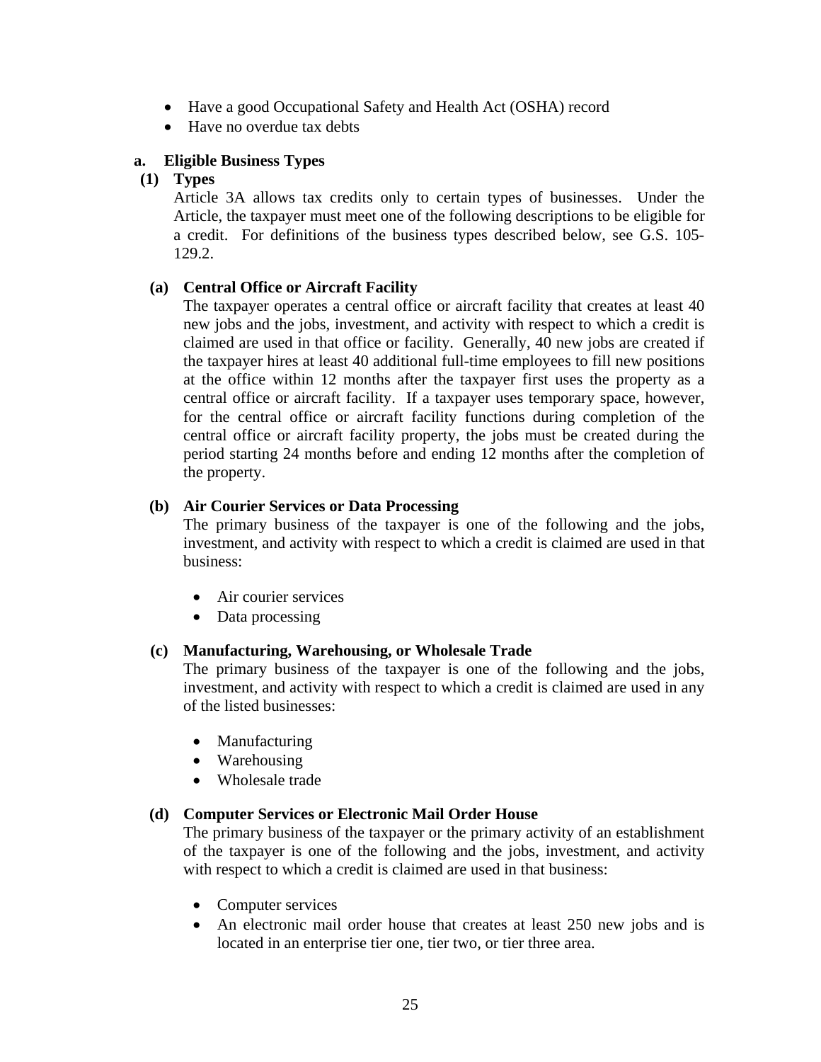- Have a good Occupational Safety and Health Act (OSHA) record
- Have no overdue tax debts

### a. Eligible Business Types

#### (1) Types

Article 3A allows tax credits only to certain types of businesses. Under the Article, the taxpayer must meet one of the following descriptions to be eligible for a credit. For definitions of the business types described below, see G.S. 105-129.2.

**(a) Central Office or Aircraft Facility**

The taxpayer operates a central office or aircraft facility that creates at least 40 new jobs and the jobs, investment, and activity with respect to which a credit is claimed are used in that office or facility. Generally, 40 new jobs are created if the taxpayer hires at least 40 additional full-time employees to fill new positions at the office within 12 months after the taxpayer first uses the property as a central office or aircraft facility. If a taxpayer uses temporary space, however, for the central office or aircraft facility functions during completion of the central office or aircraft facility property, the jobs must be created during the period starting 24 months before and ending 12 months after the completion of the property.

**(b) Air Courier Services or Data Processing**

The primary business of the taxpayer is one of the following and the jobs, investment, and activity with respect to which a credit is claimed are used in that business:

- Air courier services
- Data processing

**(c) Manufacturing, Warehousing, or Wholesale Trade**

The primary business of the taxpayer is one of the following and the jobs, investment, and activity with respect to which a credit is claimed are used in any of the listed businesses:

- Manufacturing
- Warehousing
- Wholesale trade

**(d) Computer Services or Electronic Mail Order House**

The primary business of the taxpayer or the primary activity of an establishment of the taxpayer is one of the following and the jobs, investment, and activity with respect to which a credit is claimed are used in that business:

- Computer services
- An electronic mail order house that creates at least 250 new jobs and is located in an enterprise tier one, tier two, or tier three area.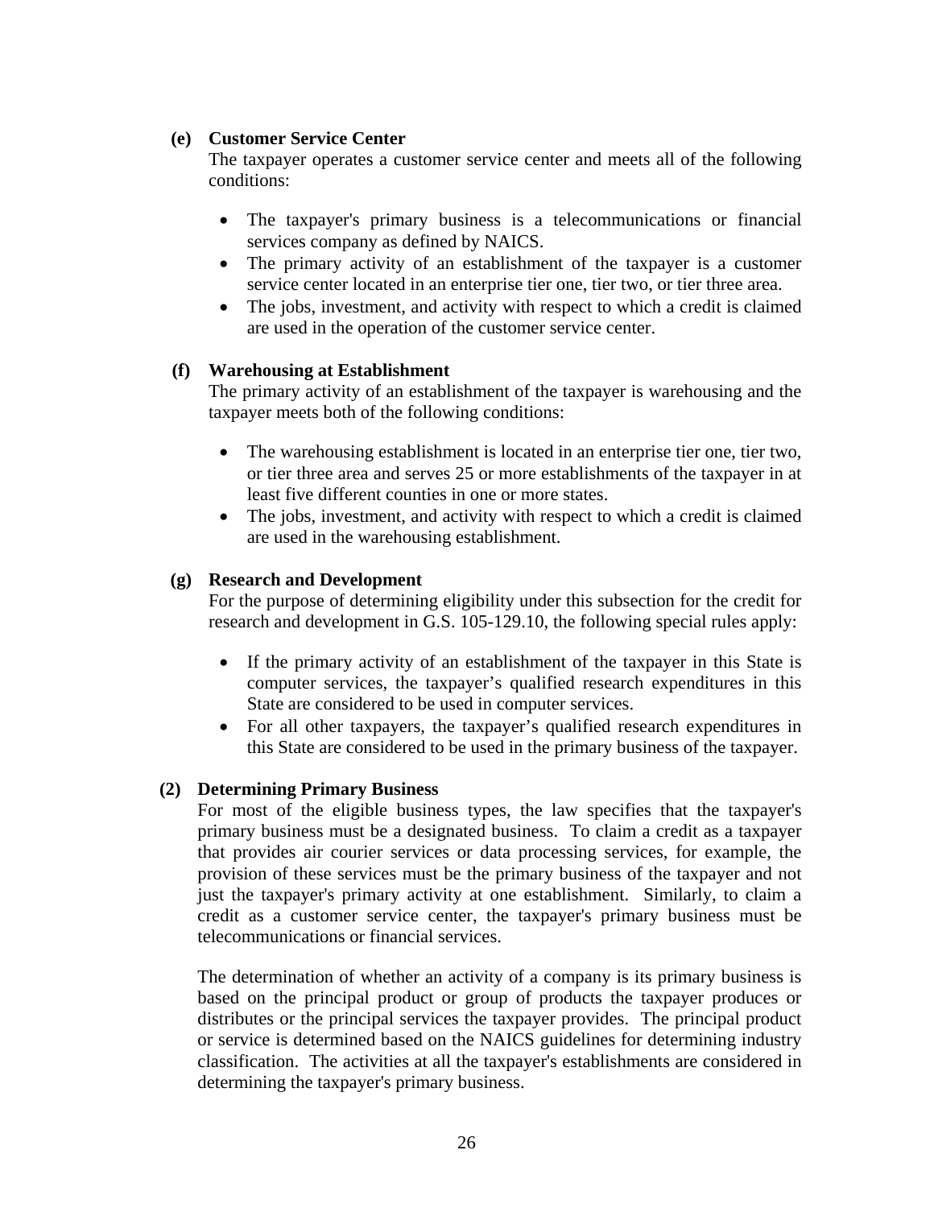**(e) Customer Service Center**

The taxpayer operates a customer service center and meets all of the following conditions:

- The taxpayer's primary business is a telecommunications or financial services company as defined by NAICS.
- The primary activity of an establishment of the taxpayer is a customer service center located in an enterprise tier one, tier two, or tier three area.
- The jobs, investment, and activity with respect to which a credit is claimed are used in the operation of the customer service center.

**(f) Warehousing at Establishment**

The primary activity of an establishment of the taxpayer is warehousing and the taxpayer meets both of the following conditions:

- The warehousing establishment is located in an enterprise tier one, tier two, or tier three area and serves 25 or more establishments of the taxpayer in at least five different counties in one or more states.
- The jobs, investment, and activity with respect to which a credit is claimed are used in the warehousing establishment.

**(g) Research and Development**

For the purpose of determining eligibility under this subsection for the credit for research and development in G.S. 105-129.10, the following special rules apply:

- If the primary activity of an establishment of the taxpayer in this State is computer services, the taxpayer’s qualified research expenditures in this State are considered to be used in computer services.
- For all other taxpayers, the taxpayer’s qualified research expenditures in this State are considered to be used in the primary business of the taxpayer.

**(2) Determining Primary Business**

For most of the eligible business types, the law specifies that the taxpayer's primary business must be a designated business. To claim a credit as a taxpayer that provides air courier services or data processing services, for example, the provision of these services must be the primary business of the taxpayer and not just the taxpayer's primary activity at one establishment. Similarly, to claim a credit as a customer service center, the taxpayer's primary business must be telecommunications or financial services.

The determination of whether an activity of a company is its primary business is based on the principal product or group of products the taxpayer produces or distributes or the principal services the taxpayer provides. The principal product or service is determined based on the NAICS guidelines for determining industry classification. The activities at all the taxpayer's establishments are considered in determining the taxpayer's primary business.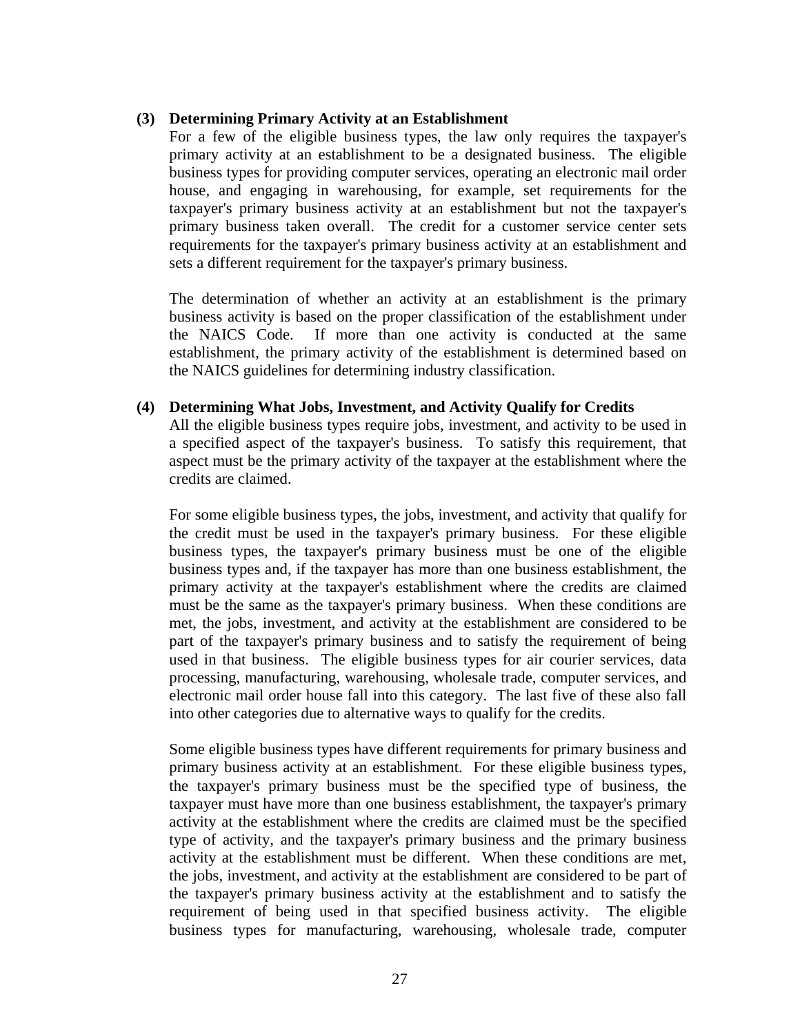**(3) Determining Primary Activity at an Establishment**

For a few of the eligible business types, the law only requires the taxpayer's primary activity at an establishment to be a designated business. The eligible business types for providing computer services, operating an electronic mail order house, and engaging in warehousing, for example, set requirements for the taxpayer's primary business activity at an establishment but not the taxpayer's primary business taken overall. The credit for a customer service center sets requirements for the taxpayer's primary business activity at an establishment and sets a different requirement for the taxpayer's primary business.

The determination of whether an activity at an establishment is the primary business activity is based on the proper classification of the establishment under the NAICS Code. If more than one activity is conducted at the same establishment, the primary activity of the establishment is determined based on the NAICS guidelines for determining industry classification.

**(4) Determining What Jobs, Investment, and Activity Qualify for Credits**

All the eligible business types require jobs, investment, and activity to be used in a specified aspect of the taxpayer's business. To satisfy this requirement, that aspect must be the primary activity of the taxpayer at the establishment where the credits are claimed.

For some eligible business types, the jobs, investment, and activity that qualify for the credit must be used in the taxpayer's primary business. For these eligible business types, the taxpayer's primary business must be one of the eligible business types and, if the taxpayer has more than one business establishment, the primary activity at the taxpayer's establishment where the credits are claimed must be the same as the taxpayer's primary business. When these conditions are met, the jobs, investment, and activity at the establishment are considered to be part of the taxpayer's primary business and to satisfy the requirement of being used in that business. The eligible business types for air courier services, data processing, manufacturing, warehousing, wholesale trade, computer services, and electronic mail order house fall into this category. The last five of these also fall into other categories due to alternative ways to qualify for the credits.

Some eligible business types have different requirements for primary business and primary business activity at an establishment. For these eligible business types, the taxpayer's primary business must be the specified type of business, the taxpayer must have more than one business establishment, the taxpayer's primary activity at the establishment where the credits are claimed must be the specified type of activity, and the taxpayer's primary business and the primary business activity at the establishment must be different. When these conditions are met, the jobs, investment, and activity at the establishment are considered to be part of the taxpayer's primary business activity at the establishment and to satisfy the requirement of being used in that specified business activity. The eligible business types for manufacturing, warehousing, wholesale trade, computer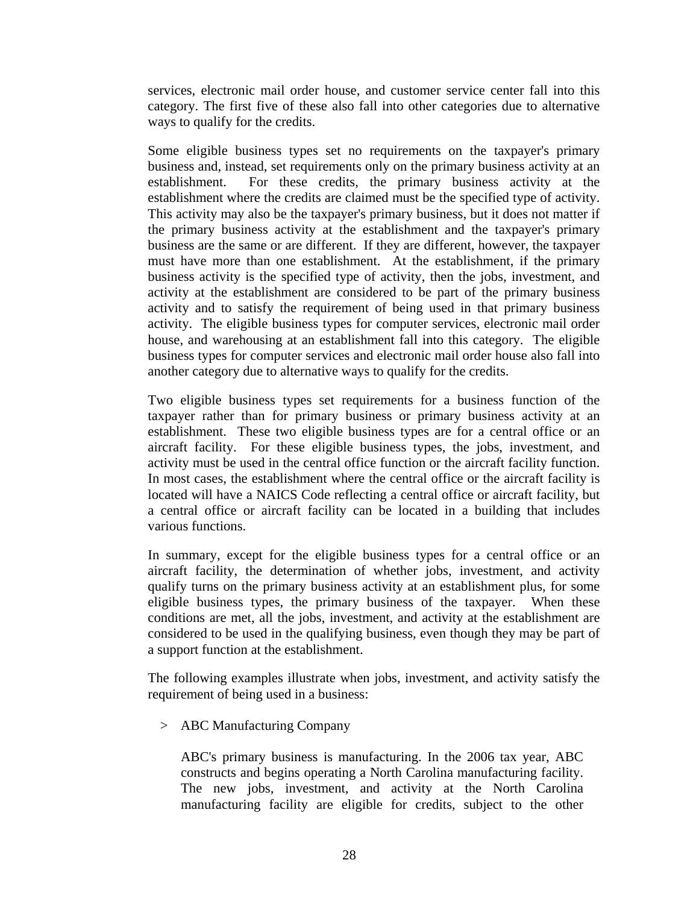services, electronic mail order house, and customer service center fall into this category. The first five of these also fall into other categories due to alternative ways to qualify for the credits.

Some eligible business types set no requirements on the taxpayer's primary business and, instead, set requirements only on the primary business activity at an establishment. For these credits, the primary business activity at the establishment where the credits are claimed must be the specified type of activity. This activity may also be the taxpayer's primary business, but it does not matter if the primary business activity at the establishment and the taxpayer's primary business are the same or are different. If they are different, however, the taxpayer must have more than one establishment. At the establishment, if the primary business activity is the specified type of activity, then the jobs, investment, and activity at the establishment are considered to be part of the primary business activity and to satisfy the requirement of being used in that primary business activity. The eligible business types for computer services, electronic mail order house, and warehousing at an establishment fall into this category. The eligible business types for computer services and electronic mail order house also fall into another category due to alternative ways to qualify for the credits.

Two eligible business types set requirements for a business function of the taxpayer rather than for primary business or primary business activity at an establishment. These two eligible business types are for a central office or an aircraft facility. For these eligible business types, the jobs, investment, and activity must be used in the central office function or the aircraft facility function. In most cases, the establishment where the central office or the aircraft facility is located will have a NAICS Code reflecting a central office or aircraft facility, but a central office or aircraft facility can be located in a building that includes various functions.

In summary, except for the eligible business types for a central office or an aircraft facility, the determination of whether jobs, investment, and activity qualify turns on the primary business activity at an establishment plus, for some eligible business types, the primary business of the taxpayer. When these conditions are met, all the jobs, investment, and activity at the establishment are considered to be used in the qualifying business, even though they may be part of a support function at the establishment.

The following examples illustrate when jobs, investment, and activity satisfy the requirement of being used in a business:

> ABC Manufacturing Company

ABC's primary business is manufacturing. In the 2006 tax year, ABC constructs and begins operating a North Carolina manufacturing facility. The new jobs, investment, and activity at the North Carolina manufacturing facility are eligible for credits, subject to the other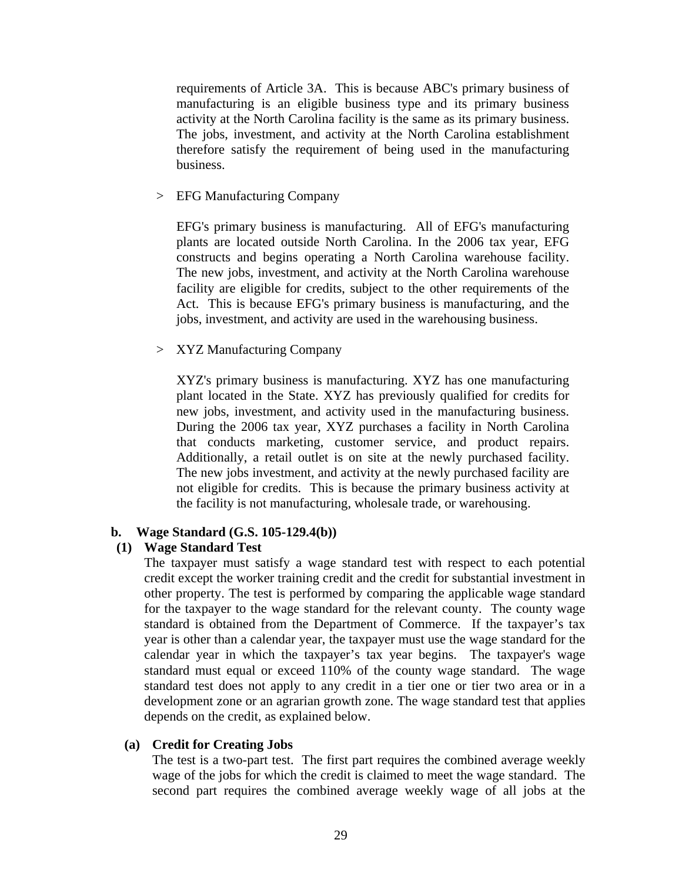requirements of Article 3A. This is because ABC's primary business of manufacturing is an eligible business type and its primary business activity at the North Carolina facility is the same as its primary business. The jobs, investment, and activity at the North Carolina establishment therefore satisfy the requirement of being used in the manufacturing business.

> EFG Manufacturing Company

EFG's primary business is manufacturing. All of EFG's manufacturing plants are located outside North Carolina. In the 2006 tax year, EFG constructs and begins operating a North Carolina warehouse facility. The new jobs, investment, and activity at the North Carolina warehouse facility are eligible for credits, subject to the other requirements of the Act. This is because EFG's primary business is manufacturing, and the jobs, investment, and activity are used in the warehousing business.

> XYZ Manufacturing Company

XYZ's primary business is manufacturing. XYZ has one manufacturing plant located in the State. XYZ has previously qualified for credits for new jobs, investment, and activity used in the manufacturing business. During the 2006 tax year, XYZ purchases a facility in North Carolina that conducts marketing, customer service, and product repairs. Additionally, a retail outlet is on site at the newly purchased facility. The new jobs investment, and activity at the newly purchased facility are not eligible for credits. This is because the primary business activity at the facility is not manufacturing, wholesale trade, or warehousing.

### b. Wage Standard (G.S. 105-129.4(b))

#### (1) Wage Standard Test

The taxpayer must satisfy a wage standard test with respect to each potential credit except the worker training credit and the credit for substantial investment in other property. The test is performed by comparing the applicable wage standard for the taxpayer to the wage standard for the relevant county. The county wage standard is obtained from the Department of Commerce. If the taxpayer's tax year is other than a calendar year, the taxpayer must use the wage standard for the calendar year in which the taxpayer's tax year begins. The taxpayer's wage standard must equal or exceed 110% of the county wage standard. The wage standard test does not apply to any credit in a tier one or tier two area or in a development zone or an agrarian growth zone. The wage standard test that applies depends on the credit, as explained below.

##### (a) Credit for Creating Jobs

The test is a two-part test. The first part requires the combined average weekly wage of the jobs for which the credit is claimed to meet the wage standard. The second part requires the combined average weekly wage of all jobs at the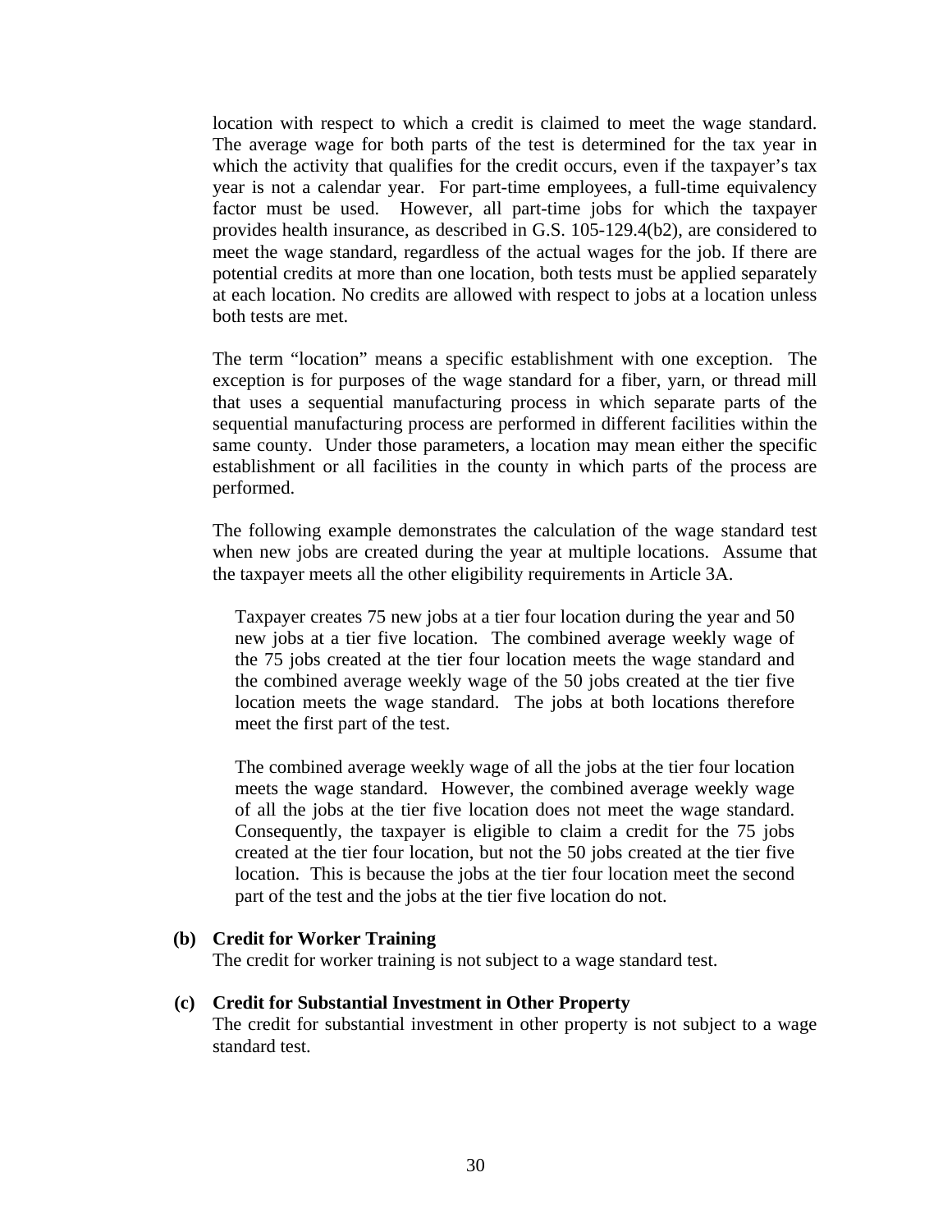location with respect to which a credit is claimed to meet the wage standard. The average wage for both parts of the test is determined for the tax year in which the activity that qualifies for the credit occurs, even if the taxpayer's tax year is not a calendar year. For part-time employees, a full-time equivalency factor must be used. However, all part-time jobs for which the taxpayer provides health insurance, as described in G.S. 105-129.4(b2), are considered to meet the wage standard, regardless of the actual wages for the job. If there are potential credits at more than one location, both tests must be applied separately at each location. No credits are allowed with respect to jobs at a location unless both tests are met.

The term "location" means a specific establishment with one exception. The exception is for purposes of the wage standard for a fiber, yarn, or thread mill that uses a sequential manufacturing process in which separate parts of the sequential manufacturing process are performed in different facilities within the same county. Under those parameters, a location may mean either the specific establishment or all facilities in the county in which parts of the process are performed.

The following example demonstrates the calculation of the wage standard test when new jobs are created during the year at multiple locations. Assume that the taxpayer meets all the other eligibility requirements in Article 3A.

> Taxpayer creates 75 new jobs at a tier four location during the year and 50 new jobs at a tier five location. The combined average weekly wage of the 75 jobs created at the tier four location meets the wage standard and the combined average weekly wage of the 50 jobs created at the tier five location meets the wage standard. The jobs at both locations therefore meet the first part of the test.
>
> The combined average weekly wage of all the jobs at the tier four location meets the wage standard. However, the combined average weekly wage of all the jobs at the tier five location does not meet the wage standard. Consequently, the taxpayer is eligible to claim a credit for the 75 jobs created at the tier four location, but not the 50 jobs created at the tier five location. This is because the jobs at the tier four location meet the second part of the test and the jobs at the tier five location do not.

**(b) Credit for Worker Training**

The credit for worker training is not subject to a wage standard test.

**(c) Credit for Substantial Investment in Other Property**

The credit for substantial investment in other property is not subject to a wage standard test.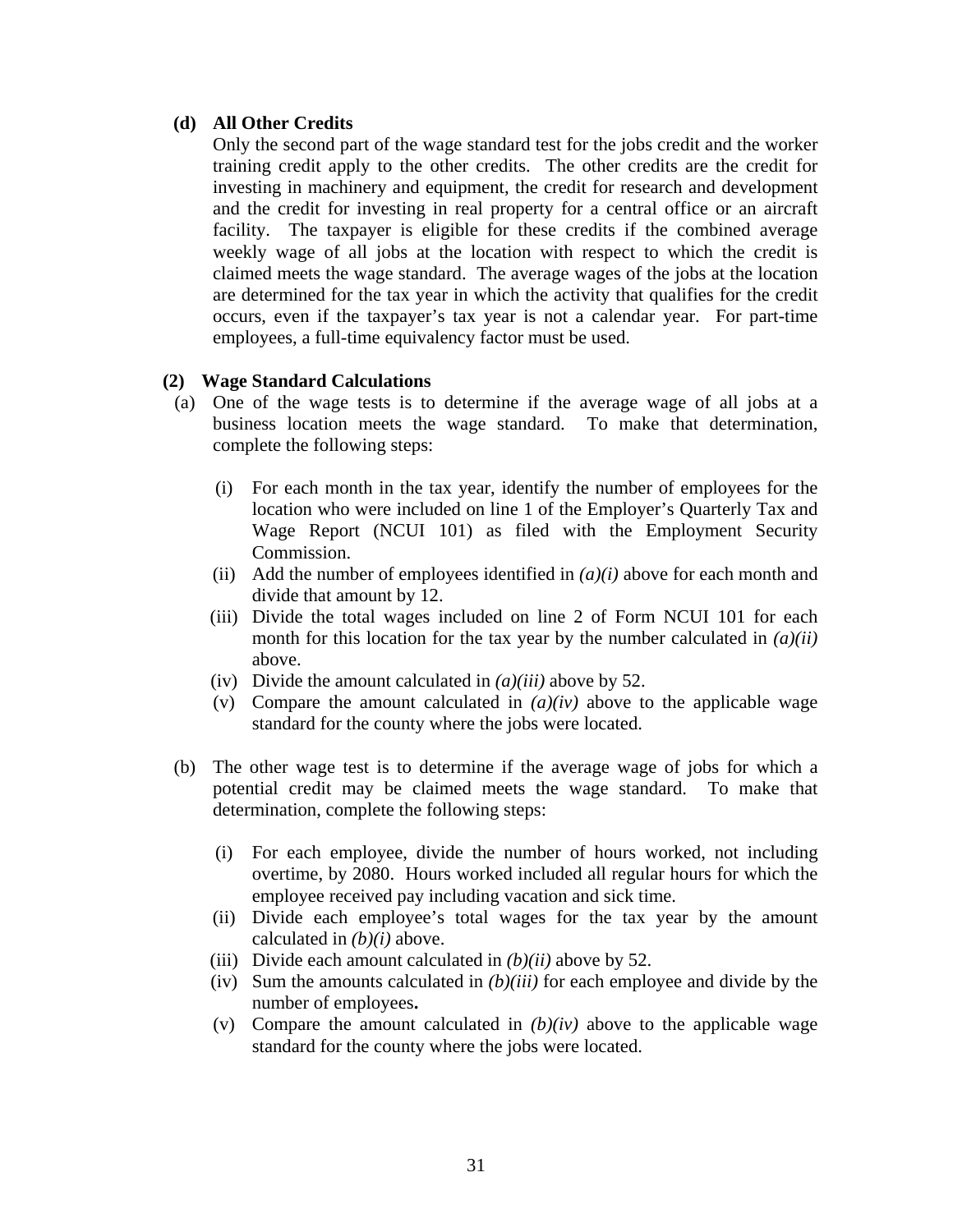**(d) All Other Credits**

Only the second part of the wage standard test for the jobs credit and the worker training credit apply to the other credits. The other credits are the credit for investing in machinery and equipment, the credit for research and development and the credit for investing in real property for a central office or an aircraft facility. The taxpayer is eligible for these credits if the combined average weekly wage of all jobs at the location with respect to which the credit is claimed meets the wage standard. The average wages of the jobs at the location are determined for the tax year in which the activity that qualifies for the credit occurs, even if the taxpayer's tax year is not a calendar year. For part-time employees, a full-time equivalency factor must be used.

**(2) Wage Standard Calculations**

(a) One of the wage tests is to determine if the average wage of all jobs at a business location meets the wage standard. To make that determination, complete the following steps:

- (i) For each month in the tax year, identify the number of employees for the location who were included on line 1 of the Employer's Quarterly Tax and Wage Report (NCUI 101) as filed with the Employment Security Commission.
- (ii) Add the number of employees identified in *(a)(i)* above for each month and divide that amount by 12.
- (iii) Divide the total wages included on line 2 of Form NCUI 101 for each month for this location for the tax year by the number calculated in *(a)(ii)* above.
- (iv) Divide the amount calculated in *(a)(iii)* above by 52.
- (v) Compare the amount calculated in *(a)(iv)* above to the applicable wage standard for the county where the jobs were located.

(b) The other wage test is to determine if the average wage of jobs for which a potential credit may be claimed meets the wage standard. To make that determination, complete the following steps:

- (i) For each employee, divide the number of hours worked, not including overtime, by 2080. Hours worked included all regular hours for which the employee received pay including vacation and sick time.
- (ii) Divide each employee's total wages for the tax year by the amount calculated in *(b)(i)* above.
- (iii) Divide each amount calculated in *(b)(ii)* above by 52.
- (iv) Sum the amounts calculated in *(b)(iii)* for each employee and divide by the number of employees**.**
- (v) Compare the amount calculated in *(b)(iv)* above to the applicable wage standard for the county where the jobs were located.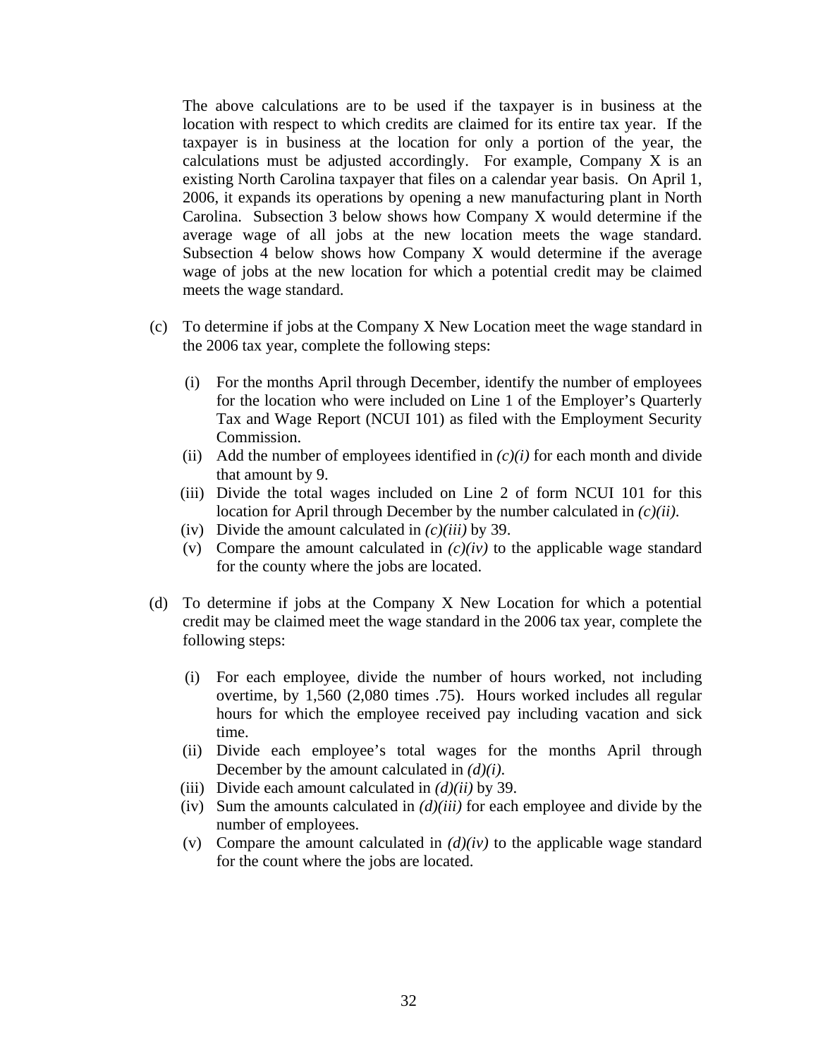The above calculations are to be used if the taxpayer is in business at the location with respect to which credits are claimed for its entire tax year. If the taxpayer is in business at the location for only a portion of the year, the calculations must be adjusted accordingly. For example, Company X is an existing North Carolina taxpayer that files on a calendar year basis. On April 1, 2006, it expands its operations by opening a new manufacturing plant in North Carolina. Subsection 3 below shows how Company X would determine if the average wage of all jobs at the new location meets the wage standard. Subsection 4 below shows how Company X would determine if the average wage of jobs at the new location for which a potential credit may be claimed meets the wage standard.

(c) To determine if jobs at the Company X New Location meet the wage standard in the 2006 tax year, complete the following steps:

- (i) For the months April through December, identify the number of employees for the location who were included on Line 1 of the Employer's Quarterly Tax and Wage Report (NCUI 101) as filed with the Employment Security Commission.
- (ii) Add the number of employees identified in *(c)(i)* for each month and divide that amount by 9.
- (iii) Divide the total wages included on Line 2 of form NCUI 101 for this location for April through December by the number calculated in *(c)(ii)*.
- (iv) Divide the amount calculated in *(c)(iii)* by 39.
- (v) Compare the amount calculated in *(c)(iv)* to the applicable wage standard for the county where the jobs are located.

(d) To determine if jobs at the Company X New Location for which a potential credit may be claimed meet the wage standard in the 2006 tax year, complete the following steps:

- (i) For each employee, divide the number of hours worked, not including overtime, by 1,560 (2,080 times .75). Hours worked includes all regular hours for which the employee received pay including vacation and sick time.
- (ii) Divide each employee's total wages for the months April through December by the amount calculated in *(d)(i)*.
- (iii) Divide each amount calculated in *(d)(ii)* by 39.
- (iv) Sum the amounts calculated in *(d)(iii)* for each employee and divide by the number of employees.
- (v) Compare the amount calculated in *(d)(iv)* to the applicable wage standard for the count where the jobs are located.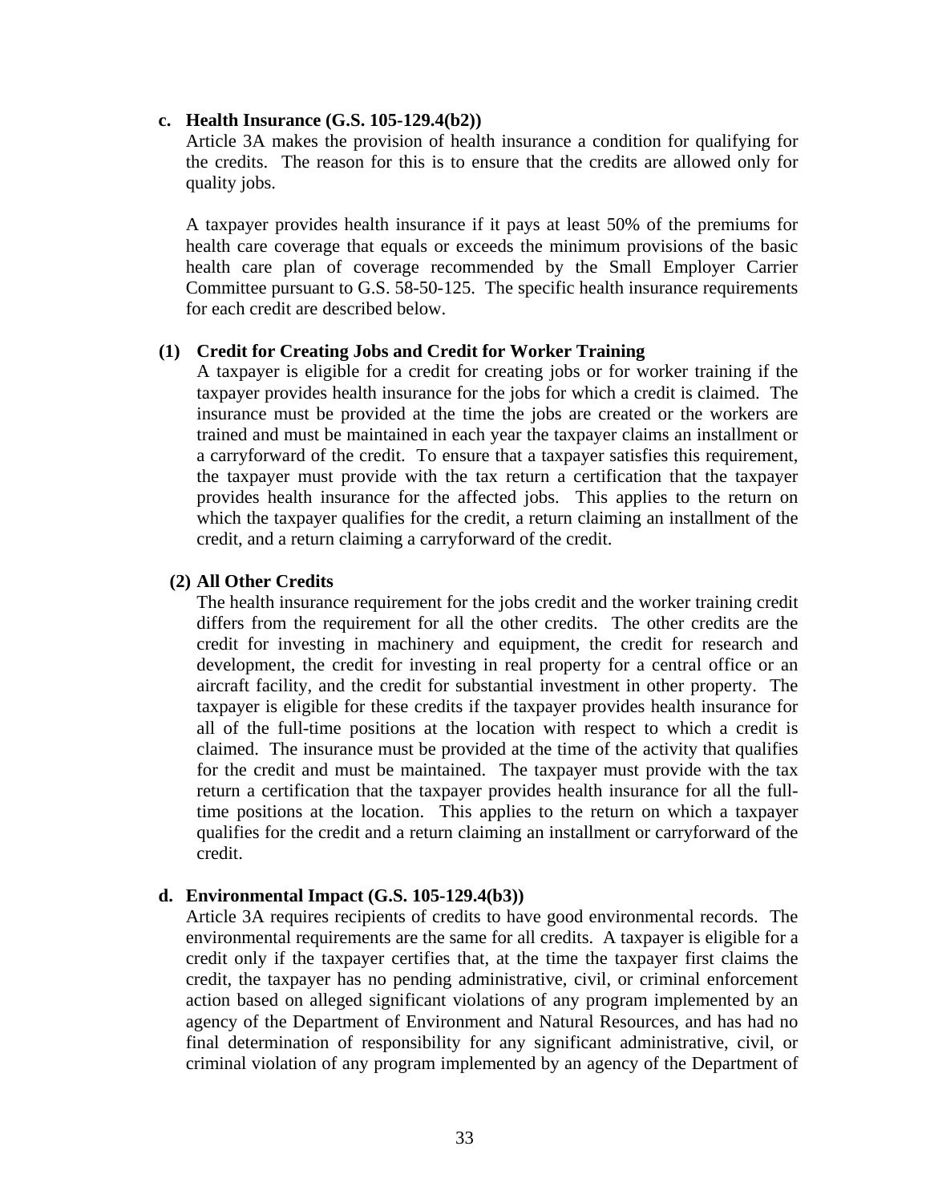**c. Health Insurance (G.S. 105-129.4(b2))**

Article 3A makes the provision of health insurance a condition for qualifying for the credits. The reason for this is to ensure that the credits are allowed only for quality jobs.

A taxpayer provides health insurance if it pays at least 50% of the premiums for health care coverage that equals or exceeds the minimum provisions of the basic health care plan of coverage recommended by the Small Employer Carrier Committee pursuant to G.S. 58-50-125. The specific health insurance requirements for each credit are described below.

**(1) Credit for Creating Jobs and Credit for Worker Training**

A taxpayer is eligible for a credit for creating jobs or for worker training if the taxpayer provides health insurance for the jobs for which a credit is claimed. The insurance must be provided at the time the jobs are created or the workers are trained and must be maintained in each year the taxpayer claims an installment or a carryforward of the credit. To ensure that a taxpayer satisfies this requirement, the taxpayer must provide with the tax return a certification that the taxpayer provides health insurance for the affected jobs. This applies to the return on which the taxpayer qualifies for the credit, a return claiming an installment of the credit, and a return claiming a carryforward of the credit.

**(2) All Other Credits**

The health insurance requirement for the jobs credit and the worker training credit differs from the requirement for all the other credits. The other credits are the credit for investing in machinery and equipment, the credit for research and development, the credit for investing in real property for a central office or an aircraft facility, and the credit for substantial investment in other property. The taxpayer is eligible for these credits if the taxpayer provides health insurance for all of the full-time positions at the location with respect to which a credit is claimed. The insurance must be provided at the time of the activity that qualifies for the credit and must be maintained. The taxpayer must provide with the tax return a certification that the taxpayer provides health insurance for all the full-time positions at the location. This applies to the return on which a taxpayer qualifies for the credit and a return claiming an installment or carryforward of the credit.

**d. Environmental Impact (G.S. 105-129.4(b3))**

Article 3A requires recipients of credits to have good environmental records. The environmental requirements are the same for all credits. A taxpayer is eligible for a credit only if the taxpayer certifies that, at the time the taxpayer first claims the credit, the taxpayer has no pending administrative, civil, or criminal enforcement action based on alleged significant violations of any program implemented by an agency of the Department of Environment and Natural Resources, and has had no final determination of responsibility for any significant administrative, civil, or criminal violation of any program implemented by an agency of the Department of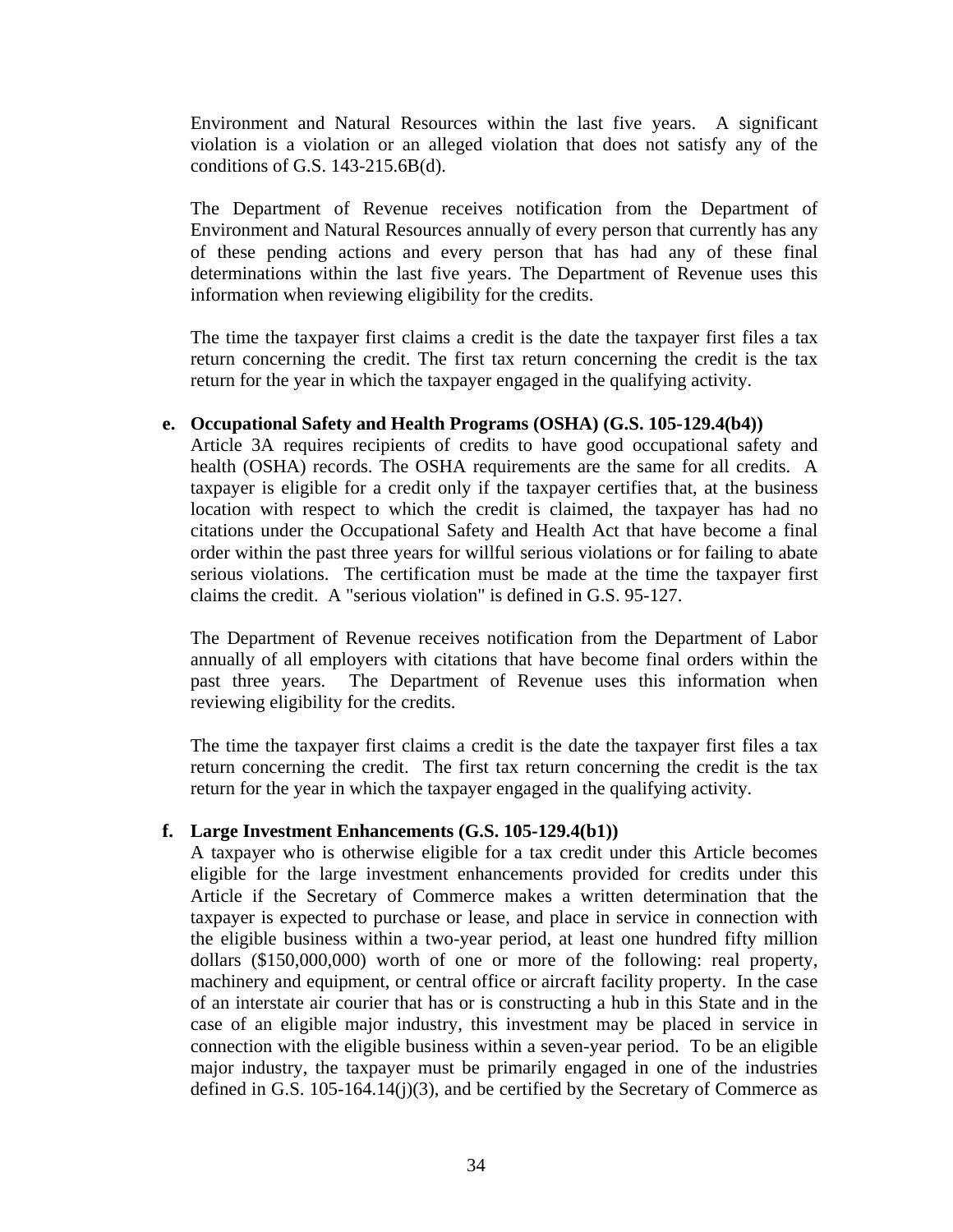Environment and Natural Resources within the last five years. A significant violation is a violation or an alleged violation that does not satisfy any of the conditions of G.S. 143-215.6B(d).

The Department of Revenue receives notification from the Department of Environment and Natural Resources annually of every person that currently has any of these pending actions and every person that has had any of these final determinations within the last five years. The Department of Revenue uses this information when reviewing eligibility for the credits.

The time the taxpayer first claims a credit is the date the taxpayer first files a tax return concerning the credit. The first tax return concerning the credit is the tax return for the year in which the taxpayer engaged in the qualifying activity.

**e. Occupational Safety and Health Programs (OSHA) (G.S. 105-129.4(b4))**

Article 3A requires recipients of credits to have good occupational safety and health (OSHA) records. The OSHA requirements are the same for all credits. A taxpayer is eligible for a credit only if the taxpayer certifies that, at the business location with respect to which the credit is claimed, the taxpayer has had no citations under the Occupational Safety and Health Act that have become a final order within the past three years for willful serious violations or for failing to abate serious violations. The certification must be made at the time the taxpayer first claims the credit. A "serious violation" is defined in G.S. 95-127.

The Department of Revenue receives notification from the Department of Labor annually of all employers with citations that have become final orders within the past three years. The Department of Revenue uses this information when reviewing eligibility for the credits.

The time the taxpayer first claims a credit is the date the taxpayer first files a tax return concerning the credit. The first tax return concerning the credit is the tax return for the year in which the taxpayer engaged in the qualifying activity.

**f. Large Investment Enhancements (G.S. 105-129.4(b1))**

A taxpayer who is otherwise eligible for a tax credit under this Article becomes eligible for the large investment enhancements provided for credits under this Article if the Secretary of Commerce makes a written determination that the taxpayer is expected to purchase or lease, and place in service in connection with the eligible business within a two-year period, at least one hundred fifty million dollars ($150,000,000) worth of one or more of the following: real property, machinery and equipment, or central office or aircraft facility property. In the case of an interstate air courier that has or is constructing a hub in this State and in the case of an eligible major industry, this investment may be placed in service in connection with the eligible business within a seven-year period. To be an eligible major industry, the taxpayer must be primarily engaged in one of the industries defined in G.S. 105-164.14(j)(3), and be certified by the Secretary of Commerce as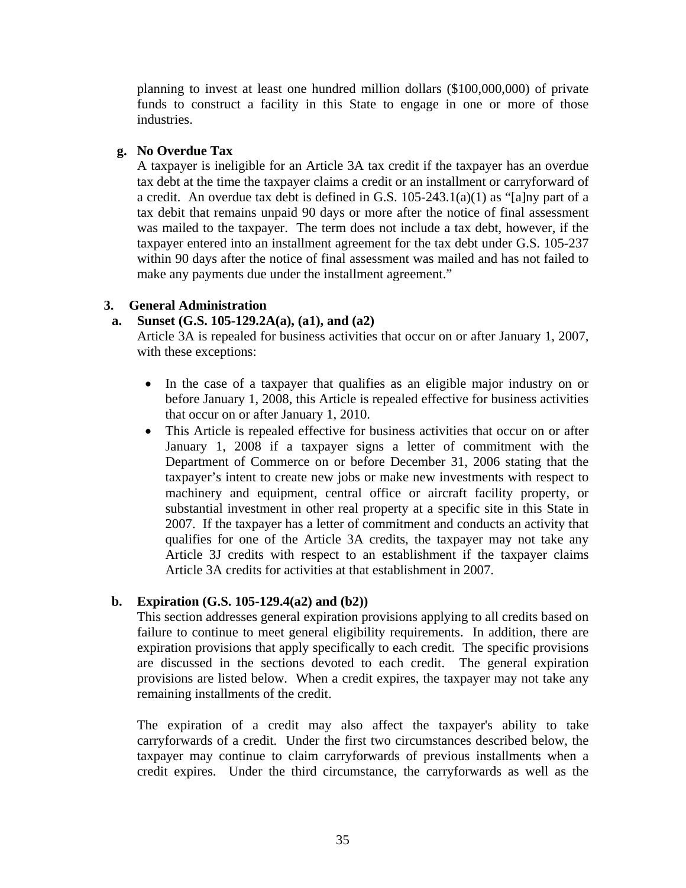planning to invest at least one hundred million dollars ($100,000,000) of private funds to construct a facility in this State to engage in one or more of those industries.

**g. No Overdue Tax**

A taxpayer is ineligible for an Article 3A tax credit if the taxpayer has an overdue tax debt at the time the taxpayer claims a credit or an installment or carryforward of a credit. An overdue tax debt is defined in G.S. 105-243.1(a)(1) as "[a]ny part of a tax debit that remains unpaid 90 days or more after the notice of final assessment was mailed to the taxpayer. The term does not include a tax debt, however, if the taxpayer entered into an installment agreement for the tax debt under G.S. 105-237 within 90 days after the notice of final assessment was mailed and has not failed to make any payments due under the installment agreement."

**3. General Administration**

**a. Sunset (G.S. 105-129.2A(a), (a1), and (a2)**

Article 3A is repealed for business activities that occur on or after January 1, 2007, with these exceptions:

- In the case of a taxpayer that qualifies as an eligible major industry on or before January 1, 2008, this Article is repealed effective for business activities that occur on or after January 1, 2010.
- This Article is repealed effective for business activities that occur on or after January 1, 2008 if a taxpayer signs a letter of commitment with the Department of Commerce on or before December 31, 2006 stating that the taxpayer's intent to create new jobs or make new investments with respect to machinery and equipment, central office or aircraft facility property, or substantial investment in other real property at a specific site in this State in 2007. If the taxpayer has a letter of commitment and conducts an activity that qualifies for one of the Article 3A credits, the taxpayer may not take any Article 3J credits with respect to an establishment if the taxpayer claims Article 3A credits for activities at that establishment in 2007.

**b. Expiration (G.S. 105-129.4(a2) and (b2))**

This section addresses general expiration provisions applying to all credits based on failure to continue to meet general eligibility requirements. In addition, there are expiration provisions that apply specifically to each credit. The specific provisions are discussed in the sections devoted to each credit. The general expiration provisions are listed below. When a credit expires, the taxpayer may not take any remaining installments of the credit.

The expiration of a credit may also affect the taxpayer's ability to take carryforwards of a credit. Under the first two circumstances described below, the taxpayer may continue to claim carryforwards of previous installments when a credit expires. Under the third circumstance, the carryforwards as well as the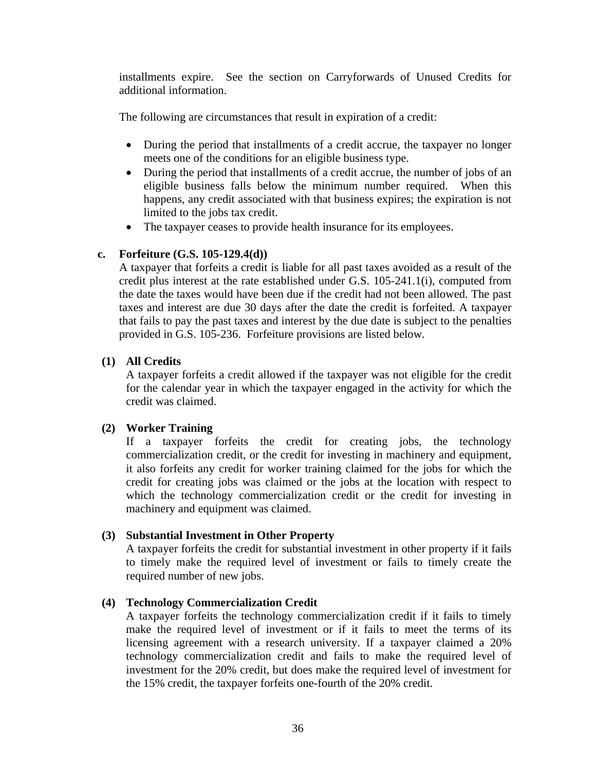installments expire. See the section on Carryforwards of Unused Credits for additional information.

The following are circumstances that result in expiration of a credit:

- During the period that installments of a credit accrue, the taxpayer no longer meets one of the conditions for an eligible business type.
- During the period that installments of a credit accrue, the number of jobs of an eligible business falls below the minimum number required. When this happens, any credit associated with that business expires; the expiration is not limited to the jobs tax credit.
- The taxpayer ceases to provide health insurance for its employees.

**c. Forfeiture (G.S. 105-129.4(d))**

A taxpayer that forfeits a credit is liable for all past taxes avoided as a result of the credit plus interest at the rate established under G.S. 105-241.1(i), computed from the date the taxes would have been due if the credit had not been allowed. The past taxes and interest are due 30 days after the date the credit is forfeited. A taxpayer that fails to pay the past taxes and interest by the due date is subject to the penalties provided in G.S. 105-236. Forfeiture provisions are listed below.

**(1) All Credits**

A taxpayer forfeits a credit allowed if the taxpayer was not eligible for the credit for the calendar year in which the taxpayer engaged in the activity for which the credit was claimed.

**(2) Worker Training**

If a taxpayer forfeits the credit for creating jobs, the technology commercialization credit, or the credit for investing in machinery and equipment, it also forfeits any credit for worker training claimed for the jobs for which the credit for creating jobs was claimed or the jobs at the location with respect to which the technology commercialization credit or the credit for investing in machinery and equipment was claimed.

**(3) Substantial Investment in Other Property**

A taxpayer forfeits the credit for substantial investment in other property if it fails to timely make the required level of investment or fails to timely create the required number of new jobs.

**(4) Technology Commercialization Credit**

A taxpayer forfeits the technology commercialization credit if it fails to timely make the required level of investment or if it fails to meet the terms of its licensing agreement with a research university. If a taxpayer claimed a 20% technology commercialization credit and fails to make the required level of investment for the 20% credit, but does make the required level of investment for the 15% credit, the taxpayer forfeits one-fourth of the 20% credit.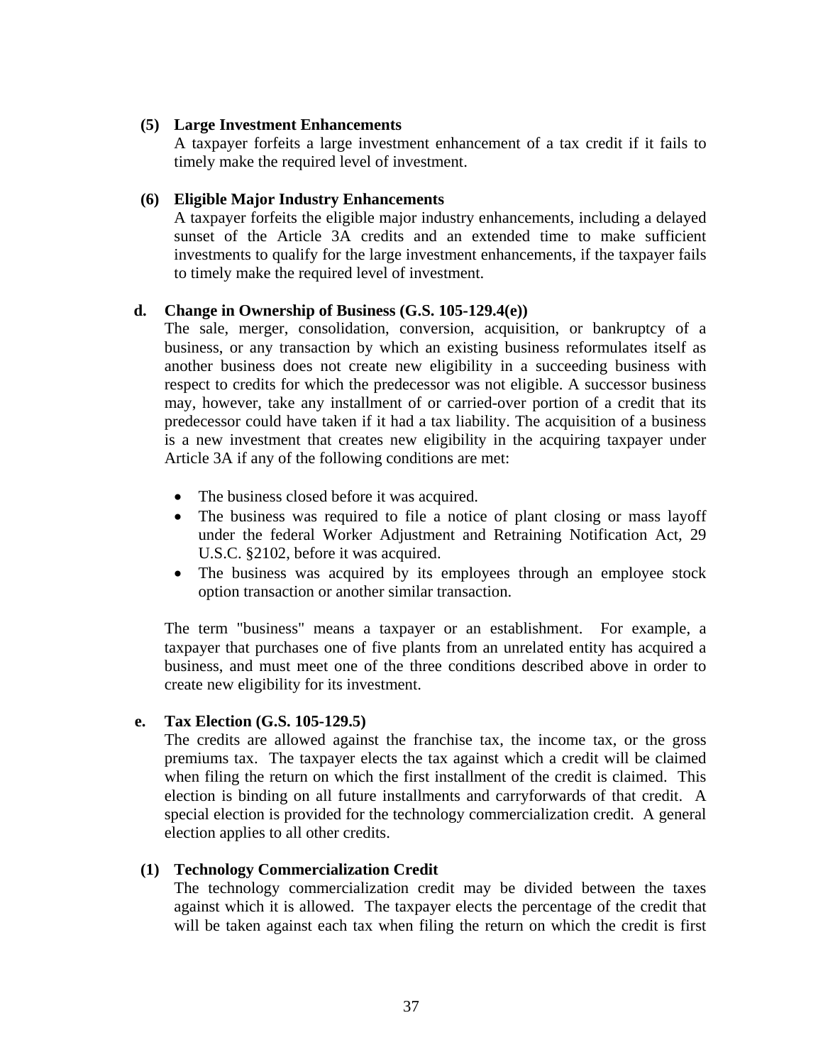**(5) Large Investment Enhancements**

A taxpayer forfeits a large investment enhancement of a tax credit if it fails to timely make the required level of investment.

**(6) Eligible Major Industry Enhancements**

A taxpayer forfeits the eligible major industry enhancements, including a delayed sunset of the Article 3A credits and an extended time to make sufficient investments to qualify for the large investment enhancements, if the taxpayer fails to timely make the required level of investment.

**d. Change in Ownership of Business (G.S. 105-129.4(e))**

The sale, merger, consolidation, conversion, acquisition, or bankruptcy of a business, or any transaction by which an existing business reformulates itself as another business does not create new eligibility in a succeeding business with respect to credits for which the predecessor was not eligible. A successor business may, however, take any installment of or carried-over portion of a credit that its predecessor could have taken if it had a tax liability. The acquisition of a business is a new investment that creates new eligibility in the acquiring taxpayer under Article 3A if any of the following conditions are met:

- The business closed before it was acquired.
- The business was required to file a notice of plant closing or mass layoff under the federal Worker Adjustment and Retraining Notification Act, 29 U.S.C. §2102, before it was acquired.
- The business was acquired by its employees through an employee stock option transaction or another similar transaction.

The term "business" means a taxpayer or an establishment. For example, a taxpayer that purchases one of five plants from an unrelated entity has acquired a business, and must meet one of the three conditions described above in order to create new eligibility for its investment.

**e. Tax Election (G.S. 105-129.5)**

The credits are allowed against the franchise tax, the income tax, or the gross premiums tax. The taxpayer elects the tax against which a credit will be claimed when filing the return on which the first installment of the credit is claimed. This election is binding on all future installments and carryforwards of that credit. A special election is provided for the technology commercialization credit. A general election applies to all other credits.

**(1) Technology Commercialization Credit**

The technology commercialization credit may be divided between the taxes against which it is allowed. The taxpayer elects the percentage of the credit that will be taken against each tax when filing the return on which the credit is first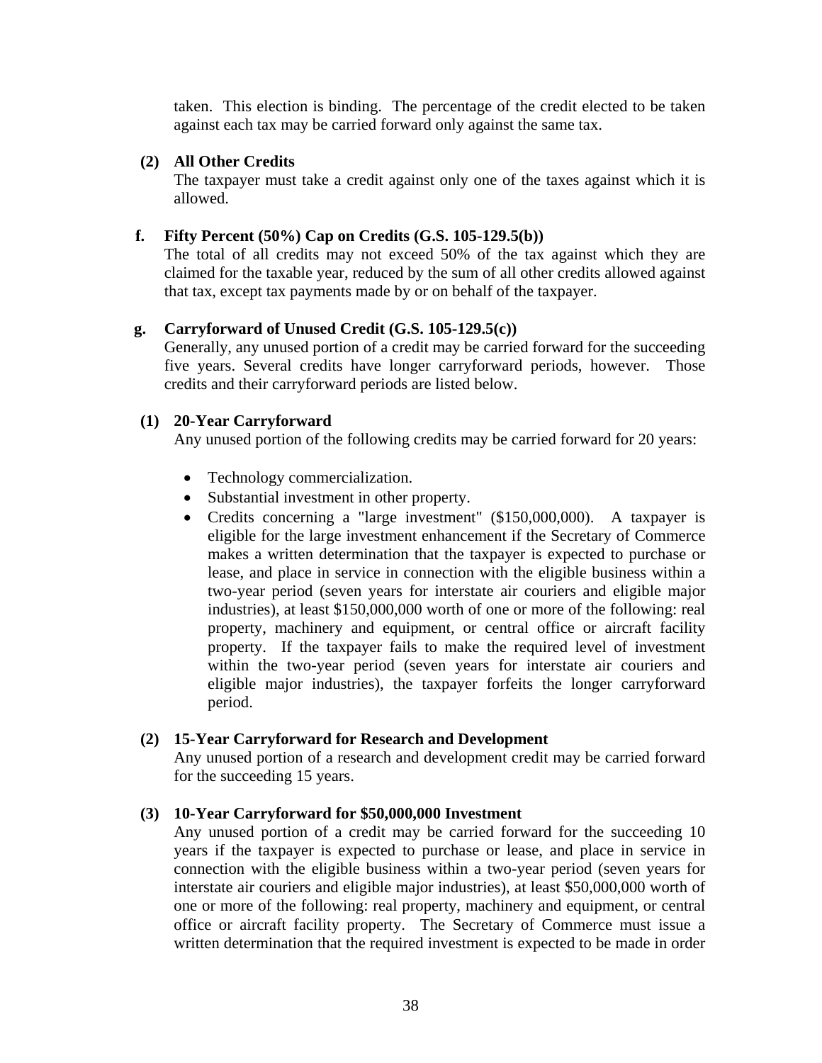taken. This election is binding. The percentage of the credit elected to be taken against each tax may be carried forward only against the same tax.

**(2) All Other Credits**

The taxpayer must take a credit against only one of the taxes against which it is allowed.

**f. Fifty Percent (50%) Cap on Credits (G.S. 105-129.5(b))**

The total of all credits may not exceed 50% of the tax against which they are claimed for the taxable year, reduced by the sum of all other credits allowed against that tax, except tax payments made by or on behalf of the taxpayer.

**g. Carryforward of Unused Credit (G.S. 105-129.5(c))**

Generally, any unused portion of a credit may be carried forward for the succeeding five years. Several credits have longer carryforward periods, however. Those credits and their carryforward periods are listed below.

**(1) 20-Year Carryforward**

Any unused portion of the following credits may be carried forward for 20 years:

- Technology commercialization.
- Substantial investment in other property.
- Credits concerning a "large investment" ($150,000,000). A taxpayer is eligible for the large investment enhancement if the Secretary of Commerce makes a written determination that the taxpayer is expected to purchase or lease, and place in service in connection with the eligible business within a two-year period (seven years for interstate air couriers and eligible major industries), at least $150,000,000 worth of one or more of the following: real property, machinery and equipment, or central office or aircraft facility property. If the taxpayer fails to make the required level of investment within the two-year period (seven years for interstate air couriers and eligible major industries), the taxpayer forfeits the longer carryforward period.

**(2) 15-Year Carryforward for Research and Development**

Any unused portion of a research and development credit may be carried forward for the succeeding 15 years.

**(3) 10-Year Carryforward for $50,000,000 Investment**

Any unused portion of a credit may be carried forward for the succeeding 10 years if the taxpayer is expected to purchase or lease, and place in service in connection with the eligible business within a two-year period (seven years for interstate air couriers and eligible major industries), at least $50,000,000 worth of one or more of the following: real property, machinery and equipment, or central office or aircraft facility property. The Secretary of Commerce must issue a written determination that the required investment is expected to be made in order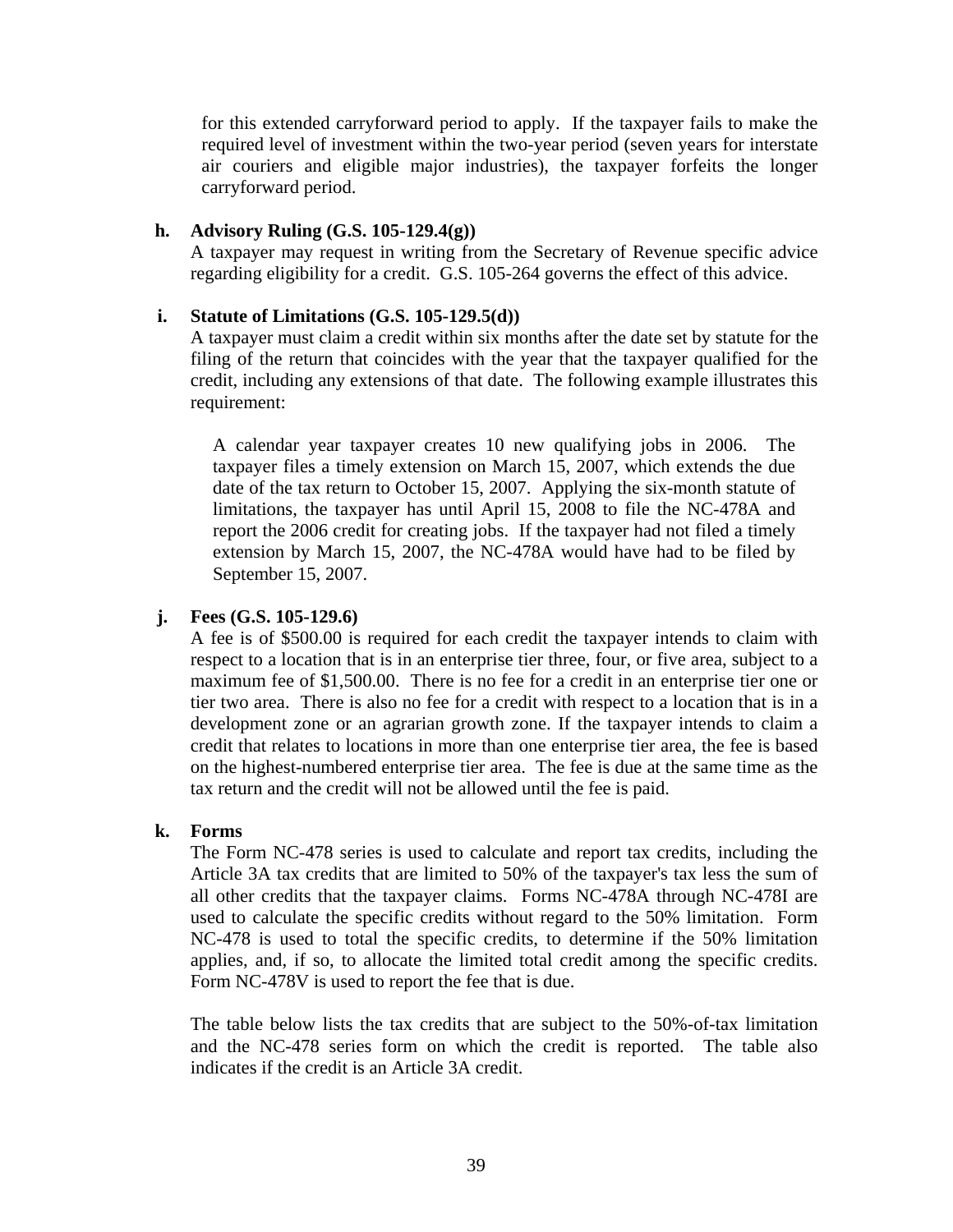for this extended carryforward period to apply. If the taxpayer fails to make the required level of investment within the two-year period (seven years for interstate air couriers and eligible major industries), the taxpayer forfeits the longer carryforward period.

**h. Advisory Ruling (G.S. 105-129.4(g))**

A taxpayer may request in writing from the Secretary of Revenue specific advice regarding eligibility for a credit. G.S. 105-264 governs the effect of this advice.

**i. Statute of Limitations (G.S. 105-129.5(d))**

A taxpayer must claim a credit within six months after the date set by statute for the filing of the return that coincides with the year that the taxpayer qualified for the credit, including any extensions of that date. The following example illustrates this requirement:

> A calendar year taxpayer creates 10 new qualifying jobs in 2006. The taxpayer files a timely extension on March 15, 2007, which extends the due date of the tax return to October 15, 2007. Applying the six-month statute of limitations, the taxpayer has until April 15, 2008 to file the NC-478A and report the 2006 credit for creating jobs. If the taxpayer had not filed a timely extension by March 15, 2007, the NC-478A would have had to be filed by September 15, 2007.

**j. Fees (G.S. 105-129.6)**

A fee is of $500.00 is required for each credit the taxpayer intends to claim with respect to a location that is in an enterprise tier three, four, or five area, subject to a maximum fee of $1,500.00. There is no fee for a credit in an enterprise tier one or tier two area. There is also no fee for a credit with respect to a location that is in a development zone or an agrarian growth zone. If the taxpayer intends to claim a credit that relates to locations in more than one enterprise tier area, the fee is based on the highest-numbered enterprise tier area. The fee is due at the same time as the tax return and the credit will not be allowed until the fee is paid.

**k. Forms**

The Form NC-478 series is used to calculate and report tax credits, including the Article 3A tax credits that are limited to 50% of the taxpayer's tax less the sum of all other credits that the taxpayer claims. Forms NC-478A through NC-478I are used to calculate the specific credits without regard to the 50% limitation. Form NC-478 is used to total the specific credits, to determine if the 50% limitation applies, and, if so, to allocate the limited total credit among the specific credits. Form NC-478V is used to report the fee that is due.

The table below lists the tax credits that are subject to the 50%-of-tax limitation and the NC-478 series form on which the credit is reported. The table also indicates if the credit is an Article 3A credit.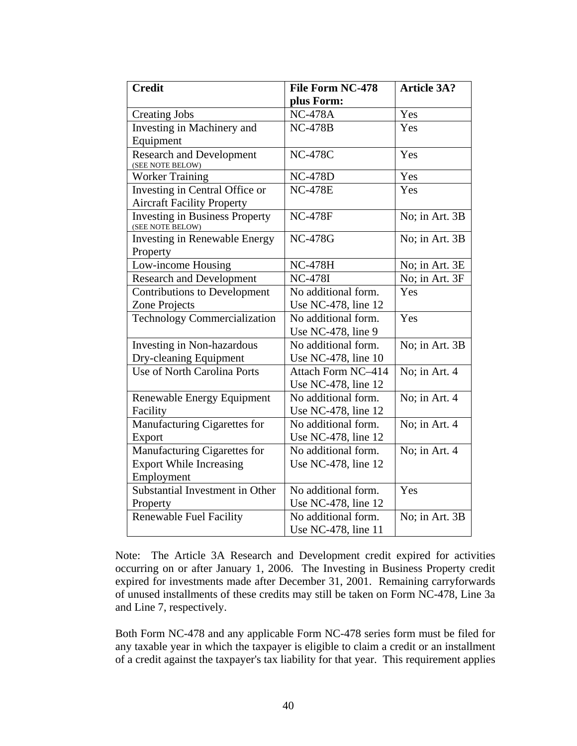| Credit | File Form NC-478 plus Form: | Article 3A? |
| --- | --- | --- |
| Creating Jobs | NC-478A | Yes |
| Investing in Machinery and Equipment | NC-478B | Yes |
| Research and Development (SEE NOTE BELOW) | NC-478C | Yes |
| Worker Training | NC-478D | Yes |
| Investing in Central Office or Aircraft Facility Property | NC-478E | Yes |
| Investing in Business Property (SEE NOTE BELOW) | NC-478F | No; in Art. 3B |
| Investing in Renewable Energy Property | NC-478G | No; in Art. 3B |
| Low-income Housing | NC-478H | No; in Art. 3E |
| Research and Development | NC-478I | No; in Art. 3F |
| Contributions to Development Zone Projects | No additional form. Use NC-478, line 12 | Yes |
| Technology Commercialization | No additional form. Use NC-478, line 9 | Yes |
| Investing in Non-hazardous Dry-cleaning Equipment | No additional form. Use NC-478, line 10 | No; in Art. 3B |
| Use of North Carolina Ports | Attach Form NC–414 Use NC-478, line 12 | No; in Art. 4 |
| Renewable Energy Equipment Facility | No additional form. Use NC-478, line 12 | No; in Art. 4 |
| Manufacturing Cigarettes for Export | No additional form. Use NC-478, line 12 | No; in Art. 4 |
| Manufacturing Cigarettes for Export While Increasing Employment | No additional form. Use NC-478, line 12 | No; in Art. 4 |
| Substantial Investment in Other Property | No additional form. Use NC-478, line 12 | Yes |
| Renewable Fuel Facility | No additional form. Use NC-478, line 11 | No; in Art. 3B |

Note: The Article 3A Research and Development credit expired for activities occurring on or after January 1, 2006. The Investing in Business Property credit expired for investments made after December 31, 2001. Remaining carryforwards of unused installments of these credits may still be taken on Form NC-478, Line 3a and Line 7, respectively.

Both Form NC-478 and any applicable Form NC-478 series form must be filed for any taxable year in which the taxpayer is eligible to claim a credit or an installment of a credit against the taxpayer's tax liability for that year. This requirement applies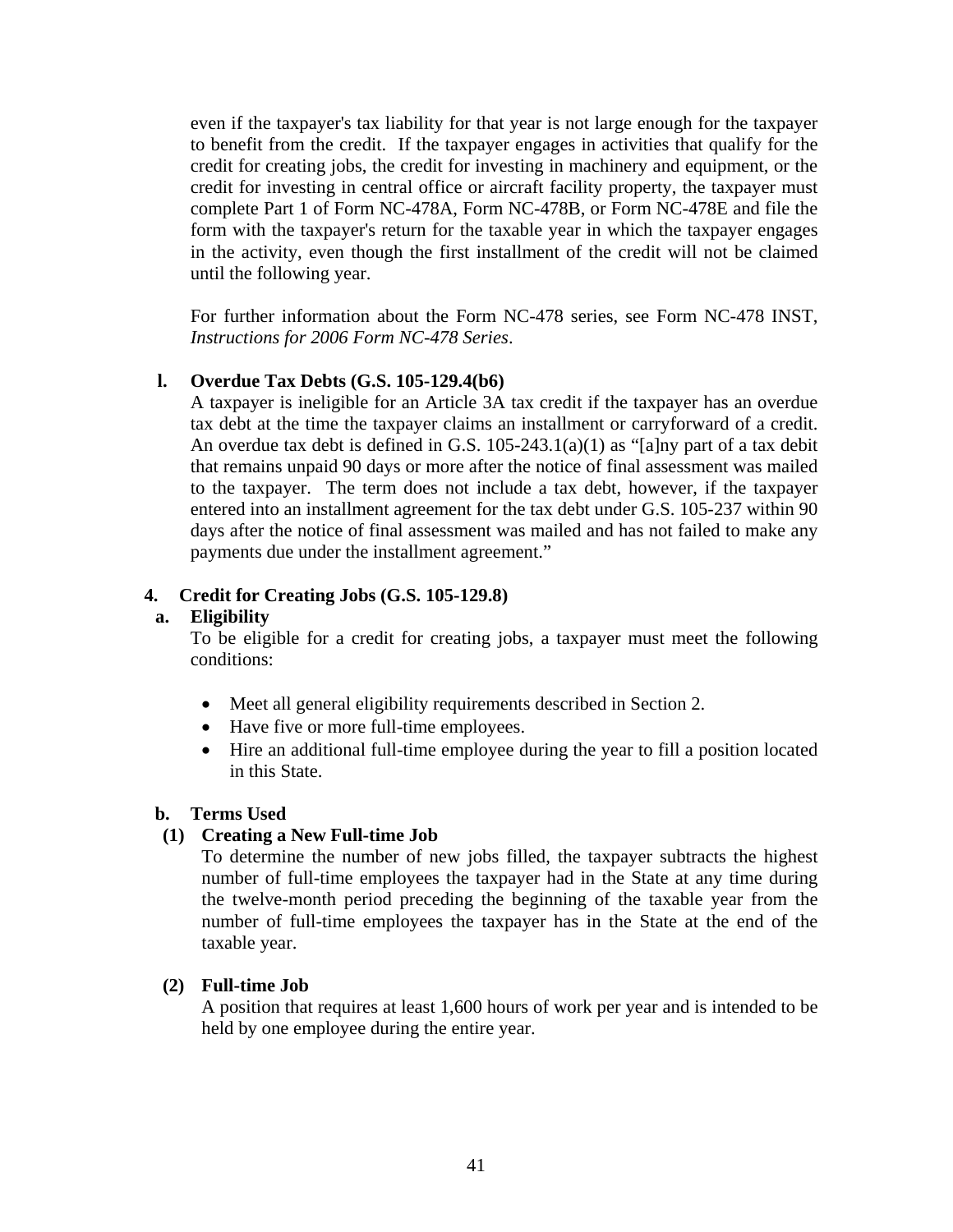even if the taxpayer's tax liability for that year is not large enough for the taxpayer to benefit from the credit. If the taxpayer engages in activities that qualify for the credit for creating jobs, the credit for investing in machinery and equipment, or the credit for investing in central office or aircraft facility property, the taxpayer must complete Part 1 of Form NC-478A, Form NC-478B, or Form NC-478E and file the form with the taxpayer's return for the taxable year in which the taxpayer engages in the activity, even though the first installment of the credit will not be claimed until the following year.

For further information about the Form NC-478 series, see Form NC-478 INST, *Instructions for 2006 Form NC-478 Series*.

**l. Overdue Tax Debts (G.S. 105-129.4(b6)**

A taxpayer is ineligible for an Article 3A tax credit if the taxpayer has an overdue tax debt at the time the taxpayer claims an installment or carryforward of a credit. An overdue tax debt is defined in G.S. 105-243.1(a)(1) as "[a]ny part of a tax debit that remains unpaid 90 days or more after the notice of final assessment was mailed to the taxpayer. The term does not include a tax debt, however, if the taxpayer entered into an installment agreement for the tax debt under G.S. 105-237 within 90 days after the notice of final assessment was mailed and has not failed to make any payments due under the installment agreement."

## 4. Credit for Creating Jobs (G.S. 105-129.8)

**a. Eligibility**

To be eligible for a credit for creating jobs, a taxpayer must meet the following conditions:

- Meet all general eligibility requirements described in Section 2.
- Have five or more full-time employees.
- Hire an additional full-time employee during the year to fill a position located in this State.

**b. Terms Used**

**(1) Creating a New Full-time Job**

To determine the number of new jobs filled, the taxpayer subtracts the highest number of full-time employees the taxpayer had in the State at any time during the twelve-month period preceding the beginning of the taxable year from the number of full-time employees the taxpayer has in the State at the end of the taxable year.

**(2) Full-time Job**

A position that requires at least 1,600 hours of work per year and is intended to be held by one employee during the entire year.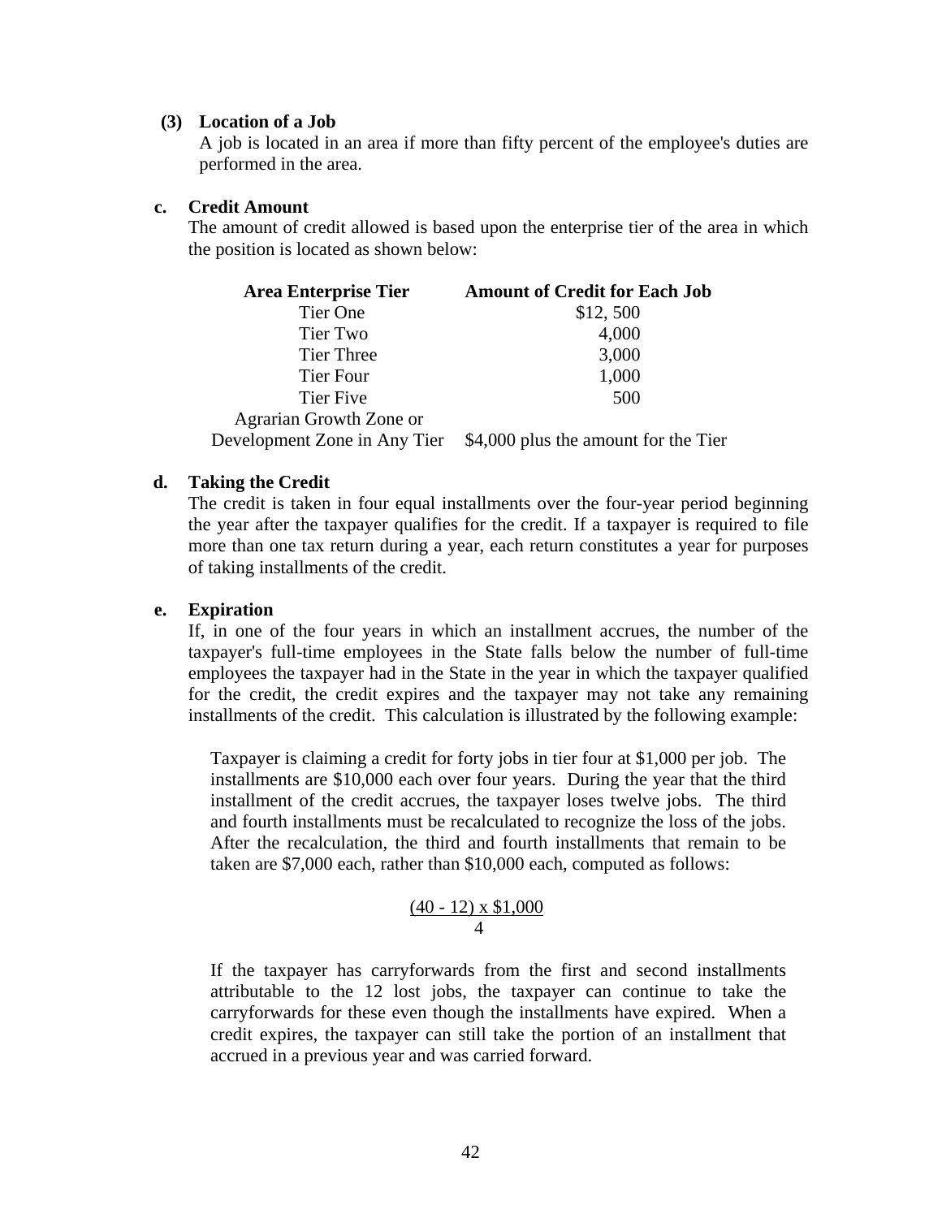**(3) Location of a Job**

A job is located in an area if more than fifty percent of the employee's duties are performed in the area.

**c. Credit Amount**

The amount of credit allowed is based upon the enterprise tier of the area in which the position is located as shown below:

| Area Enterprise Tier | Amount of Credit for Each Job |
| --- | --- |
| Tier One | \$12, 500 |
| Tier Two | 4,000 |
| Tier Three | 3,000 |
| Tier Four | 1,000 |
| Tier Five | 500 |
| Agrarian Growth Zone or Development Zone in Any Tier | \$4,000 plus the amount for the Tier |

**d. Taking the Credit**

The credit is taken in four equal installments over the four-year period beginning the year after the taxpayer qualifies for the credit. If a taxpayer is required to file more than one tax return during a year, each return constitutes a year for purposes of taking installments of the credit.

**e. Expiration**

If, in one of the four years in which an installment accrues, the number of the taxpayer's full-time employees in the State falls below the number of full-time employees the taxpayer had in the State in the year in which the taxpayer qualified for the credit, the credit expires and the taxpayer may not take any remaining installments of the credit. This calculation is illustrated by the following example:

> Taxpayer is claiming a credit for forty jobs in tier four at \$1,000 per job. The installments are \$10,000 each over four years. During the year that the third installment of the credit accrues, the taxpayer loses twelve jobs. The third and fourth installments must be recalculated to recognize the loss of the jobs. After the recalculation, the third and fourth installments that remain to be taken are \$7,000 each, rather than \$10,000 each, computed as follows:
>
> $$\frac{(40 - 12) \times \$1{,}000}{4}$$
>
> If the taxpayer has carryforwards from the first and second installments attributable to the 12 lost jobs, the taxpayer can continue to take the carryforwards for these even though the installments have expired. When a credit expires, the taxpayer can still take the portion of an installment that accrued in a previous year and was carried forward.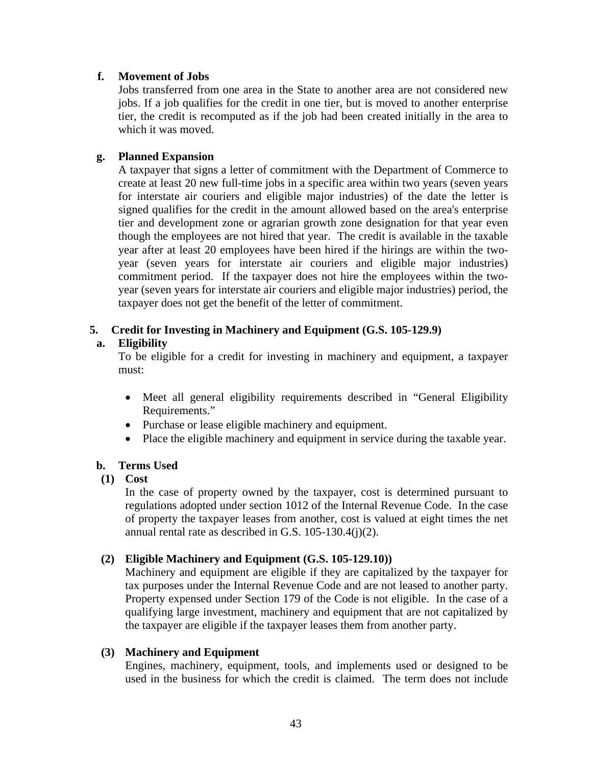**f. Movement of Jobs**

Jobs transferred from one area in the State to another area are not considered new jobs. If a job qualifies for the credit in one tier, but is moved to another enterprise tier, the credit is recomputed as if the job had been created initially in the area to which it was moved.

**g. Planned Expansion**

A taxpayer that signs a letter of commitment with the Department of Commerce to create at least 20 new full-time jobs in a specific area within two years (seven years for interstate air couriers and eligible major industries) of the date the letter is signed qualifies for the credit in the amount allowed based on the area's enterprise tier and development zone or agrarian growth zone designation for that year even though the employees are not hired that year. The credit is available in the taxable year after at least 20 employees have been hired if the hirings are within the two-year (seven years for interstate air couriers and eligible major industries) commitment period. If the taxpayer does not hire the employees within the two-year (seven years for interstate air couriers and eligible major industries) period, the taxpayer does not get the benefit of the letter of commitment.

## 5. Credit for Investing in Machinery and Equipment (G.S. 105-129.9)

**a. Eligibility**

To be eligible for a credit for investing in machinery and equipment, a taxpayer must:

- Meet all general eligibility requirements described in "General Eligibility Requirements."
- Purchase or lease eligible machinery and equipment.
- Place the eligible machinery and equipment in service during the taxable year.

**b. Terms Used**

**(1) Cost**

In the case of property owned by the taxpayer, cost is determined pursuant to regulations adopted under section 1012 of the Internal Revenue Code. In the case of property the taxpayer leases from another, cost is valued at eight times the net annual rental rate as described in G.S. 105-130.4(j)(2).

**(2) Eligible Machinery and Equipment (G.S. 105-129.10))**

Machinery and equipment are eligible if they are capitalized by the taxpayer for tax purposes under the Internal Revenue Code and are not leased to another party. Property expensed under Section 179 of the Code is not eligible. In the case of a qualifying large investment, machinery and equipment that are not capitalized by the taxpayer are eligible if the taxpayer leases them from another party.

**(3) Machinery and Equipment**

Engines, machinery, equipment, tools, and implements used or designed to be used in the business for which the credit is claimed. The term does not include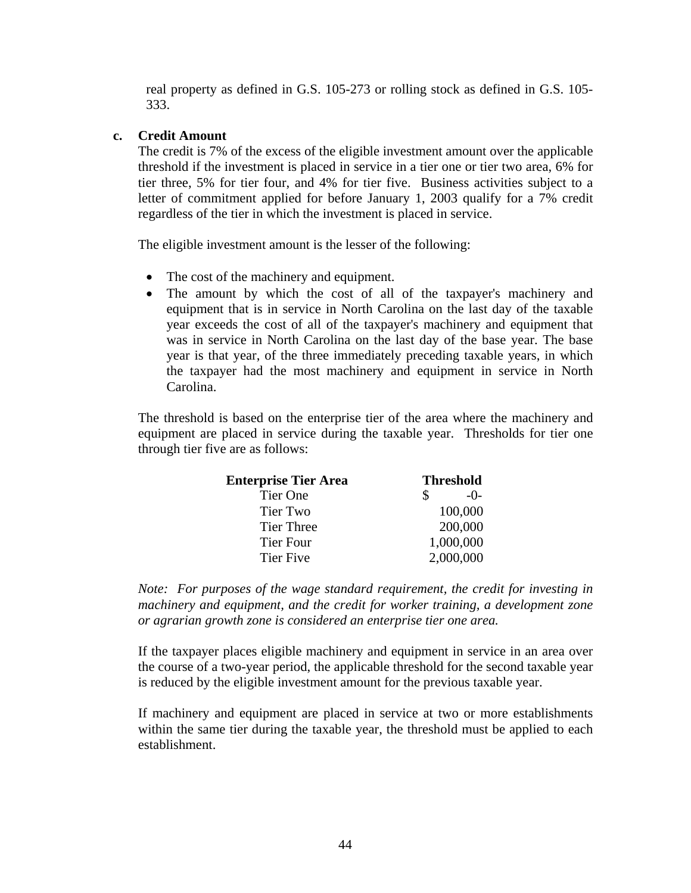real property as defined in G.S. 105-273 or rolling stock as defined in G.S. 105-333.

**c. Credit Amount**

The credit is 7% of the excess of the eligible investment amount over the applicable threshold if the investment is placed in service in a tier one or tier two area, 6% for tier three, 5% for tier four, and 4% for tier five. Business activities subject to a letter of commitment applied for before January 1, 2003 qualify for a 7% credit regardless of the tier in which the investment is placed in service.

The eligible investment amount is the lesser of the following:

- The cost of the machinery and equipment.
- The amount by which the cost of all of the taxpayer's machinery and equipment that is in service in North Carolina on the last day of the taxable year exceeds the cost of all of the taxpayer's machinery and equipment that was in service in North Carolina on the last day of the base year. The base year is that year, of the three immediately preceding taxable years, in which the taxpayer had the most machinery and equipment in service in North Carolina.

The threshold is based on the enterprise tier of the area where the machinery and equipment are placed in service during the taxable year. Thresholds for tier one through tier five are as follows:

| Enterprise Tier Area | Threshold |
|---|---|
| Tier One | $ -0- |
| Tier Two | 100,000 |
| Tier Three | 200,000 |
| Tier Four | 1,000,000 |
| Tier Five | 2,000,000 |

*Note: For purposes of the wage standard requirement, the credit for investing in machinery and equipment, and the credit for worker training, a development zone or agrarian growth zone is considered an enterprise tier one area.*

If the taxpayer places eligible machinery and equipment in service in an area over the course of a two-year period, the applicable threshold for the second taxable year is reduced by the eligible investment amount for the previous taxable year.

If machinery and equipment are placed in service at two or more establishments within the same tier during the taxable year, the threshold must be applied to each establishment.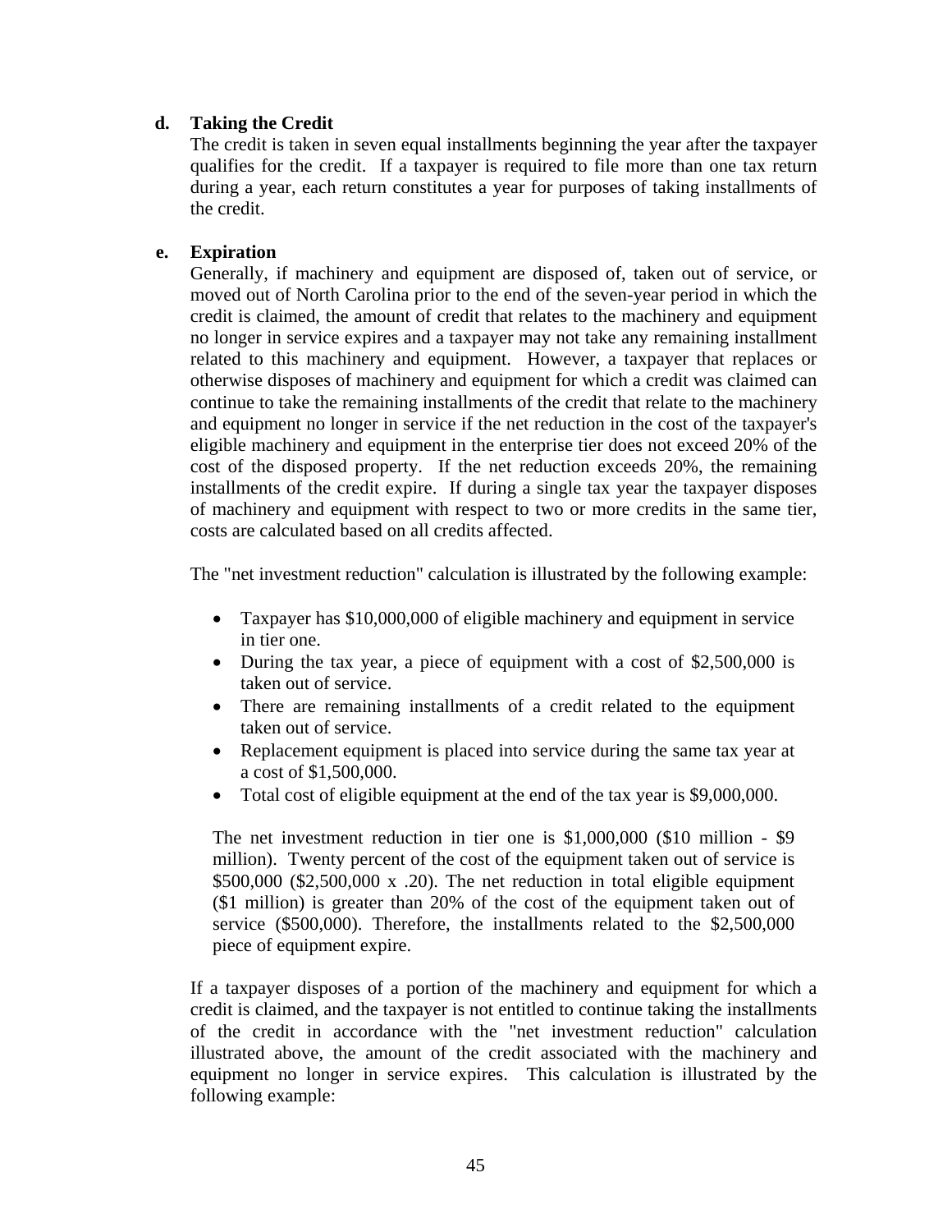### d. Taking the Credit

The credit is taken in seven equal installments beginning the year after the taxpayer qualifies for the credit. If a taxpayer is required to file more than one tax return during a year, each return constitutes a year for purposes of taking installments of the credit.

### e. Expiration

Generally, if machinery and equipment are disposed of, taken out of service, or moved out of North Carolina prior to the end of the seven-year period in which the credit is claimed, the amount of credit that relates to the machinery and equipment no longer in service expires and a taxpayer may not take any remaining installment related to this machinery and equipment. However, a taxpayer that replaces or otherwise disposes of machinery and equipment for which a credit was claimed can continue to take the remaining installments of the credit that relate to the machinery and equipment no longer in service if the net reduction in the cost of the taxpayer's eligible machinery and equipment in the enterprise tier does not exceed 20% of the cost of the disposed property. If the net reduction exceeds 20%, the remaining installments of the credit expire. If during a single tax year the taxpayer disposes of machinery and equipment with respect to two or more credits in the same tier, costs are calculated based on all credits affected.

The "net investment reduction" calculation is illustrated by the following example:

- Taxpayer has $10,000,000 of eligible machinery and equipment in service in tier one.
- During the tax year, a piece of equipment with a cost of $2,500,000 is taken out of service.
- There are remaining installments of a credit related to the equipment taken out of service.
- Replacement equipment is placed into service during the same tax year at a cost of $1,500,000.
- Total cost of eligible equipment at the end of the tax year is $9,000,000.

The net investment reduction in tier one is $1,000,000 ($10 million - $9 million). Twenty percent of the cost of the equipment taken out of service is $500,000 ($2,500,000 x .20). The net reduction in total eligible equipment ($1 million) is greater than 20% of the cost of the equipment taken out of service ($500,000). Therefore, the installments related to the $2,500,000 piece of equipment expire.

If a taxpayer disposes of a portion of the machinery and equipment for which a credit is claimed, and the taxpayer is not entitled to continue taking the installments of the credit in accordance with the "net investment reduction" calculation illustrated above, the amount of the credit associated with the machinery and equipment no longer in service expires. This calculation is illustrated by the following example: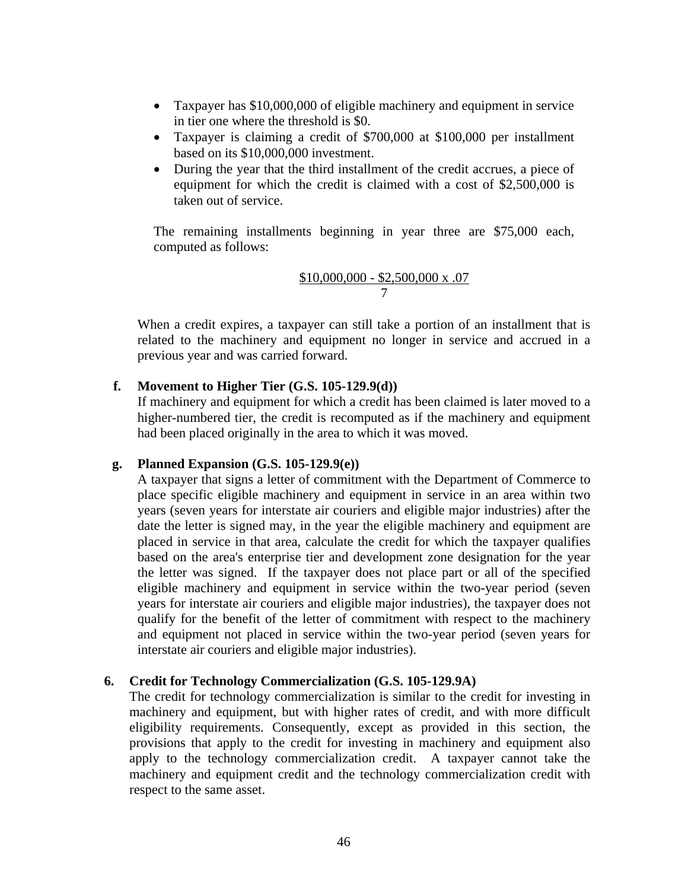- Taxpayer has \$10,000,000 of eligible machinery and equipment in service in tier one where the threshold is \$0.
- Taxpayer is claiming a credit of \$700,000 at \$100,000 per installment based on its \$10,000,000 investment.
- During the year that the third installment of the credit accrues, a piece of equipment for which the credit is claimed with a cost of \$2,500,000 is taken out of service.

The remaining installments beginning in year three are \$75,000 each, computed as follows:

$$\frac{\$10,000,000 - \$2,500,000 \times .07}{7}$$

When a credit expires, a taxpayer can still take a portion of an installment that is related to the machinery and equipment no longer in service and accrued in a previous year and was carried forward.

**f. Movement to Higher Tier (G.S. 105-129.9(d))**

If machinery and equipment for which a credit has been claimed is later moved to a higher-numbered tier, the credit is recomputed as if the machinery and equipment had been placed originally in the area to which it was moved.

**g. Planned Expansion (G.S. 105-129.9(e))**

A taxpayer that signs a letter of commitment with the Department of Commerce to place specific eligible machinery and equipment in service in an area within two years (seven years for interstate air couriers and eligible major industries) after the date the letter is signed may, in the year the eligible machinery and equipment are placed in service in that area, calculate the credit for which the taxpayer qualifies based on the area's enterprise tier and development zone designation for the year the letter was signed. If the taxpayer does not place part or all of the specified eligible machinery and equipment in service within the two-year period (seven years for interstate air couriers and eligible major industries), the taxpayer does not qualify for the benefit of the letter of commitment with respect to the machinery and equipment not placed in service within the two-year period (seven years for interstate air couriers and eligible major industries).

### 6. Credit for Technology Commercialization (G.S. 105-129.9A)

The credit for technology commercialization is similar to the credit for investing in machinery and equipment, but with higher rates of credit, and with more difficult eligibility requirements. Consequently, except as provided in this section, the provisions that apply to the credit for investing in machinery and equipment also apply to the technology commercialization credit. A taxpayer cannot take the machinery and equipment credit and the technology commercialization credit with respect to the same asset.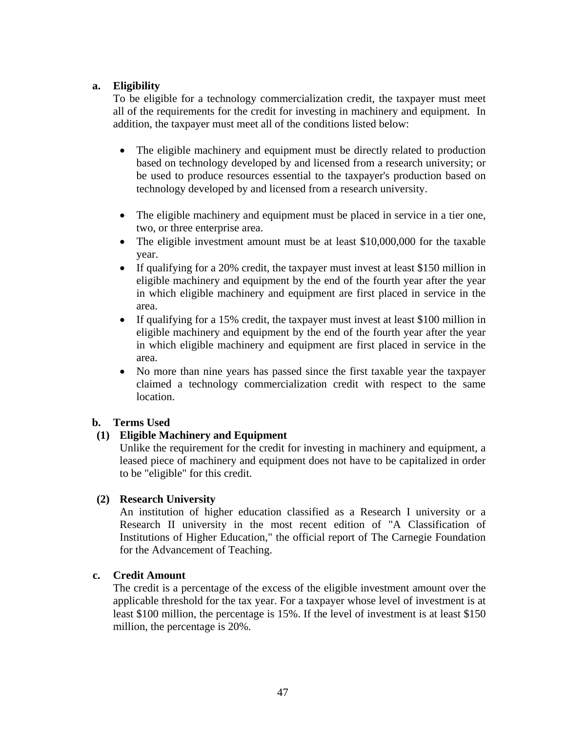**a. Eligibility**

To be eligible for a technology commercialization credit, the taxpayer must meet all of the requirements for the credit for investing in machinery and equipment. In addition, the taxpayer must meet all of the conditions listed below:

- The eligible machinery and equipment must be directly related to production based on technology developed by and licensed from a research university; or be used to produce resources essential to the taxpayer's production based on technology developed by and licensed from a research university.
- The eligible machinery and equipment must be placed in service in a tier one, two, or three enterprise area.
- The eligible investment amount must be at least $10,000,000 for the taxable year.
- If qualifying for a 20% credit, the taxpayer must invest at least $150 million in eligible machinery and equipment by the end of the fourth year after the year in which eligible machinery and equipment are first placed in service in the area.
- If qualifying for a 15% credit, the taxpayer must invest at least $100 million in eligible machinery and equipment by the end of the fourth year after the year in which eligible machinery and equipment are first placed in service in the area.
- No more than nine years has passed since the first taxable year the taxpayer claimed a technology commercialization credit with respect to the same location.

**b. Terms Used**

**(1) Eligible Machinery and Equipment**

Unlike the requirement for the credit for investing in machinery and equipment, a leased piece of machinery and equipment does not have to be capitalized in order to be "eligible" for this credit.

**(2) Research University**

An institution of higher education classified as a Research I university or a Research II university in the most recent edition of "A Classification of Institutions of Higher Education," the official report of The Carnegie Foundation for the Advancement of Teaching.

**c. Credit Amount**

The credit is a percentage of the excess of the eligible investment amount over the applicable threshold for the tax year. For a taxpayer whose level of investment is at least $100 million, the percentage is 15%. If the level of investment is at least $150 million, the percentage is 20%.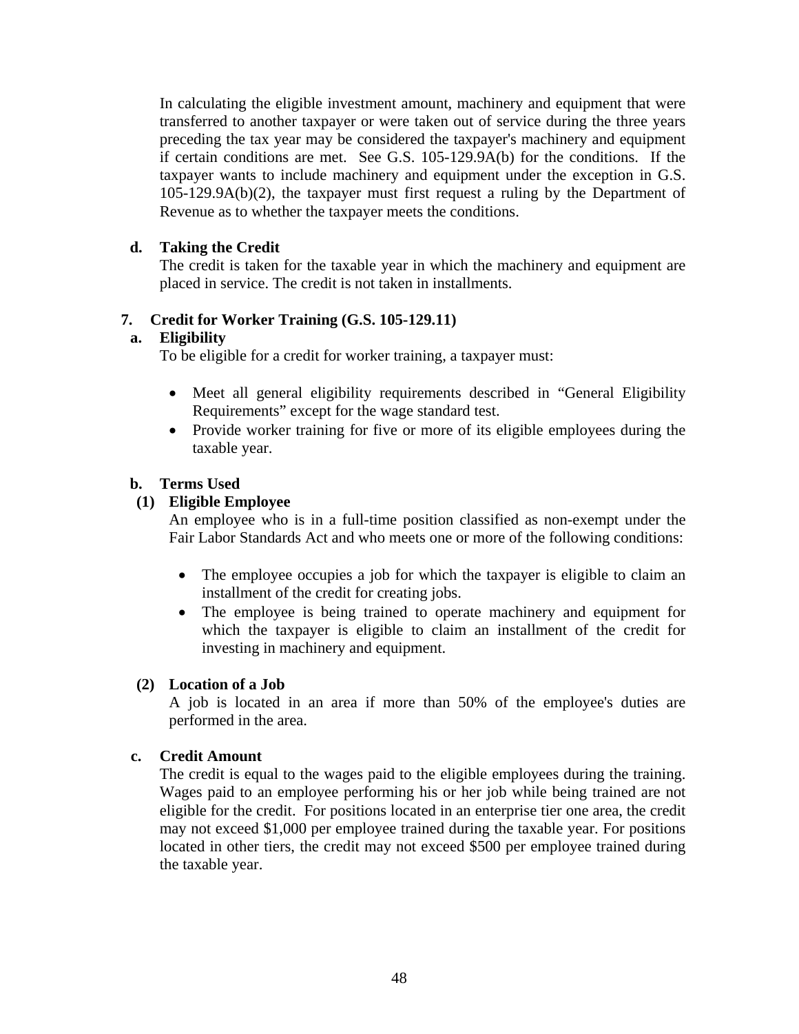In calculating the eligible investment amount, machinery and equipment that were transferred to another taxpayer or were taken out of service during the three years preceding the tax year may be considered the taxpayer's machinery and equipment if certain conditions are met. See G.S. 105-129.9A(b) for the conditions. If the taxpayer wants to include machinery and equipment under the exception in G.S. 105-129.9A(b)(2), the taxpayer must first request a ruling by the Department of Revenue as to whether the taxpayer meets the conditions.

**d. Taking the Credit**

The credit is taken for the taxable year in which the machinery and equipment are placed in service. The credit is not taken in installments.

## 7. Credit for Worker Training (G.S. 105-129.11)

**a. Eligibility**

To be eligible for a credit for worker training, a taxpayer must:

- Meet all general eligibility requirements described in “General Eligibility Requirements” except for the wage standard test.
- Provide worker training for five or more of its eligible employees during the taxable year.

**b. Terms Used**

**(1) Eligible Employee**

An employee who is in a full-time position classified as non-exempt under the Fair Labor Standards Act and who meets one or more of the following conditions:

- The employee occupies a job for which the taxpayer is eligible to claim an installment of the credit for creating jobs.
- The employee is being trained to operate machinery and equipment for which the taxpayer is eligible to claim an installment of the credit for investing in machinery and equipment.

**(2) Location of a Job**

A job is located in an area if more than 50% of the employee's duties are performed in the area.

**c. Credit Amount**

The credit is equal to the wages paid to the eligible employees during the training. Wages paid to an employee performing his or her job while being trained are not eligible for the credit. For positions located in an enterprise tier one area, the credit may not exceed $1,000 per employee trained during the taxable year. For positions located in other tiers, the credit may not exceed $500 per employee trained during the taxable year.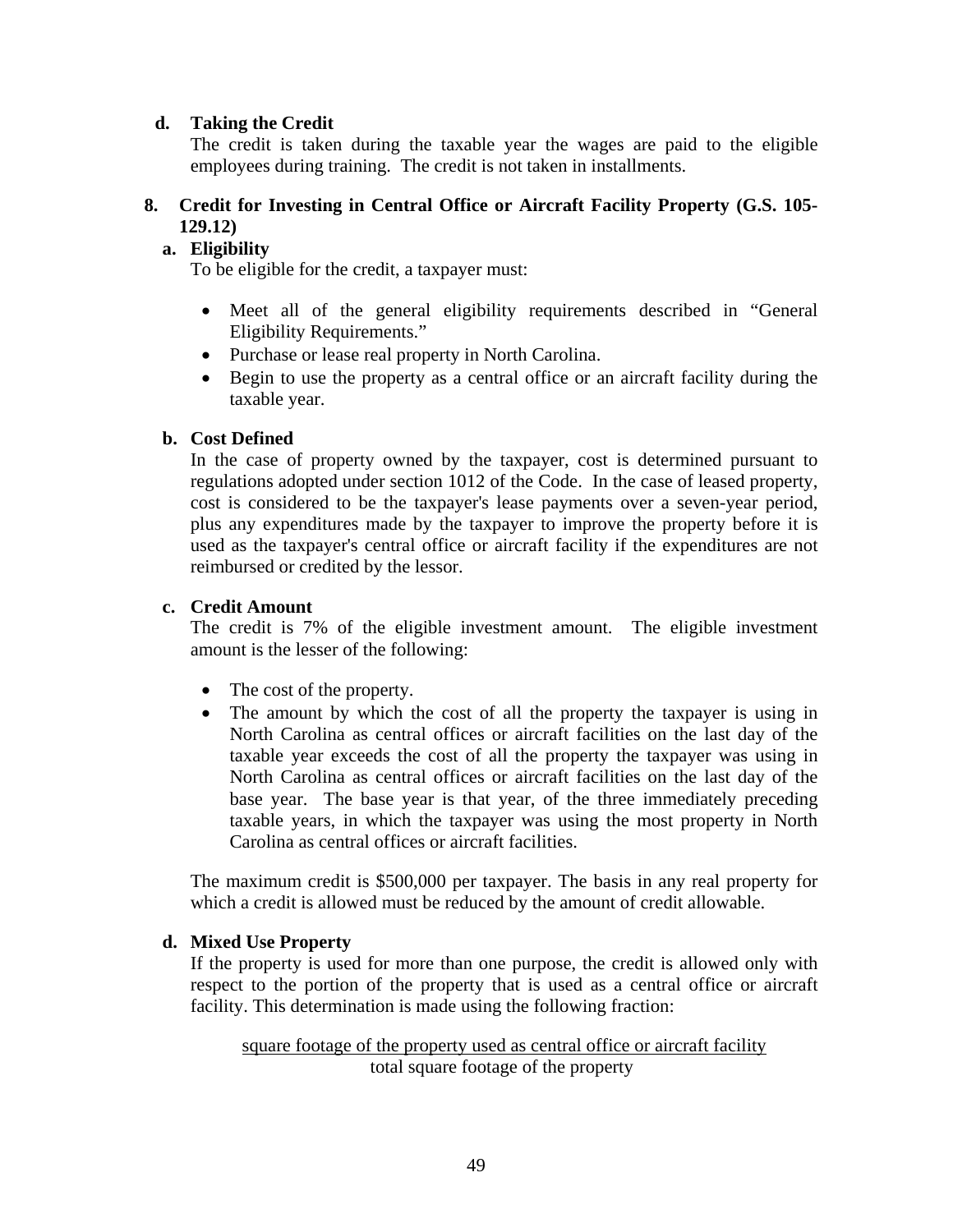#### d. Taking the Credit

The credit is taken during the taxable year the wages are paid to the eligible employees during training. The credit is not taken in installments.

### 8. Credit for Investing in Central Office or Aircraft Facility Property (G.S. 105-129.12)

#### a. Eligibility

To be eligible for the credit, a taxpayer must:

- Meet all of the general eligibility requirements described in "General Eligibility Requirements."
- Purchase or lease real property in North Carolina.
- Begin to use the property as a central office or an aircraft facility during the taxable year.

#### b. Cost Defined

In the case of property owned by the taxpayer, cost is determined pursuant to regulations adopted under section 1012 of the Code. In the case of leased property, cost is considered to be the taxpayer's lease payments over a seven-year period, plus any expenditures made by the taxpayer to improve the property before it is used as the taxpayer's central office or aircraft facility if the expenditures are not reimbursed or credited by the lessor.

#### c. Credit Amount

The credit is 7% of the eligible investment amount. The eligible investment amount is the lesser of the following:

- The cost of the property.
- The amount by which the cost of all the property the taxpayer is using in North Carolina as central offices or aircraft facilities on the last day of the taxable year exceeds the cost of all the property the taxpayer was using in North Carolina as central offices or aircraft facilities on the last day of the base year. The base year is that year, of the three immediately preceding taxable years, in which the taxpayer was using the most property in North Carolina as central offices or aircraft facilities.

The maximum credit is $500,000 per taxpayer. The basis in any real property for which a credit is allowed must be reduced by the amount of credit allowable.

#### d. Mixed Use Property

If the property is used for more than one purpose, the credit is allowed only with respect to the portion of the property that is used as a central office or aircraft facility. This determination is made using the following fraction:

$$\frac{\text{square footage of the property used as central office or aircraft facility}}{\text{total square footage of the property}}$$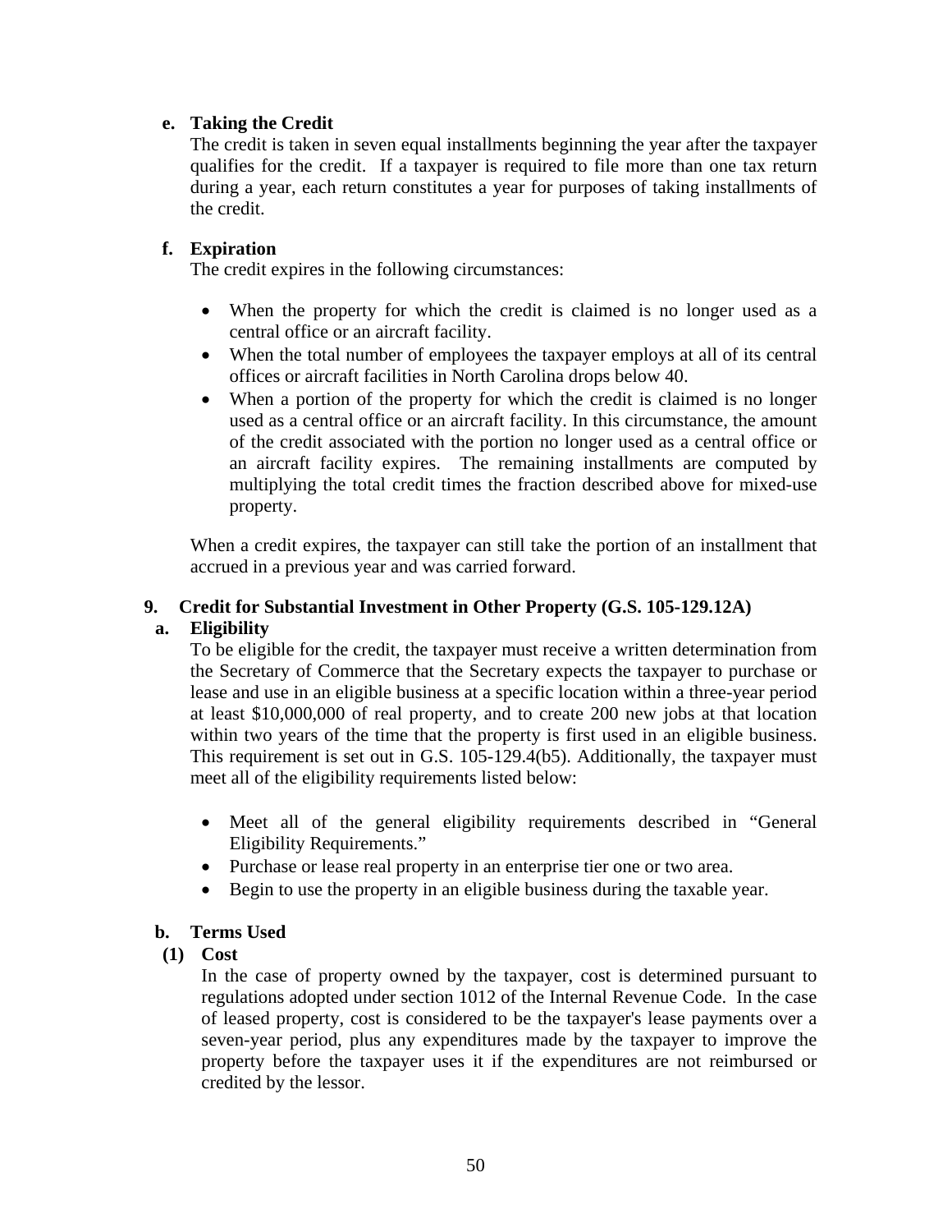**e. Taking the Credit**

The credit is taken in seven equal installments beginning the year after the taxpayer qualifies for the credit. If a taxpayer is required to file more than one tax return during a year, each return constitutes a year for purposes of taking installments of the credit.

**f. Expiration**

The credit expires in the following circumstances:

- When the property for which the credit is claimed is no longer used as a central office or an aircraft facility.
- When the total number of employees the taxpayer employs at all of its central offices or aircraft facilities in North Carolina drops below 40.
- When a portion of the property for which the credit is claimed is no longer used as a central office or an aircraft facility. In this circumstance, the amount of the credit associated with the portion no longer used as a central office or an aircraft facility expires. The remaining installments are computed by multiplying the total credit times the fraction described above for mixed-use property.

When a credit expires, the taxpayer can still take the portion of an installment that accrued in a previous year and was carried forward.

## 9. Credit for Substantial Investment in Other Property (G.S. 105-129.12A)

**a. Eligibility**

To be eligible for the credit, the taxpayer must receive a written determination from the Secretary of Commerce that the Secretary expects the taxpayer to purchase or lease and use in an eligible business at a specific location within a three-year period at least $10,000,000 of real property, and to create 200 new jobs at that location within two years of the time that the property is first used in an eligible business. This requirement is set out in G.S. 105-129.4(b5). Additionally, the taxpayer must meet all of the eligibility requirements listed below:

- Meet all of the general eligibility requirements described in "General Eligibility Requirements."
- Purchase or lease real property in an enterprise tier one or two area.
- Begin to use the property in an eligible business during the taxable year.

**b. Terms Used**

**(1) Cost**

In the case of property owned by the taxpayer, cost is determined pursuant to regulations adopted under section 1012 of the Internal Revenue Code. In the case of leased property, cost is considered to be the taxpayer's lease payments over a seven-year period, plus any expenditures made by the taxpayer to improve the property before the taxpayer uses it if the expenditures are not reimbursed or credited by the lessor.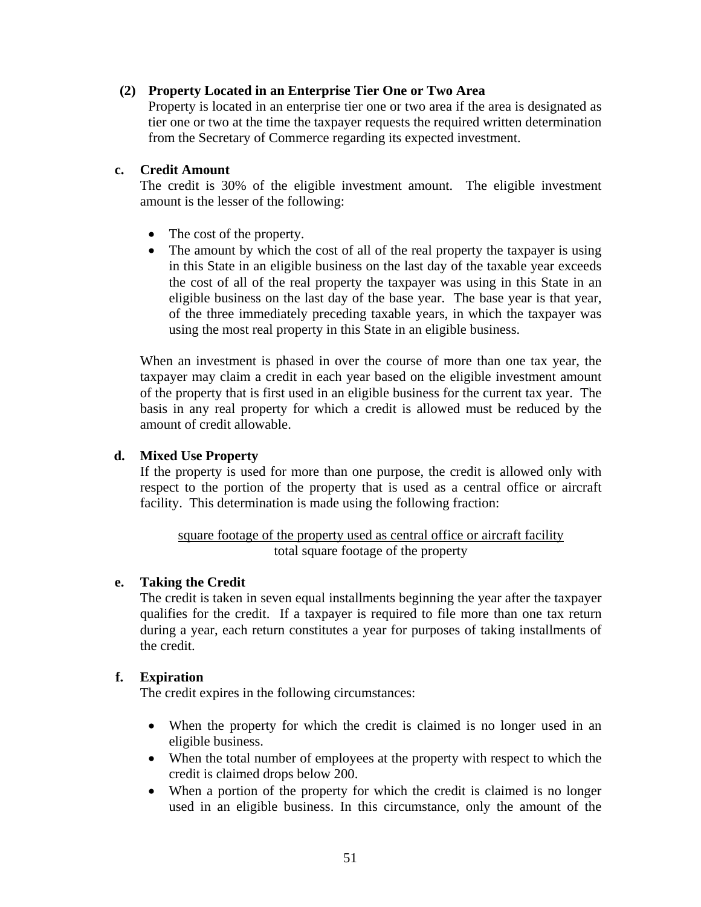**(2) Property Located in an Enterprise Tier One or Two Area**

Property is located in an enterprise tier one or two area if the area is designated as tier one or two at the time the taxpayer requests the required written determination from the Secretary of Commerce regarding its expected investment.

**c. Credit Amount**

The credit is 30% of the eligible investment amount. The eligible investment amount is the lesser of the following:

- The cost of the property.
- The amount by which the cost of all of the real property the taxpayer is using in this State in an eligible business on the last day of the taxable year exceeds the cost of all of the real property the taxpayer was using in this State in an eligible business on the last day of the base year. The base year is that year, of the three immediately preceding taxable years, in which the taxpayer was using the most real property in this State in an eligible business.

When an investment is phased in over the course of more than one tax year, the taxpayer may claim a credit in each year based on the eligible investment amount of the property that is first used in an eligible business for the current tax year. The basis in any real property for which a credit is allowed must be reduced by the amount of credit allowable.

**d. Mixed Use Property**

If the property is used for more than one purpose, the credit is allowed only with respect to the portion of the property that is used as a central office or aircraft facility. This determination is made using the following fraction:

$$\frac{\text{square footage of the property used as central office or aircraft facility}}{\text{total square footage of the property}}$$

**e. Taking the Credit**

The credit is taken in seven equal installments beginning the year after the taxpayer qualifies for the credit. If a taxpayer is required to file more than one tax return during a year, each return constitutes a year for purposes of taking installments of the credit.

**f. Expiration**

The credit expires in the following circumstances:

- When the property for which the credit is claimed is no longer used in an eligible business.
- When the total number of employees at the property with respect to which the credit is claimed drops below 200.
- When a portion of the property for which the credit is claimed is no longer used in an eligible business. In this circumstance, only the amount of the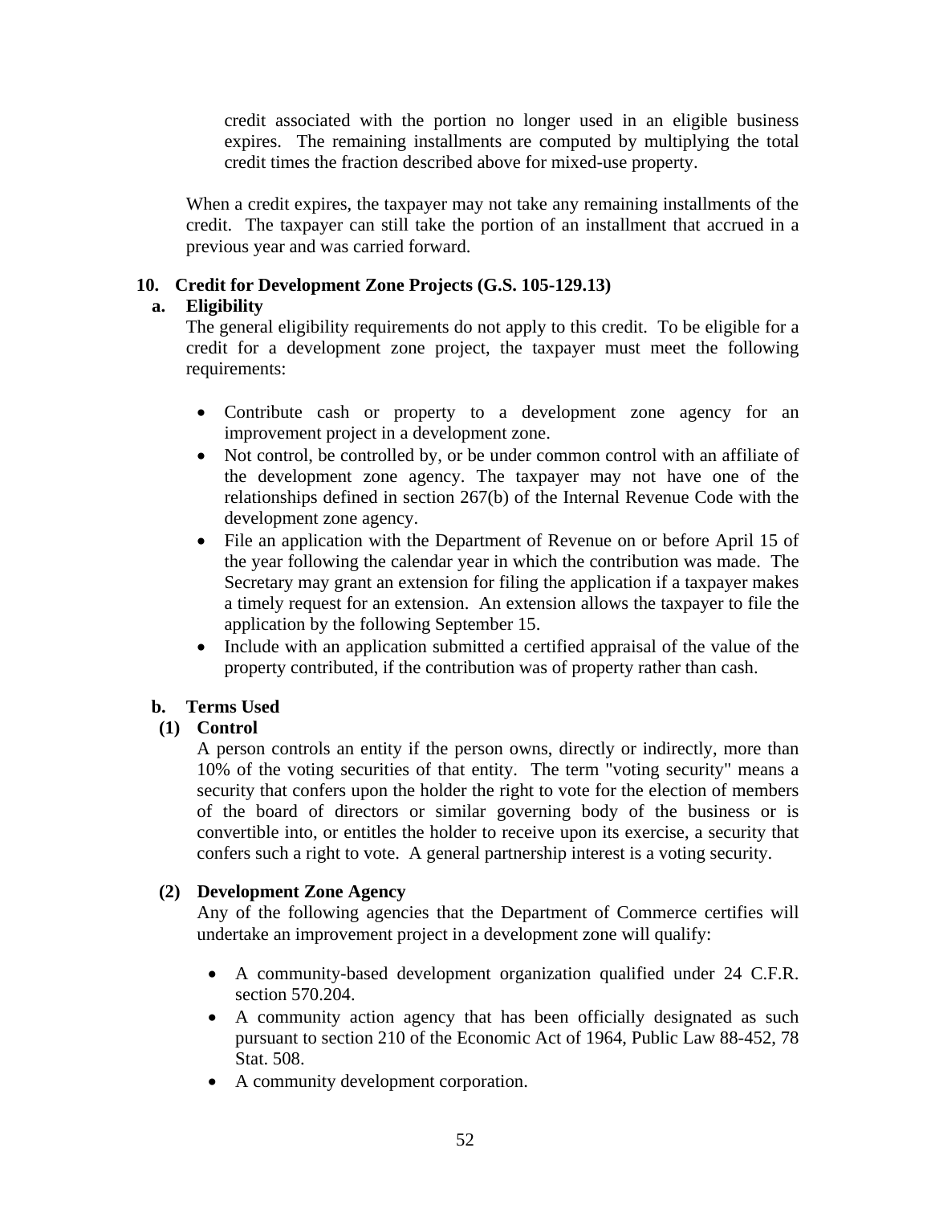credit associated with the portion no longer used in an eligible business expires. The remaining installments are computed by multiplying the total credit times the fraction described above for mixed-use property.

When a credit expires, the taxpayer may not take any remaining installments of the credit. The taxpayer can still take the portion of an installment that accrued in a previous year and was carried forward.

### 10. Credit for Development Zone Projects (G.S. 105-129.13)

#### a. Eligibility

The general eligibility requirements do not apply to this credit. To be eligible for a credit for a development zone project, the taxpayer must meet the following requirements:

- Contribute cash or property to a development zone agency for an improvement project in a development zone.
- Not control, be controlled by, or be under common control with an affiliate of the development zone agency. The taxpayer may not have one of the relationships defined in section 267(b) of the Internal Revenue Code with the development zone agency.
- File an application with the Department of Revenue on or before April 15 of the year following the calendar year in which the contribution was made. The Secretary may grant an extension for filing the application if a taxpayer makes a timely request for an extension. An extension allows the taxpayer to file the application by the following September 15.
- Include with an application submitted a certified appraisal of the value of the property contributed, if the contribution was of property rather than cash.

#### b. Terms Used

##### (1) Control

A person controls an entity if the person owns, directly or indirectly, more than 10% of the voting securities of that entity. The term "voting security" means a security that confers upon the holder the right to vote for the election of members of the board of directors or similar governing body of the business or is convertible into, or entitles the holder to receive upon its exercise, a security that confers such a right to vote. A general partnership interest is a voting security.

##### (2) Development Zone Agency

Any of the following agencies that the Department of Commerce certifies will undertake an improvement project in a development zone will qualify:

- A community-based development organization qualified under 24 C.F.R. section 570.204.
- A community action agency that has been officially designated as such pursuant to section 210 of the Economic Act of 1964, Public Law 88-452, 78 Stat. 508.
- A community development corporation.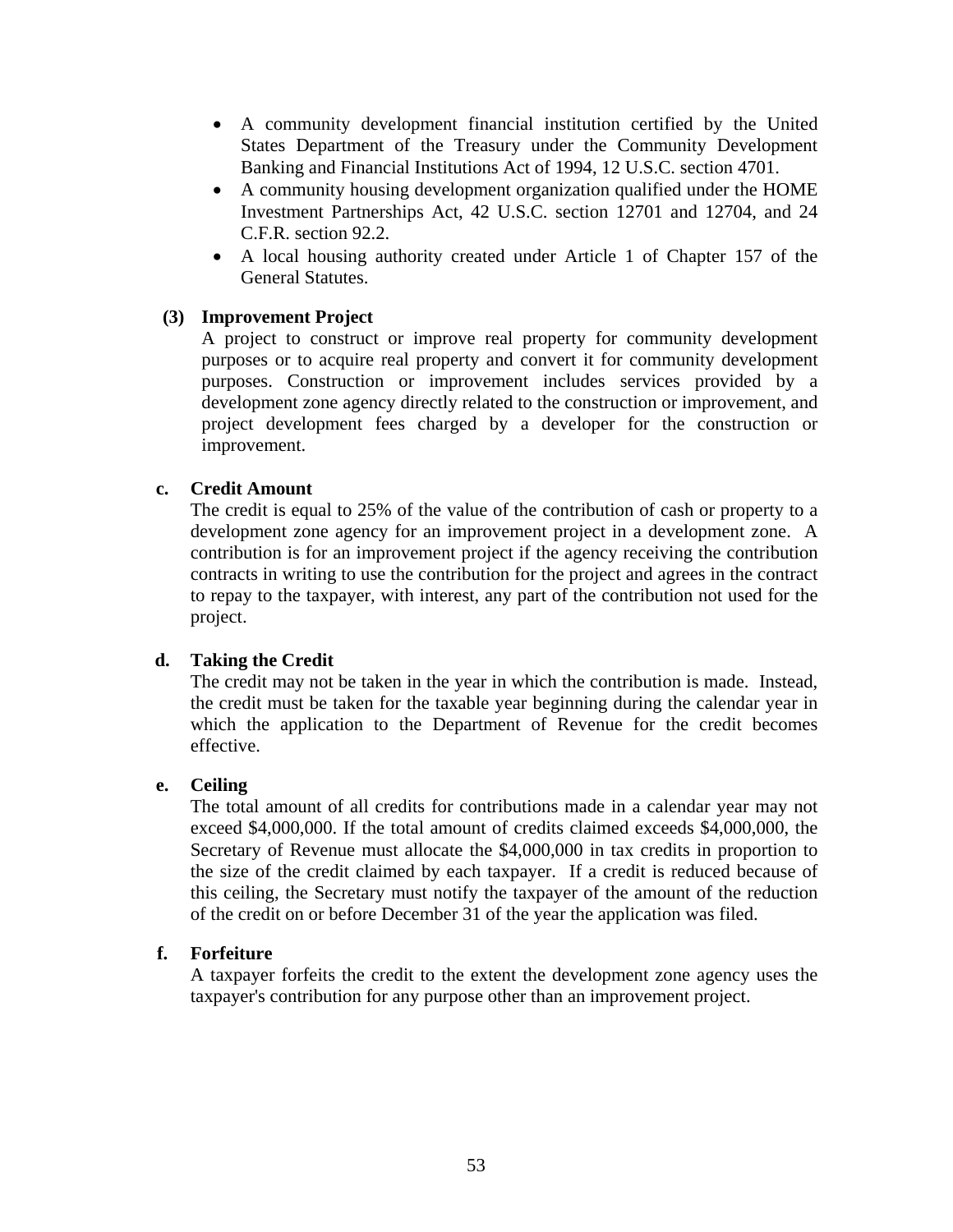- A community development financial institution certified by the United States Department of the Treasury under the Community Development Banking and Financial Institutions Act of 1994, 12 U.S.C. section 4701.
- A community housing development organization qualified under the HOME Investment Partnerships Act, 42 U.S.C. section 12701 and 12704, and 24 C.F.R. section 92.2.
- A local housing authority created under Article 1 of Chapter 157 of the General Statutes.

**(3) Improvement Project**

A project to construct or improve real property for community development purposes or to acquire real property and convert it for community development purposes. Construction or improvement includes services provided by a development zone agency directly related to the construction or improvement, and project development fees charged by a developer for the construction or improvement.

**c. Credit Amount**

The credit is equal to 25% of the value of the contribution of cash or property to a development zone agency for an improvement project in a development zone. A contribution is for an improvement project if the agency receiving the contribution contracts in writing to use the contribution for the project and agrees in the contract to repay to the taxpayer, with interest, any part of the contribution not used for the project.

**d. Taking the Credit**

The credit may not be taken in the year in which the contribution is made. Instead, the credit must be taken for the taxable year beginning during the calendar year in which the application to the Department of Revenue for the credit becomes effective.

**e. Ceiling**

The total amount of all credits for contributions made in a calendar year may not exceed $4,000,000. If the total amount of credits claimed exceeds $4,000,000, the Secretary of Revenue must allocate the $4,000,000 in tax credits in proportion to the size of the credit claimed by each taxpayer. If a credit is reduced because of this ceiling, the Secretary must notify the taxpayer of the amount of the reduction of the credit on or before December 31 of the year the application was filed.

**f. Forfeiture**

A taxpayer forfeits the credit to the extent the development zone agency uses the taxpayer's contribution for any purpose other than an improvement project.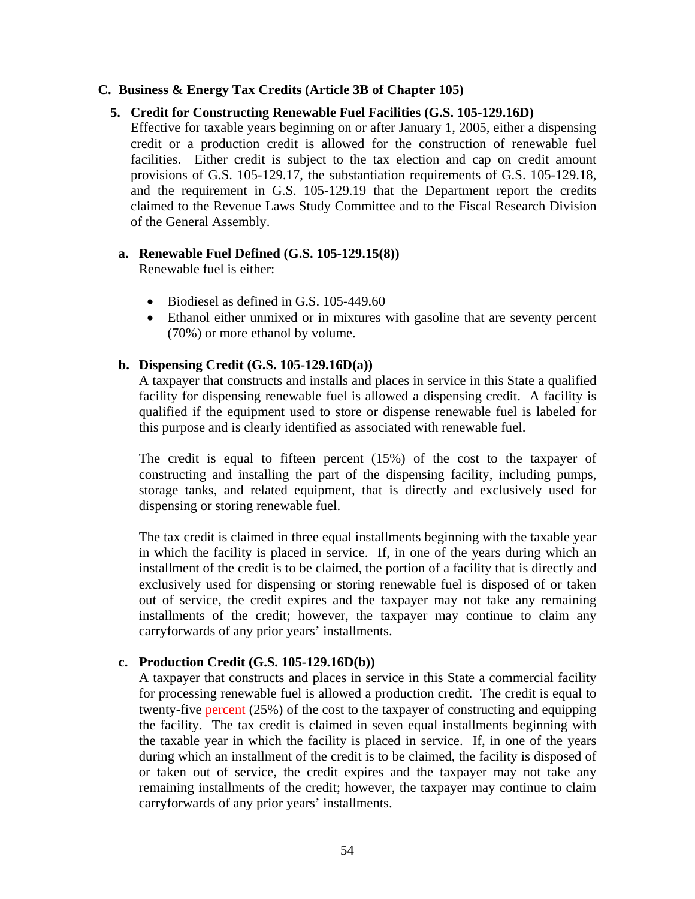## C. Business & Energy Tax Credits (Article 3B of Chapter 105)

### 5. Credit for Constructing Renewable Fuel Facilities (G.S. 105-129.16D)

Effective for taxable years beginning on or after January 1, 2005, either a dispensing credit or a production credit is allowed for the construction of renewable fuel facilities. Either credit is subject to the tax election and cap on credit amount provisions of G.S. 105-129.17, the substantiation requirements of G.S. 105-129.18, and the requirement in G.S. 105-129.19 that the Department report the credits claimed to the Revenue Laws Study Committee and to the Fiscal Research Division of the General Assembly.

#### a. Renewable Fuel Defined (G.S. 105-129.15(8))

Renewable fuel is either:

- Biodiesel as defined in G.S. 105-449.60
- Ethanol either unmixed or in mixtures with gasoline that are seventy percent (70%) or more ethanol by volume.

#### b. Dispensing Credit (G.S. 105-129.16D(a))

A taxpayer that constructs and installs and places in service in this State a qualified facility for dispensing renewable fuel is allowed a dispensing credit. A facility is qualified if the equipment used to store or dispense renewable fuel is labeled for this purpose and is clearly identified as associated with renewable fuel.

The credit is equal to fifteen percent (15%) of the cost to the taxpayer of constructing and installing the part of the dispensing facility, including pumps, storage tanks, and related equipment, that is directly and exclusively used for dispensing or storing renewable fuel.

The tax credit is claimed in three equal installments beginning with the taxable year in which the facility is placed in service. If, in one of the years during which an installment of the credit is to be claimed, the portion of a facility that is directly and exclusively used for dispensing or storing renewable fuel is disposed of or taken out of service, the credit expires and the taxpayer may not take any remaining installments of the credit; however, the taxpayer may continue to claim any carryforwards of any prior years' installments.

#### c. Production Credit (G.S. 105-129.16D(b))

A taxpayer that constructs and places in service in this State a commercial facility for processing renewable fuel is allowed a production credit. The credit is equal to twenty-five percent (25%) of the cost to the taxpayer of constructing and equipping the facility. The tax credit is claimed in seven equal installments beginning with the taxable year in which the facility is placed in service. If, in one of the years during which an installment of the credit is to be claimed, the facility is disposed of or taken out of service, the credit expires and the taxpayer may not take any remaining installments of the credit; however, the taxpayer may continue to claim carryforwards of any prior years' installments.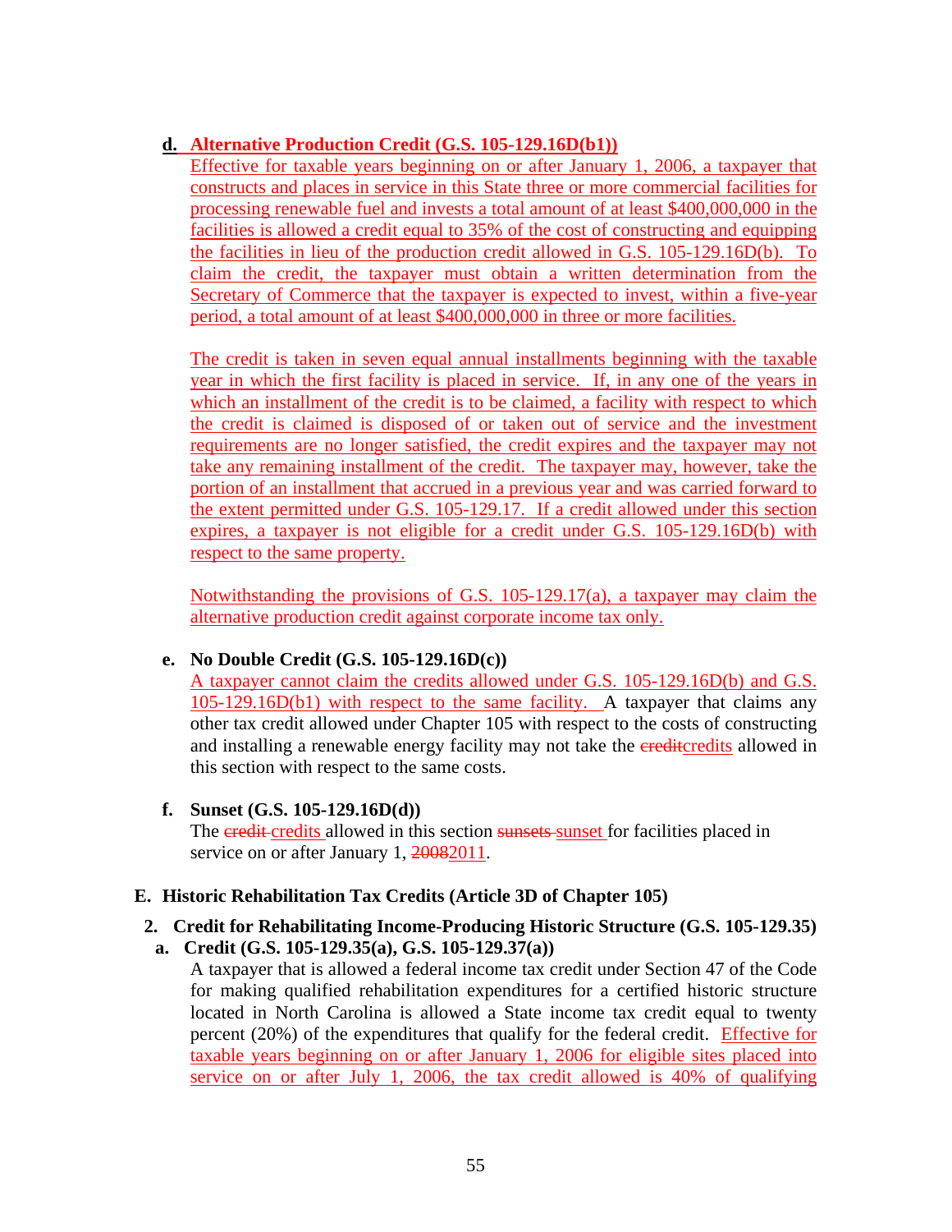**d. Alternative Production Credit (G.S. 105-129.16D(b1))**

Effective for taxable years beginning on or after January 1, 2006, a taxpayer that constructs and places in service in this State three or more commercial facilities for processing renewable fuel and invests a total amount of at least $400,000,000 in the facilities is allowed a credit equal to 35% of the cost of constructing and equipping the facilities in lieu of the production credit allowed in G.S. 105-129.16D(b). To claim the credit, the taxpayer must obtain a written determination from the Secretary of Commerce that the taxpayer is expected to invest, within a five-year period, a total amount of at least $400,000,000 in three or more facilities.

The credit is taken in seven equal annual installments beginning with the taxable year in which the first facility is placed in service. If, in any one of the years in which an installment of the credit is to be claimed, a facility with respect to which the credit is claimed is disposed of or taken out of service and the investment requirements are no longer satisfied, the credit expires and the taxpayer may not take any remaining installment of the credit. The taxpayer may, however, take the portion of an installment that accrued in a previous year and was carried forward to the extent permitted under G.S. 105-129.17. If a credit allowed under this section expires, a taxpayer is not eligible for a credit under G.S. 105-129.16D(b) with respect to the same property.

Notwithstanding the provisions of G.S. 105-129.17(a), a taxpayer may claim the alternative production credit against corporate income tax only.

**e. No Double Credit (G.S. 105-129.16D(c))**

A taxpayer cannot claim the credits allowed under G.S. 105-129.16D(b) and G.S. 105-129.16D(b1) with respect to the same facility. A taxpayer that claims any other tax credit allowed under Chapter 105 with respect to the costs of constructing and installing a renewable energy facility may not take the ~~credit~~credits allowed in this section with respect to the same costs.

**f. Sunset (G.S. 105-129.16D(d))**

The ~~credit~~ credits allowed in this section ~~sunsets~~ sunset for facilities placed in service on or after January 1, ~~2008~~2011.

## E. Historic Rehabilitation Tax Credits (Article 3D of Chapter 105)

### 2. Credit for Rehabilitating Income-Producing Historic Structure (G.S. 105-129.35)

**a. Credit (G.S. 105-129.35(a), G.S. 105-129.37(a))**

A taxpayer that is allowed a federal income tax credit under Section 47 of the Code for making qualified rehabilitation expenditures for a certified historic structure located in North Carolina is allowed a State income tax credit equal to twenty percent (20%) of the expenditures that qualify for the federal credit. Effective for taxable years beginning on or after January 1, 2006 for eligible sites placed into service on or after July 1, 2006, the tax credit allowed is 40% of qualifying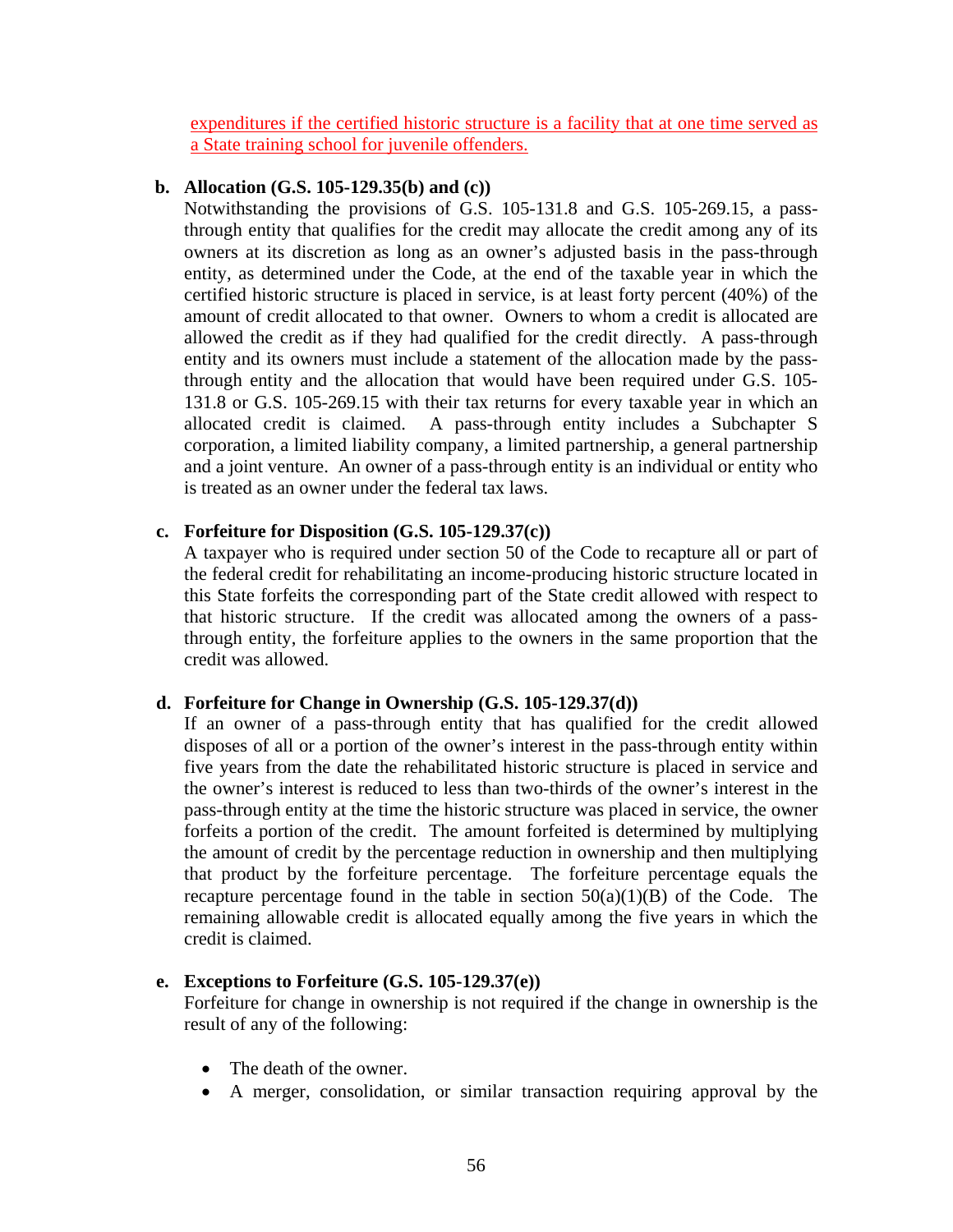expenditures if the certified historic structure is a facility that at one time served as a State training school for juvenile offenders.

**b. Allocation (G.S. 105-129.35(b) and (c))**

Notwithstanding the provisions of G.S. 105-131.8 and G.S. 105-269.15, a pass-through entity that qualifies for the credit may allocate the credit among any of its owners at its discretion as long as an owner's adjusted basis in the pass-through entity, as determined under the Code, at the end of the taxable year in which the certified historic structure is placed in service, is at least forty percent (40%) of the amount of credit allocated to that owner. Owners to whom a credit is allocated are allowed the credit as if they had qualified for the credit directly. A pass-through entity and its owners must include a statement of the allocation made by the pass-through entity and the allocation that would have been required under G.S. 105-131.8 or G.S. 105-269.15 with their tax returns for every taxable year in which an allocated credit is claimed. A pass-through entity includes a Subchapter S corporation, a limited liability company, a limited partnership, a general partnership and a joint venture. An owner of a pass-through entity is an individual or entity who is treated as an owner under the federal tax laws.

**c. Forfeiture for Disposition (G.S. 105-129.37(c))**

A taxpayer who is required under section 50 of the Code to recapture all or part of the federal credit for rehabilitating an income-producing historic structure located in this State forfeits the corresponding part of the State credit allowed with respect to that historic structure. If the credit was allocated among the owners of a pass-through entity, the forfeiture applies to the owners in the same proportion that the credit was allowed.

**d. Forfeiture for Change in Ownership (G.S. 105-129.37(d))**

If an owner of a pass-through entity that has qualified for the credit allowed disposes of all or a portion of the owner's interest in the pass-through entity within five years from the date the rehabilitated historic structure is placed in service and the owner's interest is reduced to less than two-thirds of the owner's interest in the pass-through entity at the time the historic structure was placed in service, the owner forfeits a portion of the credit. The amount forfeited is determined by multiplying the amount of credit by the percentage reduction in ownership and then multiplying that product by the forfeiture percentage. The forfeiture percentage equals the recapture percentage found in the table in section 50(a)(1)(B) of the Code. The remaining allowable credit is allocated equally among the five years in which the credit is claimed.

**e. Exceptions to Forfeiture (G.S. 105-129.37(e))**

Forfeiture for change in ownership is not required if the change in ownership is the result of any of the following:

- The death of the owner.
- A merger, consolidation, or similar transaction requiring approval by the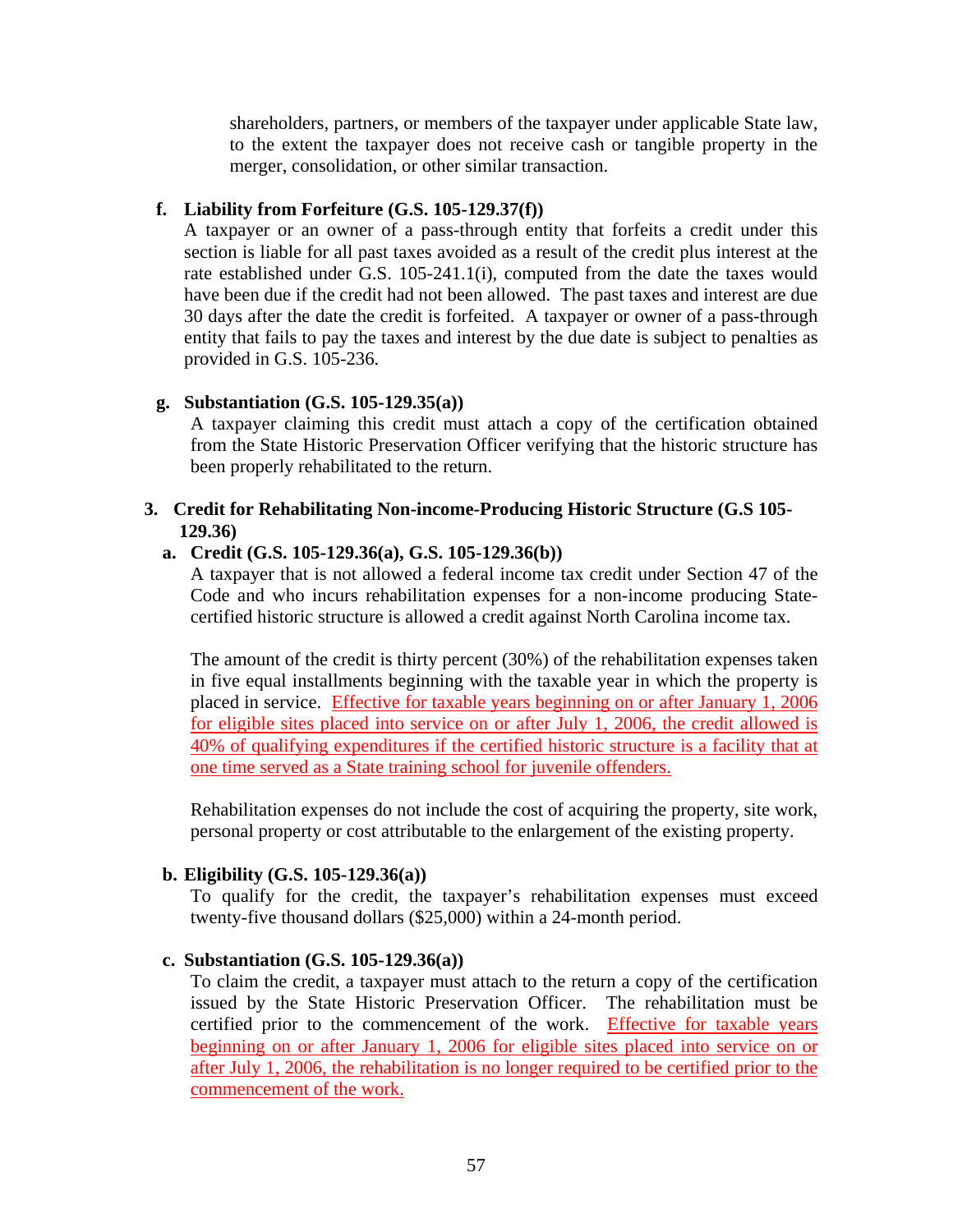shareholders, partners, or members of the taxpayer under applicable State law, to the extent the taxpayer does not receive cash or tangible property in the merger, consolidation, or other similar transaction.

**f. Liability from Forfeiture (G.S. 105-129.37(f))**

A taxpayer or an owner of a pass-through entity that forfeits a credit under this section is liable for all past taxes avoided as a result of the credit plus interest at the rate established under G.S. 105-241.1(i), computed from the date the taxes would have been due if the credit had not been allowed. The past taxes and interest are due 30 days after the date the credit is forfeited. A taxpayer or owner of a pass-through entity that fails to pay the taxes and interest by the due date is subject to penalties as provided in G.S. 105-236.

**g. Substantiation (G.S. 105-129.35(a))**

A taxpayer claiming this credit must attach a copy of the certification obtained from the State Historic Preservation Officer verifying that the historic structure has been properly rehabilitated to the return.

### 3. Credit for Rehabilitating Non-income-Producing Historic Structure (G.S 105-129.36)

**a. Credit (G.S. 105-129.36(a), G.S. 105-129.36(b))**

A taxpayer that is not allowed a federal income tax credit under Section 47 of the Code and who incurs rehabilitation expenses for a non-income producing State-certified historic structure is allowed a credit against North Carolina income tax.

The amount of the credit is thirty percent (30%) of the rehabilitation expenses taken in five equal installments beginning with the taxable year in which the property is placed in service. <u>Effective for taxable years beginning on or after January 1, 2006 for eligible sites placed into service on or after July 1, 2006, the credit allowed is 40% of qualifying expenditures if the certified historic structure is a facility that at one time served as a State training school for juvenile offenders.</u>

Rehabilitation expenses do not include the cost of acquiring the property, site work, personal property or cost attributable to the enlargement of the existing property.

**b. Eligibility (G.S. 105-129.36(a))**

To qualify for the credit, the taxpayer's rehabilitation expenses must exceed twenty-five thousand dollars ($25,000) within a 24-month period.

**c. Substantiation (G.S. 105-129.36(a))**

To claim the credit, a taxpayer must attach to the return a copy of the certification issued by the State Historic Preservation Officer. The rehabilitation must be certified prior to the commencement of the work. <u>Effective for taxable years beginning on or after January 1, 2006 for eligible sites placed into service on or after July 1, 2006, the rehabilitation is no longer required to be certified prior to the commencement of the work.</u>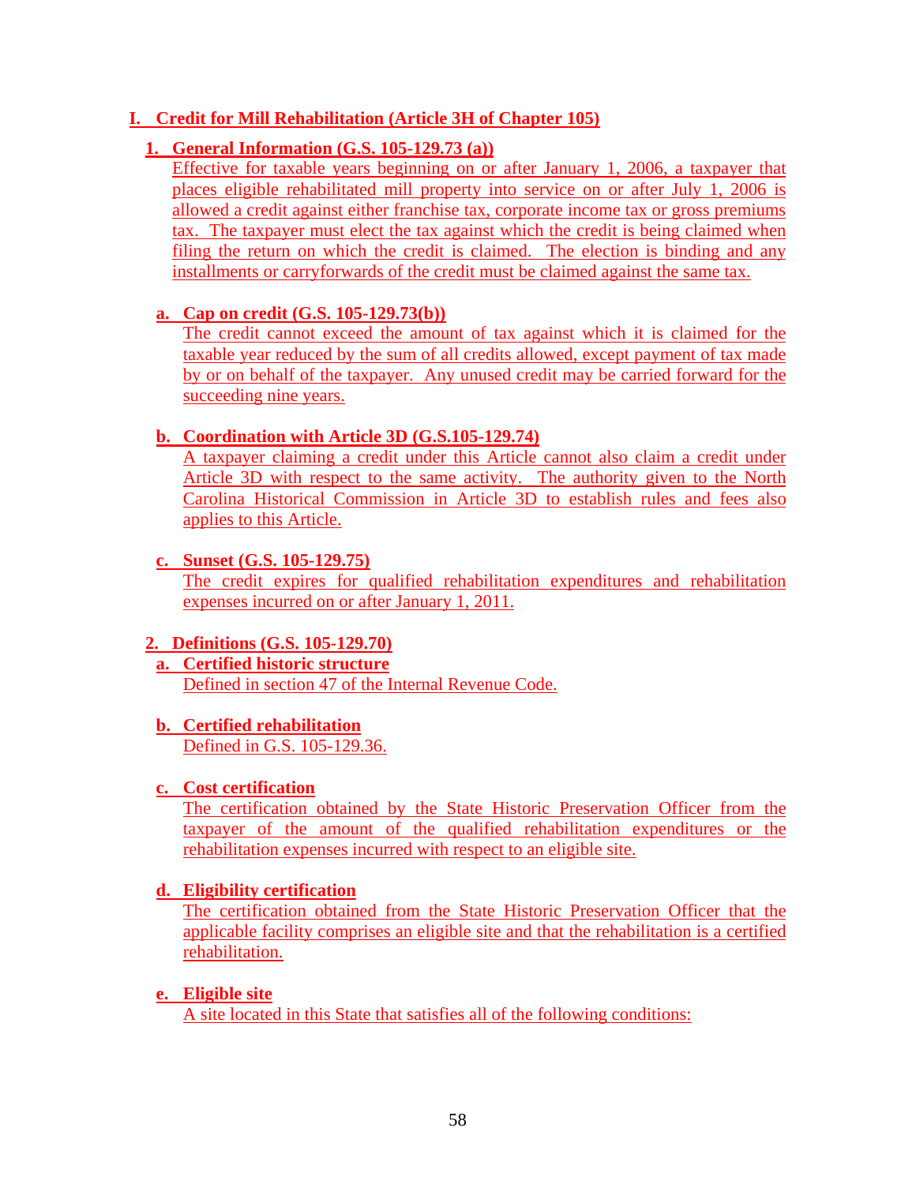## I. Credit for Mill Rehabilitation (Article 3H of Chapter 105)

### 1. General Information (G.S. 105-129.73 (a))

Effective for taxable years beginning on or after January 1, 2006, a taxpayer that places eligible rehabilitated mill property into service on or after July 1, 2006 is allowed a credit against either franchise tax, corporate income tax or gross premiums tax. The taxpayer must elect the tax against which the credit is being claimed when filing the return on which the credit is claimed. The election is binding and any installments or carryforwards of the credit must be claimed against the same tax.

#### a. Cap on credit (G.S. 105-129.73(b))

The credit cannot exceed the amount of tax against which it is claimed for the taxable year reduced by the sum of all credits allowed, except payment of tax made by or on behalf of the taxpayer. Any unused credit may be carried forward for the succeeding nine years.

#### b. Coordination with Article 3D (G.S.105-129.74)

A taxpayer claiming a credit under this Article cannot also claim a credit under Article 3D with respect to the same activity. The authority given to the North Carolina Historical Commission in Article 3D to establish rules and fees also applies to this Article.

#### c. Sunset (G.S. 105-129.75)

The credit expires for qualified rehabilitation expenditures and rehabilitation expenses incurred on or after January 1, 2011.

### 2. Definitions (G.S. 105-129.70)

#### a. Certified historic structure

Defined in section 47 of the Internal Revenue Code.

#### b. Certified rehabilitation

Defined in G.S. 105-129.36.

#### c. Cost certification

The certification obtained by the State Historic Preservation Officer from the taxpayer of the amount of the qualified rehabilitation expenditures or the rehabilitation expenses incurred with respect to an eligible site.

#### d. Eligibility certification

The certification obtained from the State Historic Preservation Officer that the applicable facility comprises an eligible site and that the rehabilitation is a certified rehabilitation.

#### e. Eligible site

A site located in this State that satisfies all of the following conditions: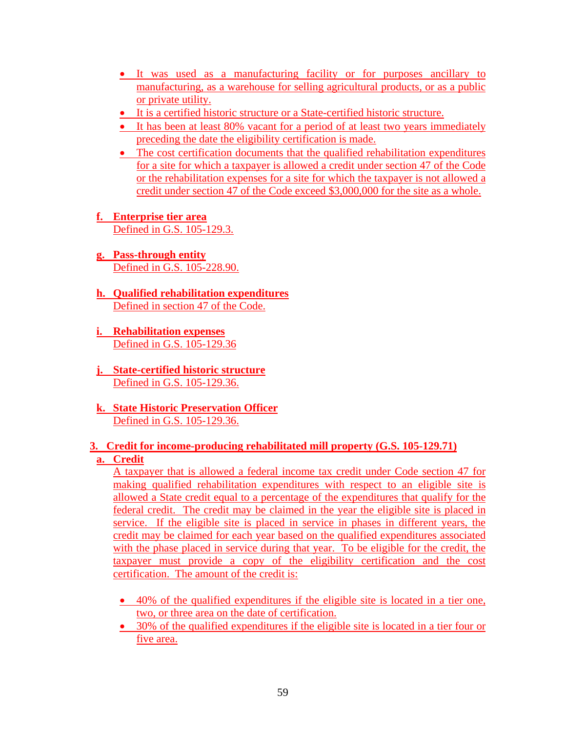- It was used as a manufacturing facility or for purposes ancillary to manufacturing, as a warehouse for selling agricultural products, or as a public or private utility.
- It is a certified historic structure or a State-certified historic structure.
- It has been at least 80% vacant for a period of at least two years immediately preceding the date the eligibility certification is made.
- The cost certification documents that the qualified rehabilitation expenditures for a site for which a taxpayer is allowed a credit under section 47 of the Code or the rehabilitation expenses for a site for which the taxpayer is not allowed a credit under section 47 of the Code exceed $3,000,000 for the site as a whole.

**f. Enterprise tier area**
Defined in G.S. 105-129.3.

**g. Pass-through entity**
Defined in G.S. 105-228.90.

**h. Qualified rehabilitation expenditures**
Defined in section 47 of the Code.

**i. Rehabilitation expenses**
Defined in G.S. 105-129.36

**j. State-certified historic structure**
Defined in G.S. 105-129.36.

**k. State Historic Preservation Officer**
Defined in G.S. 105-129.36.

**3. Credit for income-producing rehabilitated mill property (G.S. 105-129.71)**

**a. Credit**

A taxpayer that is allowed a federal income tax credit under Code section 47 for making qualified rehabilitation expenditures with respect to an eligible site is allowed a State credit equal to a percentage of the expenditures that qualify for the federal credit. The credit may be claimed in the year the eligible site is placed in service. If the eligible site is placed in service in phases in different years, the credit may be claimed for each year based on the qualified expenditures associated with the phase placed in service during that year. To be eligible for the credit, the taxpayer must provide a copy of the eligibility certification and the cost certification. The amount of the credit is:

- 40% of the qualified expenditures if the eligible site is located in a tier one, two, or three area on the date of certification.
- 30% of the qualified expenditures if the eligible site is located in a tier four or five area.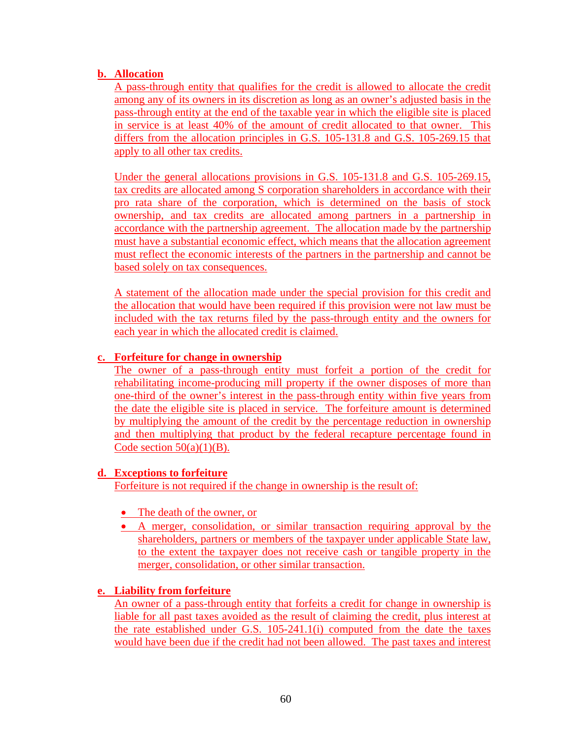**b. Allocation**

A pass-through entity that qualifies for the credit is allowed to allocate the credit among any of its owners in its discretion as long as an owner's adjusted basis in the pass-through entity at the end of the taxable year in which the eligible site is placed in service is at least 40% of the amount of credit allocated to that owner. This differs from the allocation principles in G.S. 105-131.8 and G.S. 105-269.15 that apply to all other tax credits.

Under the general allocations provisions in G.S. 105-131.8 and G.S. 105-269.15, tax credits are allocated among S corporation shareholders in accordance with their pro rata share of the corporation, which is determined on the basis of stock ownership, and tax credits are allocated among partners in a partnership in accordance with the partnership agreement. The allocation made by the partnership must have a substantial economic effect, which means that the allocation agreement must reflect the economic interests of the partners in the partnership and cannot be based solely on tax consequences.

A statement of the allocation made under the special provision for this credit and the allocation that would have been required if this provision were not law must be included with the tax returns filed by the pass-through entity and the owners for each year in which the allocated credit is claimed.

**c. Forfeiture for change in ownership**

The owner of a pass-through entity must forfeit a portion of the credit for rehabilitating income-producing mill property if the owner disposes of more than one-third of the owner's interest in the pass-through entity within five years from the date the eligible site is placed in service. The forfeiture amount is determined by multiplying the amount of the credit by the percentage reduction in ownership and then multiplying that product by the federal recapture percentage found in Code section 50(a)(1)(B).

**d. Exceptions to forfeiture**

Forfeiture is not required if the change in ownership is the result of:

- The death of the owner, or
- A merger, consolidation, or similar transaction requiring approval by the shareholders, partners or members of the taxpayer under applicable State law, to the extent the taxpayer does not receive cash or tangible property in the merger, consolidation, or other similar transaction.

**e. Liability from forfeiture**

An owner of a pass-through entity that forfeits a credit for change in ownership is liable for all past taxes avoided as the result of claiming the credit, plus interest at the rate established under G.S. 105-241.1(i) computed from the date the taxes would have been due if the credit had not been allowed. The past taxes and interest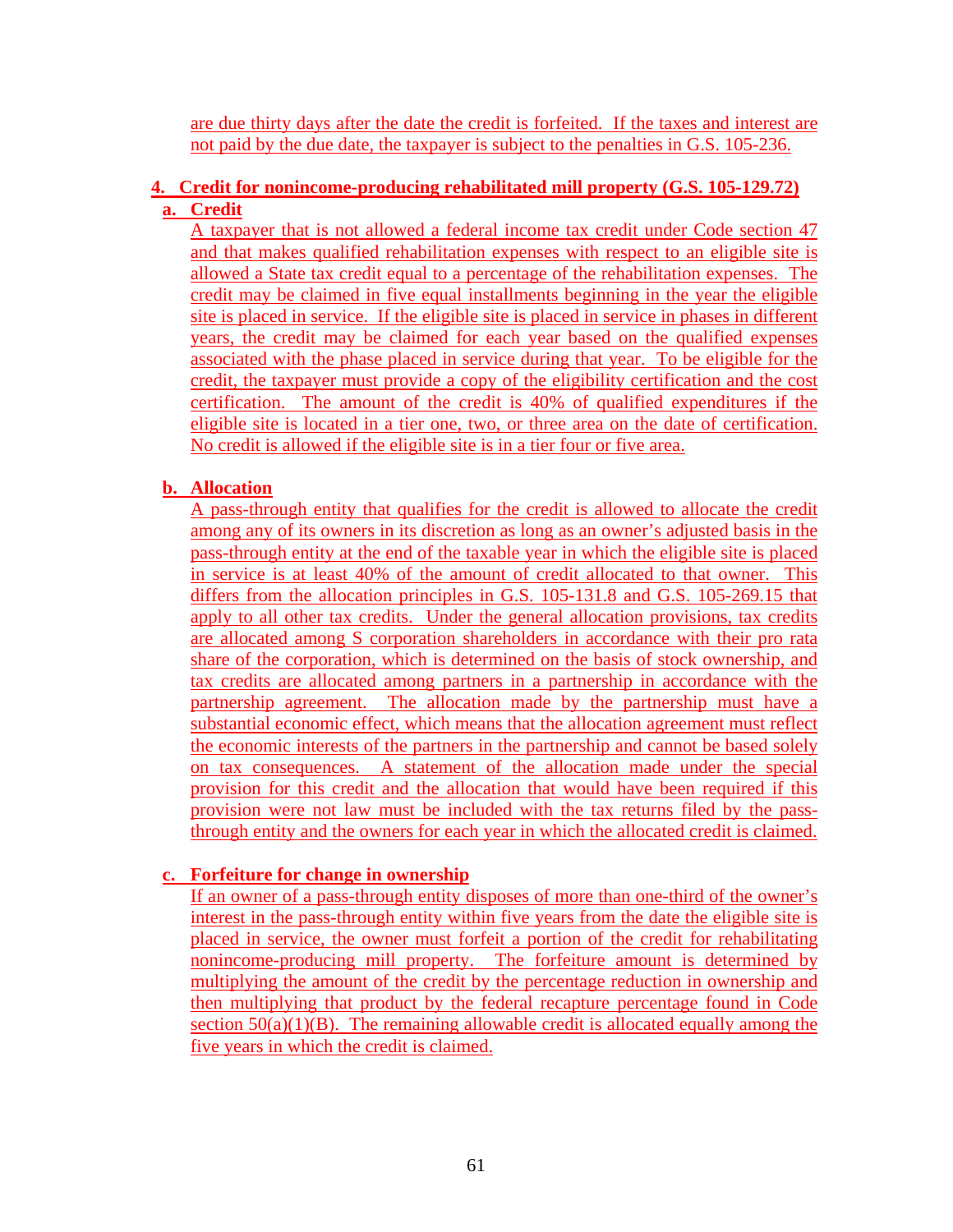are due thirty days after the date the credit is forfeited. If the taxes and interest are not paid by the due date, the taxpayer is subject to the penalties in G.S. 105-236.

### 4. Credit for nonincome-producing rehabilitated mill property (G.S. 105-129.72)

#### a. Credit

A taxpayer that is not allowed a federal income tax credit under Code section 47 and that makes qualified rehabilitation expenses with respect to an eligible site is allowed a State tax credit equal to a percentage of the rehabilitation expenses. The credit may be claimed in five equal installments beginning in the year the eligible site is placed in service. If the eligible site is placed in service in phases in different years, the credit may be claimed for each year based on the qualified expenses associated with the phase placed in service during that year. To be eligible for the credit, the taxpayer must provide a copy of the eligibility certification and the cost certification. The amount of the credit is 40% of qualified expenditures if the eligible site is located in a tier one, two, or three area on the date of certification. No credit is allowed if the eligible site is in a tier four or five area.

#### b. Allocation

A pass-through entity that qualifies for the credit is allowed to allocate the credit among any of its owners in its discretion as long as an owner's adjusted basis in the pass-through entity at the end of the taxable year in which the eligible site is placed in service is at least 40% of the amount of credit allocated to that owner. This differs from the allocation principles in G.S. 105-131.8 and G.S. 105-269.15 that apply to all other tax credits. Under the general allocation provisions, tax credits are allocated among S corporation shareholders in accordance with their pro rata share of the corporation, which is determined on the basis of stock ownership, and tax credits are allocated among partners in a partnership in accordance with the partnership agreement. The allocation made by the partnership must have a substantial economic effect, which means that the allocation agreement must reflect the economic interests of the partners in the partnership and cannot be based solely on tax consequences. A statement of the allocation made under the special provision for this credit and the allocation that would have been required if this provision were not law must be included with the tax returns filed by the pass-through entity and the owners for each year in which the allocated credit is claimed.

#### c. Forfeiture for change in ownership

If an owner of a pass-through entity disposes of more than one-third of the owner's interest in the pass-through entity within five years from the date the eligible site is placed in service, the owner must forfeit a portion of the credit for rehabilitating nonincome-producing mill property. The forfeiture amount is determined by multiplying the amount of the credit by the percentage reduction in ownership and then multiplying that product by the federal recapture percentage found in Code section 50(a)(1)(B). The remaining allowable credit is allocated equally among the five years in which the credit is claimed.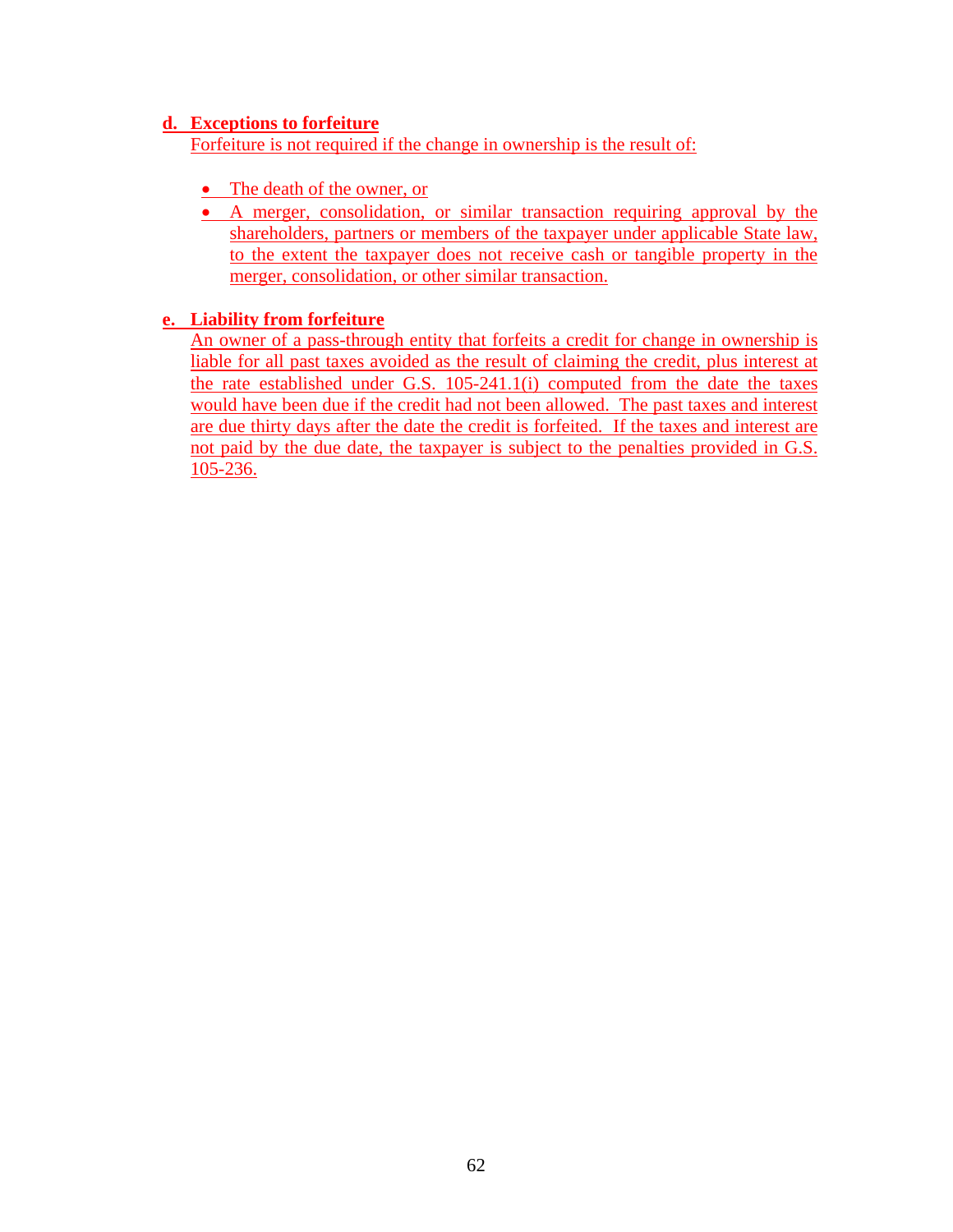**d. Exceptions to forfeiture**

Forfeiture is not required if the change in ownership is the result of:

- The death of the owner, or
- A merger, consolidation, or similar transaction requiring approval by the shareholders, partners or members of the taxpayer under applicable State law, to the extent the taxpayer does not receive cash or tangible property in the merger, consolidation, or other similar transaction.

**e. Liability from forfeiture**

An owner of a pass-through entity that forfeits a credit for change in ownership is liable for all past taxes avoided as the result of claiming the credit, plus interest at the rate established under G.S. 105-241.1(i) computed from the date the taxes would have been due if the credit had not been allowed. The past taxes and interest are due thirty days after the date the credit is forfeited. If the taxes and interest are not paid by the due date, the taxpayer is subject to the penalties provided in G.S. 105-236.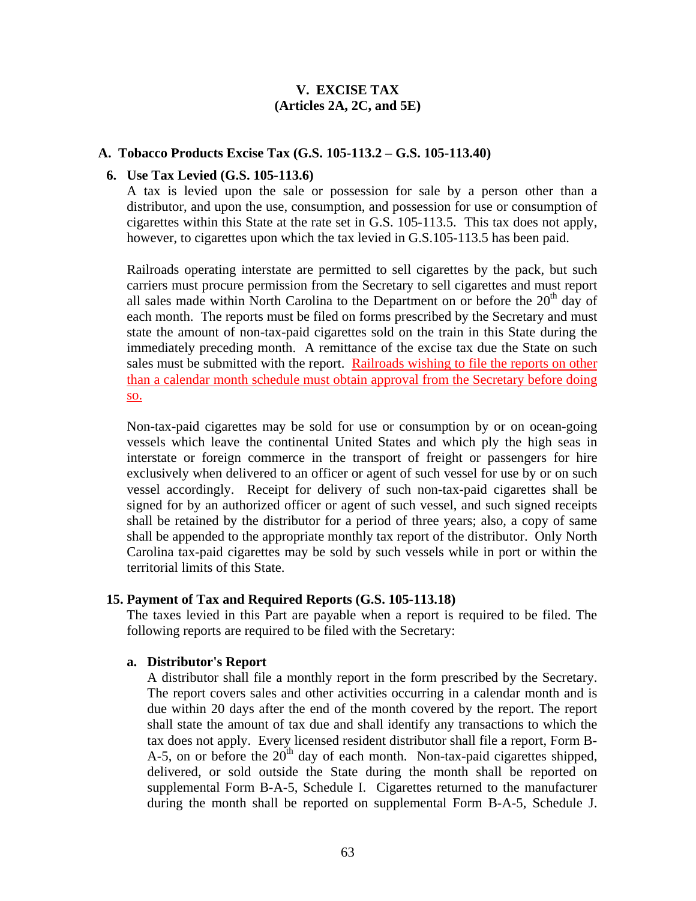# V. EXCISE TAX
# (Articles 2A, 2C, and 5E)

## A. Tobacco Products Excise Tax (G.S. 105-113.2 – G.S. 105-113.40)

### 6. Use Tax Levied (G.S. 105-113.6)

A tax is levied upon the sale or possession for sale by a person other than a distributor, and upon the use, consumption, and possession for use or consumption of cigarettes within this State at the rate set in G.S. 105-113.5. This tax does not apply, however, to cigarettes upon which the tax levied in G.S.105-113.5 has been paid.

Railroads operating interstate are permitted to sell cigarettes by the pack, but such carriers must procure permission from the Secretary to sell cigarettes and must report all sales made within North Carolina to the Department on or before the 20th day of each month. The reports must be filed on forms prescribed by the Secretary and must state the amount of non-tax-paid cigarettes sold on the train in this State during the immediately preceding month. A remittance of the excise tax due the State on such sales must be submitted with the report. <u>Railroads wishing to file the reports on other than a calendar month schedule must obtain approval from the Secretary before doing so.</u>

Non-tax-paid cigarettes may be sold for use or consumption by or on ocean-going vessels which leave the continental United States and which ply the high seas in interstate or foreign commerce in the transport of freight or passengers for hire exclusively when delivered to an officer or agent of such vessel for use by or on such vessel accordingly. Receipt for delivery of such non-tax-paid cigarettes shall be signed for by an authorized officer or agent of such vessel, and such signed receipts shall be retained by the distributor for a period of three years; also, a copy of same shall be appended to the appropriate monthly tax report of the distributor. Only North Carolina tax-paid cigarettes may be sold by such vessels while in port or within the territorial limits of this State.

### 15. Payment of Tax and Required Reports (G.S. 105-113.18)

The taxes levied in this Part are payable when a report is required to be filed. The following reports are required to be filed with the Secretary:

#### a. Distributor's Report

A distributor shall file a monthly report in the form prescribed by the Secretary. The report covers sales and other activities occurring in a calendar month and is due within 20 days after the end of the month covered by the report. The report shall state the amount of tax due and shall identify any transactions to which the tax does not apply. Every licensed resident distributor shall file a report, Form B-A-5, on or before the 20th day of each month. Non-tax-paid cigarettes shipped, delivered, or sold outside the State during the month shall be reported on supplemental Form B-A-5, Schedule I. Cigarettes returned to the manufacturer during the month shall be reported on supplemental Form B-A-5, Schedule J.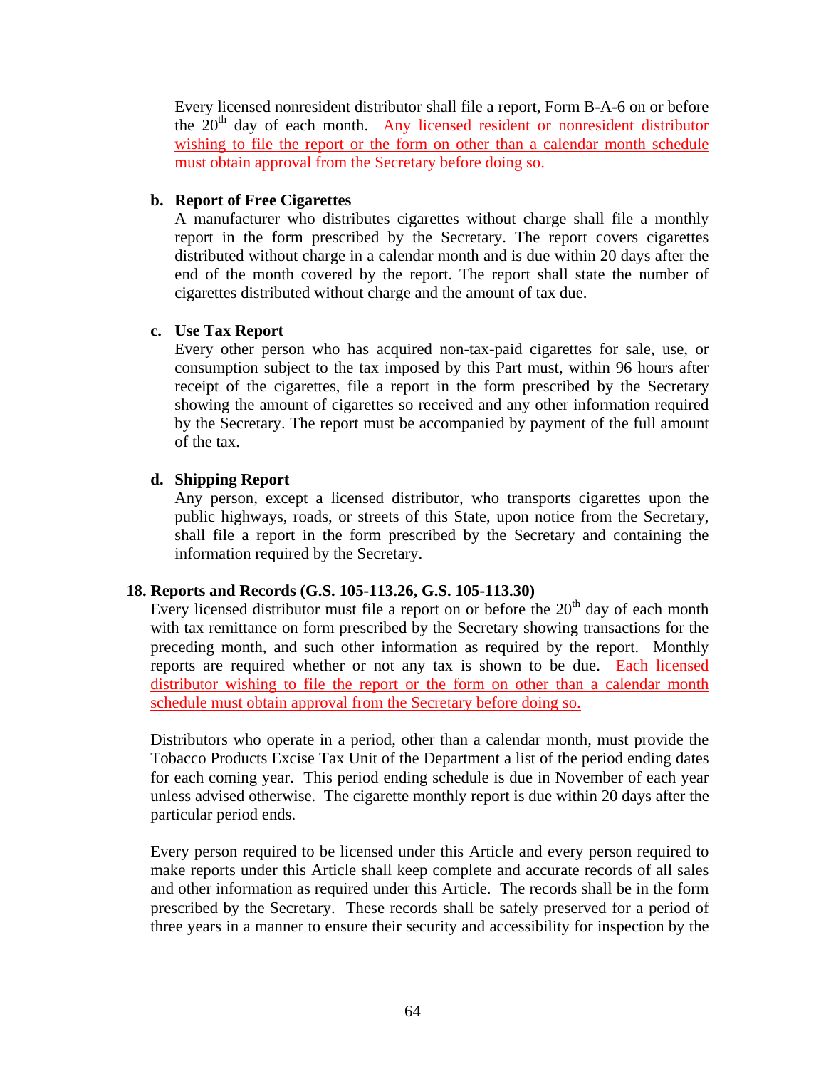Every licensed nonresident distributor shall file a report, Form B-A-6 on or before the 20th day of each month. <u>Any licensed resident or nonresident distributor wishing to file the report or the form on other than a calendar month schedule must obtain approval from the Secretary before doing so.</u>

**b. Report of Free Cigarettes**

A manufacturer who distributes cigarettes without charge shall file a monthly report in the form prescribed by the Secretary. The report covers cigarettes distributed without charge in a calendar month and is due within 20 days after the end of the month covered by the report. The report shall state the number of cigarettes distributed without charge and the amount of tax due.

**c. Use Tax Report**

Every other person who has acquired non-tax-paid cigarettes for sale, use, or consumption subject to the tax imposed by this Part must, within 96 hours after receipt of the cigarettes, file a report in the form prescribed by the Secretary showing the amount of cigarettes so received and any other information required by the Secretary. The report must be accompanied by payment of the full amount of the tax.

**d. Shipping Report**

Any person, except a licensed distributor, who transports cigarettes upon the public highways, roads, or streets of this State, upon notice from the Secretary, shall file a report in the form prescribed by the Secretary and containing the information required by the Secretary.

**18. Reports and Records (G.S. 105-113.26, G.S. 105-113.30)**

Every licensed distributor must file a report on or before the 20th day of each month with tax remittance on form prescribed by the Secretary showing transactions for the preceding month, and such other information as required by the report. Monthly reports are required whether or not any tax is shown to be due. <u>Each licensed distributor wishing to file the report or the form on other than a calendar month schedule must obtain approval from the Secretary before doing so.</u>

Distributors who operate in a period, other than a calendar month, must provide the Tobacco Products Excise Tax Unit of the Department a list of the period ending dates for each coming year. This period ending schedule is due in November of each year unless advised otherwise. The cigarette monthly report is due within 20 days after the particular period ends.

Every person required to be licensed under this Article and every person required to make reports under this Article shall keep complete and accurate records of all sales and other information as required under this Article. The records shall be in the form prescribed by the Secretary. These records shall be safely preserved for a period of three years in a manner to ensure their security and accessibility for inspection by the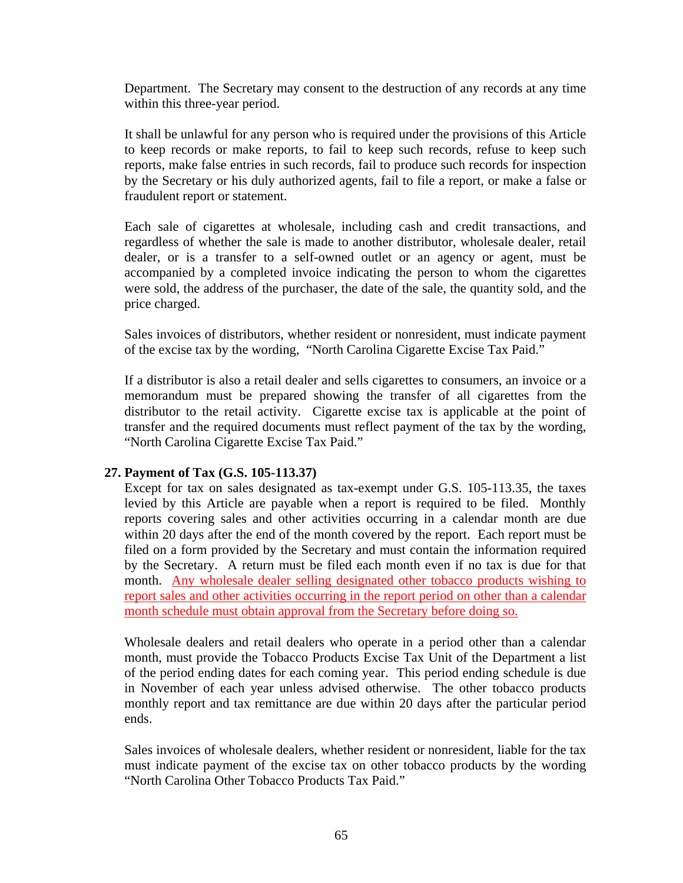Department. The Secretary may consent to the destruction of any records at any time within this three-year period.

It shall be unlawful for any person who is required under the provisions of this Article to keep records or make reports, to fail to keep such records, refuse to keep such reports, make false entries in such records, fail to produce such records for inspection by the Secretary or his duly authorized agents, fail to file a report, or make a false or fraudulent report or statement.

Each sale of cigarettes at wholesale, including cash and credit transactions, and regardless of whether the sale is made to another distributor, wholesale dealer, retail dealer, or is a transfer to a self-owned outlet or an agency or agent, must be accompanied by a completed invoice indicating the person to whom the cigarettes were sold, the address of the purchaser, the date of the sale, the quantity sold, and the price charged.

Sales invoices of distributors, whether resident or nonresident, must indicate payment of the excise tax by the wording, "North Carolina Cigarette Excise Tax Paid."

If a distributor is also a retail dealer and sells cigarettes to consumers, an invoice or a memorandum must be prepared showing the transfer of all cigarettes from the distributor to the retail activity. Cigarette excise tax is applicable at the point of transfer and the required documents must reflect payment of the tax by the wording, "North Carolina Cigarette Excise Tax Paid."

**27. Payment of Tax (G.S. 105-113.37)**

Except for tax on sales designated as tax-exempt under G.S. 105-113.35, the taxes levied by this Article are payable when a report is required to be filed. Monthly reports covering sales and other activities occurring in a calendar month are due within 20 days after the end of the month covered by the report. Each report must be filed on a form provided by the Secretary and must contain the information required by the Secretary. A return must be filed each month even if no tax is due for that month. Any wholesale dealer selling designated other tobacco products wishing to report sales and other activities occurring in the report period on other than a calendar month schedule must obtain approval from the Secretary before doing so.

Wholesale dealers and retail dealers who operate in a period other than a calendar month, must provide the Tobacco Products Excise Tax Unit of the Department a list of the period ending dates for each coming year. This period ending schedule is due in November of each year unless advised otherwise. The other tobacco products monthly report and tax remittance are due within 20 days after the particular period ends.

Sales invoices of wholesale dealers, whether resident or nonresident, liable for the tax must indicate payment of the excise tax on other tobacco products by the wording "North Carolina Other Tobacco Products Tax Paid."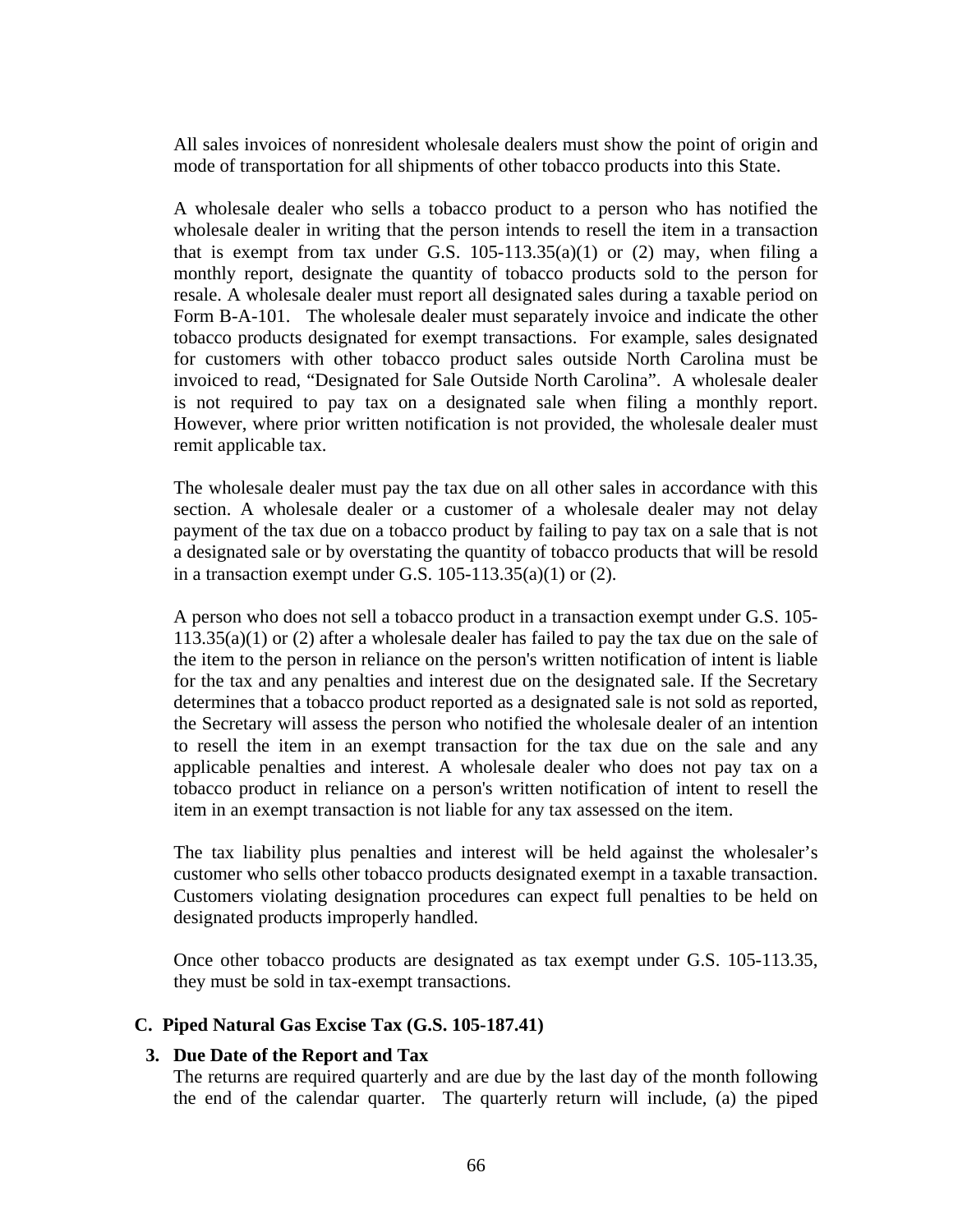All sales invoices of nonresident wholesale dealers must show the point of origin and mode of transportation for all shipments of other tobacco products into this State.

A wholesale dealer who sells a tobacco product to a person who has notified the wholesale dealer in writing that the person intends to resell the item in a transaction that is exempt from tax under G.S. 105-113.35(a)(1) or (2) may, when filing a monthly report, designate the quantity of tobacco products sold to the person for resale. A wholesale dealer must report all designated sales during a taxable period on Form B-A-101. The wholesale dealer must separately invoice and indicate the other tobacco products designated for exempt transactions. For example, sales designated for customers with other tobacco product sales outside North Carolina must be invoiced to read, "Designated for Sale Outside North Carolina". A wholesale dealer is not required to pay tax on a designated sale when filing a monthly report. However, where prior written notification is not provided, the wholesale dealer must remit applicable tax.

The wholesale dealer must pay the tax due on all other sales in accordance with this section. A wholesale dealer or a customer of a wholesale dealer may not delay payment of the tax due on a tobacco product by failing to pay tax on a sale that is not a designated sale or by overstating the quantity of tobacco products that will be resold in a transaction exempt under G.S. 105-113.35(a)(1) or (2).

A person who does not sell a tobacco product in a transaction exempt under G.S. 105-113.35(a)(1) or (2) after a wholesale dealer has failed to pay the tax due on the sale of the item to the person in reliance on the person's written notification of intent is liable for the tax and any penalties and interest due on the designated sale. If the Secretary determines that a tobacco product reported as a designated sale is not sold as reported, the Secretary will assess the person who notified the wholesale dealer of an intention to resell the item in an exempt transaction for the tax due on the sale and any applicable penalties and interest. A wholesale dealer who does not pay tax on a tobacco product in reliance on a person's written notification of intent to resell the item in an exempt transaction is not liable for any tax assessed on the item.

The tax liability plus penalties and interest will be held against the wholesaler's customer who sells other tobacco products designated exempt in a taxable transaction. Customers violating designation procedures can expect full penalties to be held on designated products improperly handled.

Once other tobacco products are designated as tax exempt under G.S. 105-113.35, they must be sold in tax-exempt transactions.

## C. Piped Natural Gas Excise Tax (G.S. 105-187.41)

### 3. Due Date of the Report and Tax

The returns are required quarterly and are due by the last day of the month following the end of the calendar quarter. The quarterly return will include, (a) the piped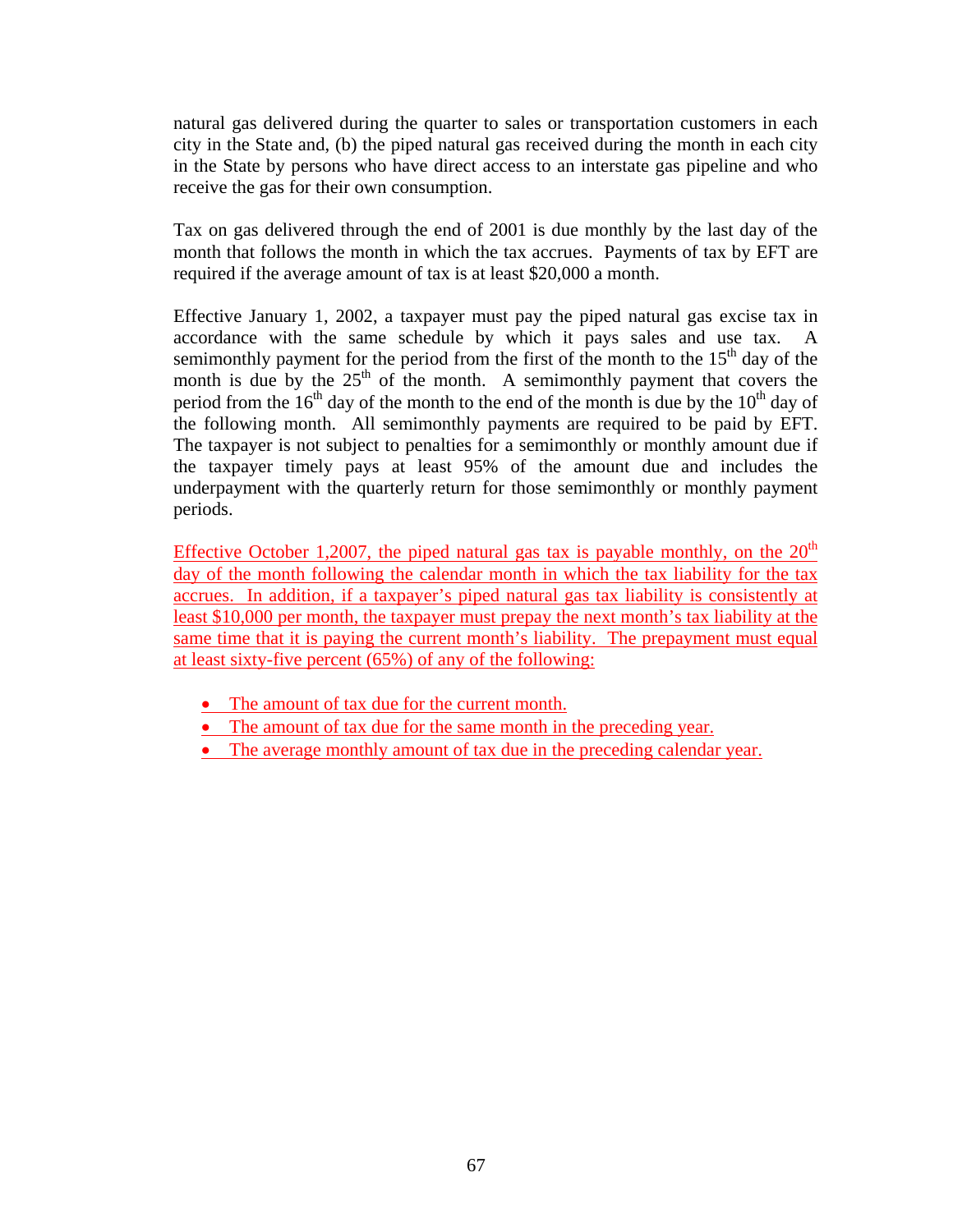natural gas delivered during the quarter to sales or transportation customers in each city in the State and, (b) the piped natural gas received during the month in each city in the State by persons who have direct access to an interstate gas pipeline and who receive the gas for their own consumption.

Tax on gas delivered through the end of 2001 is due monthly by the last day of the month that follows the month in which the tax accrues. Payments of tax by EFT are required if the average amount of tax is at least $20,000 a month.

Effective January 1, 2002, a taxpayer must pay the piped natural gas excise tax in accordance with the same schedule by which it pays sales and use tax. A semimonthly payment for the period from the first of the month to the 15th day of the month is due by the 25th of the month. A semimonthly payment that covers the period from the 16th day of the month to the end of the month is due by the 10th day of the following month. All semimonthly payments are required to be paid by EFT. The taxpayer is not subject to penalties for a semimonthly or monthly amount due if the taxpayer timely pays at least 95% of the amount due and includes the underpayment with the quarterly return for those semimonthly or monthly payment periods.

Effective October 1,2007, the piped natural gas tax is payable monthly, on the 20th day of the month following the calendar month in which the tax liability for the tax accrues. In addition, if a taxpayer's piped natural gas tax liability is consistently at least $10,000 per month, the taxpayer must prepay the next month's tax liability at the same time that it is paying the current month's liability. The prepayment must equal at least sixty-five percent (65%) of any of the following:

- The amount of tax due for the current month.
- The amount of tax due for the same month in the preceding year.
- The average monthly amount of tax due in the preceding calendar year.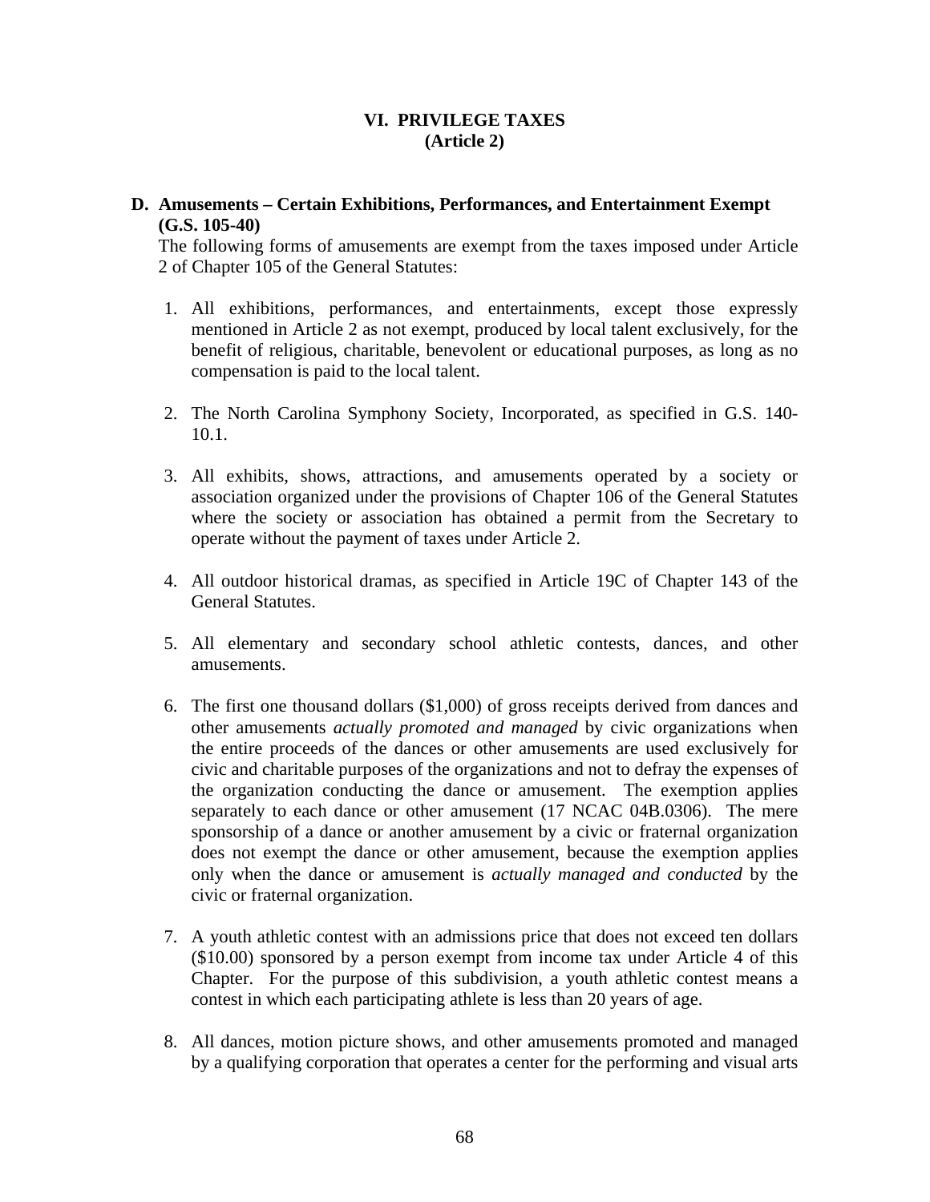# VI. PRIVILEGE TAXES
# (Article 2)

## D. Amusements – Certain Exhibitions, Performances, and Entertainment Exempt (G.S. 105-40)

The following forms of amusements are exempt from the taxes imposed under Article 2 of Chapter 105 of the General Statutes:

1. All exhibitions, performances, and entertainments, except those expressly mentioned in Article 2 as not exempt, produced by local talent exclusively, for the benefit of religious, charitable, benevolent or educational purposes, as long as no compensation is paid to the local talent.

2. The North Carolina Symphony Society, Incorporated, as specified in G.S. 140-10.1.

3. All exhibits, shows, attractions, and amusements operated by a society or association organized under the provisions of Chapter 106 of the General Statutes where the society or association has obtained a permit from the Secretary to operate without the payment of taxes under Article 2.

4. All outdoor historical dramas, as specified in Article 19C of Chapter 143 of the General Statutes.

5. All elementary and secondary school athletic contests, dances, and other amusements.

6. The first one thousand dollars ($1,000) of gross receipts derived from dances and other amusements *actually promoted and managed* by civic organizations when the entire proceeds of the dances or other amusements are used exclusively for civic and charitable purposes of the organizations and not to defray the expenses of the organization conducting the dance or amusement. The exemption applies separately to each dance or other amusement (17 NCAC 04B.0306). The mere sponsorship of a dance or another amusement by a civic or fraternal organization does not exempt the dance or other amusement, because the exemption applies only when the dance or amusement is *actually managed and conducted* by the civic or fraternal organization.

7. A youth athletic contest with an admissions price that does not exceed ten dollars ($10.00) sponsored by a person exempt from income tax under Article 4 of this Chapter. For the purpose of this subdivision, a youth athletic contest means a contest in which each participating athlete is less than 20 years of age.

8. All dances, motion picture shows, and other amusements promoted and managed by a qualifying corporation that operates a center for the performing and visual arts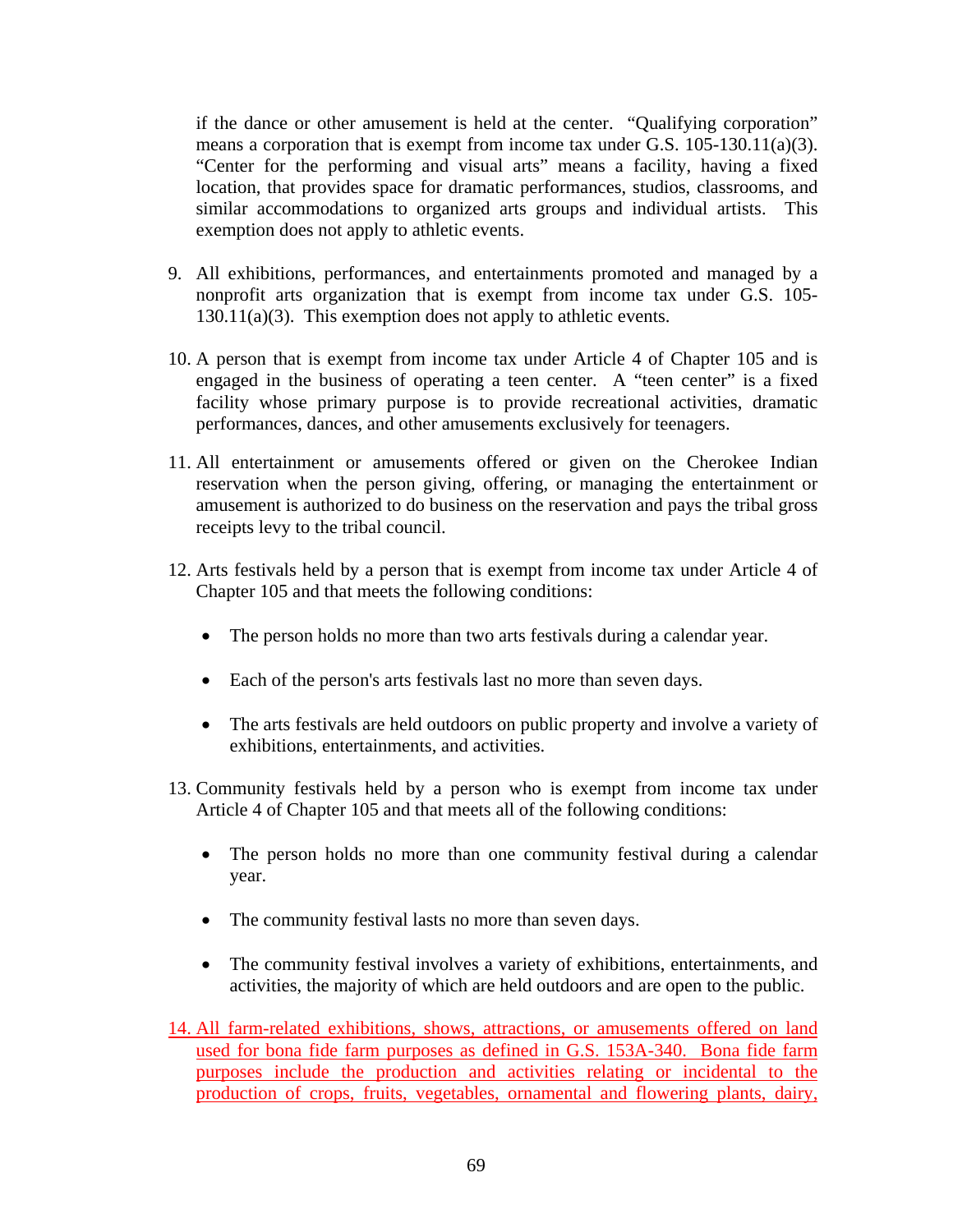if the dance or other amusement is held at the center. "Qualifying corporation" means a corporation that is exempt from income tax under G.S. 105-130.11(a)(3). "Center for the performing and visual arts" means a facility, having a fixed location, that provides space for dramatic performances, studios, classrooms, and similar accommodations to organized arts groups and individual artists. This exemption does not apply to athletic events.

9. All exhibitions, performances, and entertainments promoted and managed by a nonprofit arts organization that is exempt from income tax under G.S. 105-130.11(a)(3). This exemption does not apply to athletic events.

10. A person that is exempt from income tax under Article 4 of Chapter 105 and is engaged in the business of operating a teen center. A "teen center" is a fixed facility whose primary purpose is to provide recreational activities, dramatic performances, dances, and other amusements exclusively for teenagers.

11. All entertainment or amusements offered or given on the Cherokee Indian reservation when the person giving, offering, or managing the entertainment or amusement is authorized to do business on the reservation and pays the tribal gross receipts levy to the tribal council.

12. Arts festivals held by a person that is exempt from income tax under Article 4 of Chapter 105 and that meets the following conditions:

    - The person holds no more than two arts festivals during a calendar year.
    - Each of the person's arts festivals last no more than seven days.
    - The arts festivals are held outdoors on public property and involve a variety of exhibitions, entertainments, and activities.

13. Community festivals held by a person who is exempt from income tax under Article 4 of Chapter 105 and that meets all of the following conditions:

    - The person holds no more than one community festival during a calendar year.
    - The community festival lasts no more than seven days.
    - The community festival involves a variety of exhibitions, entertainments, and activities, the majority of which are held outdoors and are open to the public.

14. All farm-related exhibitions, shows, attractions, or amusements offered on land used for bona fide farm purposes as defined in G.S. 153A-340. Bona fide farm purposes include the production and activities relating or incidental to the production of crops, fruits, vegetables, ornamental and flowering plants, dairy,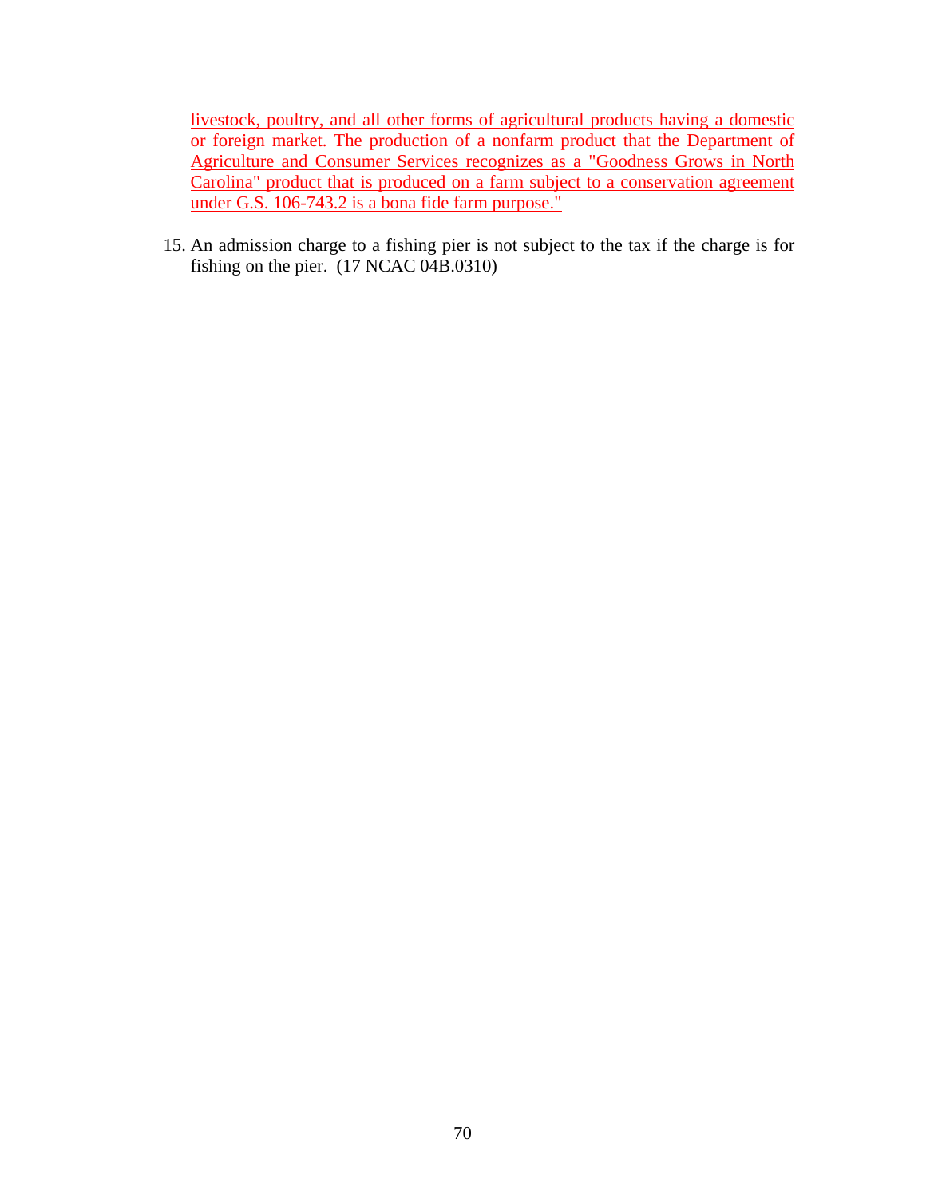livestock, poultry, and all other forms of agricultural products having a domestic or foreign market. The production of a nonfarm product that the Department of Agriculture and Consumer Services recognizes as a "Goodness Grows in North Carolina" product that is produced on a farm subject to a conservation agreement under G.S. 106-743.2 is a bona fide farm purpose."

15. An admission charge to a fishing pier is not subject to the tax if the charge is for fishing on the pier. (17 NCAC 04B.0310)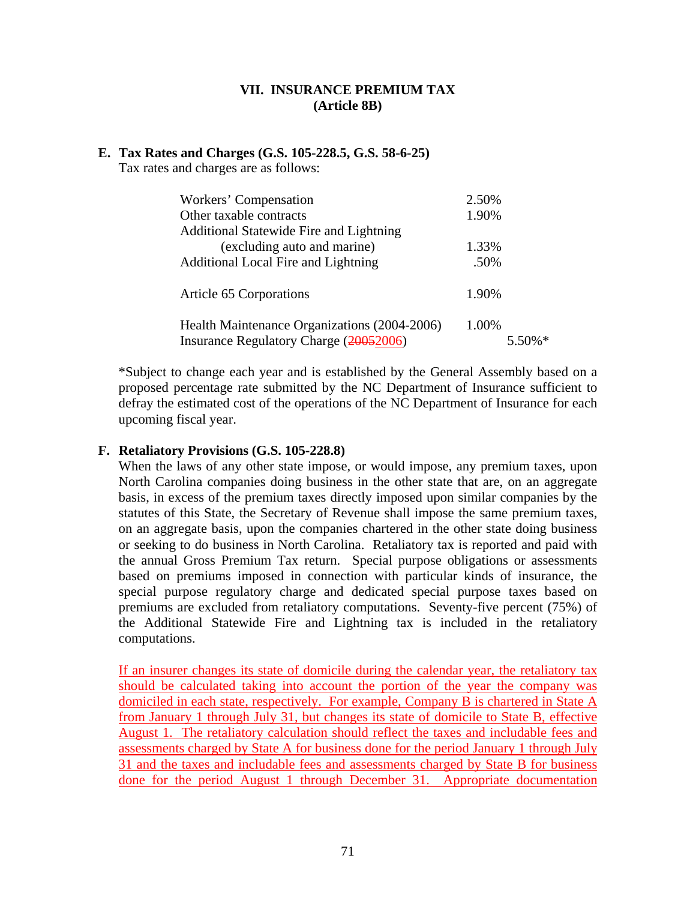## VII. INSURANCE PREMIUM TAX
## (Article 8B)

**E. Tax Rates and Charges (G.S. 105-228.5, G.S. 58-6-25)**

Tax rates and charges are as follows:

| | | |
|---|---|---|
| Workers' Compensation | 2.50% | |
| Other taxable contracts | 1.90% | |
| Additional Statewide Fire and Lightning (excluding auto and marine) | 1.33% | |
| Additional Local Fire and Lightning | .50% | |
| Article 65 Corporations | 1.90% | |
| Health Maintenance Organizations (2004-2006) | 1.00% | |
| Insurance Regulatory Charge (~~2005~~2006) | | 5.50%* |

*Subject to change each year and is established by the General Assembly based on a proposed percentage rate submitted by the NC Department of Insurance sufficient to defray the estimated cost of the operations of the NC Department of Insurance for each upcoming fiscal year.

**F. Retaliatory Provisions (G.S. 105-228.8)**

When the laws of any other state impose, or would impose, any premium taxes, upon North Carolina companies doing business in the other state that are, on an aggregate basis, in excess of the premium taxes directly imposed upon similar companies by the statutes of this State, the Secretary of Revenue shall impose the same premium taxes, on an aggregate basis, upon the companies chartered in the other state doing business or seeking to do business in North Carolina. Retaliatory tax is reported and paid with the annual Gross Premium Tax return. Special purpose obligations or assessments based on premiums imposed in connection with particular kinds of insurance, the special purpose regulatory charge and dedicated special purpose taxes based on premiums are excluded from retaliatory computations. Seventy-five percent (75%) of the Additional Statewide Fire and Lightning tax is included in the retaliatory computations.

If an insurer changes its state of domicile during the calendar year, the retaliatory tax should be calculated taking into account the portion of the year the company was domiciled in each state, respectively. For example, Company B is chartered in State A from January 1 through July 31, but changes its state of domicile to State B, effective August 1. The retaliatory calculation should reflect the taxes and includable fees and assessments charged by State A for business done for the period January 1 through July 31 and the taxes and includable fees and assessments charged by State B for business done for the period August 1 through December 31. Appropriate documentation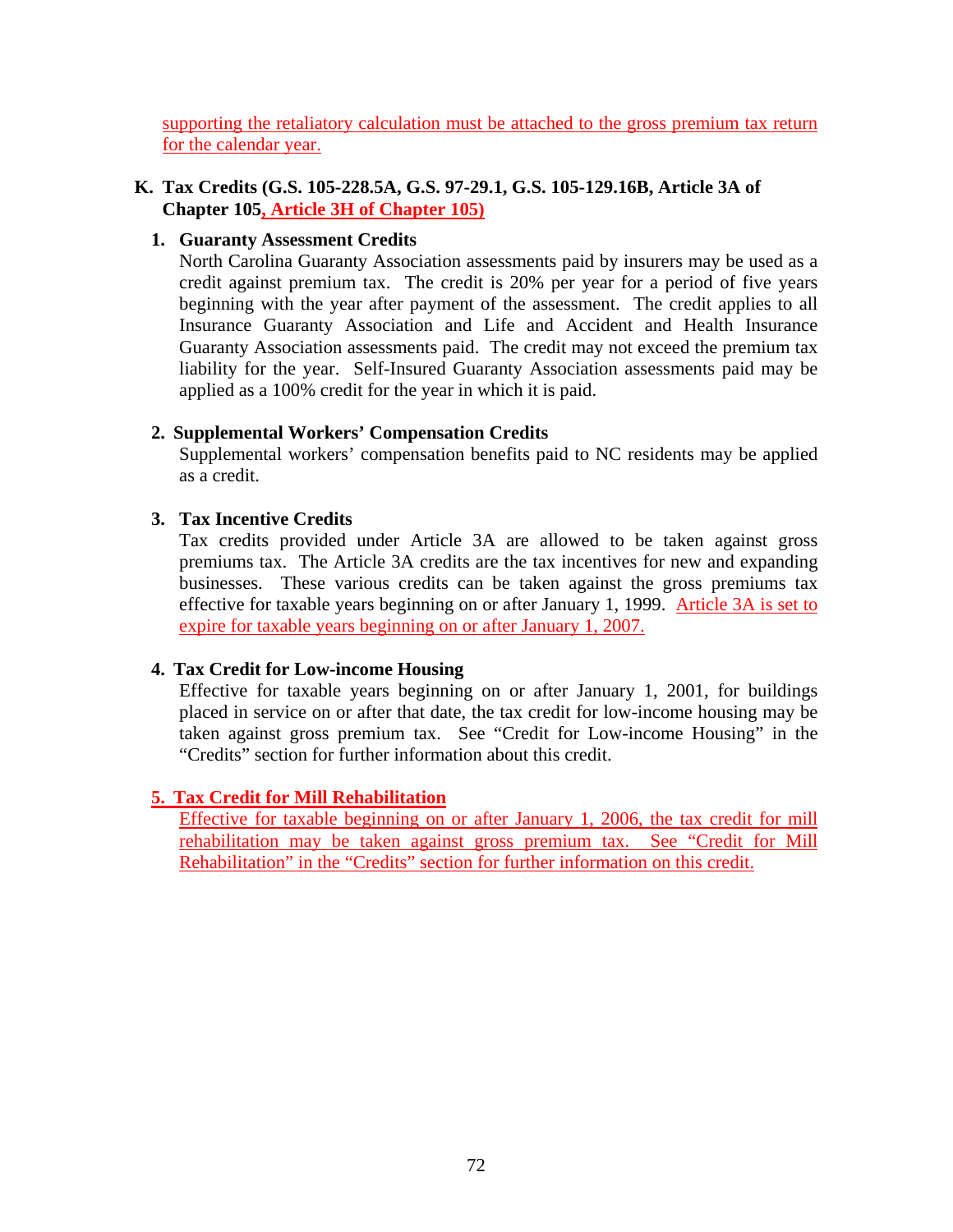supporting the retaliatory calculation must be attached to the gross premium tax return for the calendar year.

**K. Tax Credits (G.S. 105-228.5A, G.S. 97-29.1, G.S. 105-129.16B, Article 3A of Chapter 105, Article 3H of Chapter 105)**

**1. Guaranty Assessment Credits**

North Carolina Guaranty Association assessments paid by insurers may be used as a credit against premium tax. The credit is 20% per year for a period of five years beginning with the year after payment of the assessment. The credit applies to all Insurance Guaranty Association and Life and Accident and Health Insurance Guaranty Association assessments paid. The credit may not exceed the premium tax liability for the year. Self-Insured Guaranty Association assessments paid may be applied as a 100% credit for the year in which it is paid.

**2. Supplemental Workers' Compensation Credits**

Supplemental workers' compensation benefits paid to NC residents may be applied as a credit.

**3. Tax Incentive Credits**

Tax credits provided under Article 3A are allowed to be taken against gross premiums tax. The Article 3A credits are the tax incentives for new and expanding businesses. These various credits can be taken against the gross premiums tax effective for taxable years beginning on or after January 1, 1999. Article 3A is set to expire for taxable years beginning on or after January 1, 2007.

**4. Tax Credit for Low-income Housing**

Effective for taxable years beginning on or after January 1, 2001, for buildings placed in service on or after that date, the tax credit for low-income housing may be taken against gross premium tax. See "Credit for Low-income Housing" in the "Credits" section for further information about this credit.

**5. Tax Credit for Mill Rehabilitation**

Effective for taxable beginning on or after January 1, 2006, the tax credit for mill rehabilitation may be taken against gross premium tax. See "Credit for Mill Rehabilitation" in the "Credits" section for further information on this credit.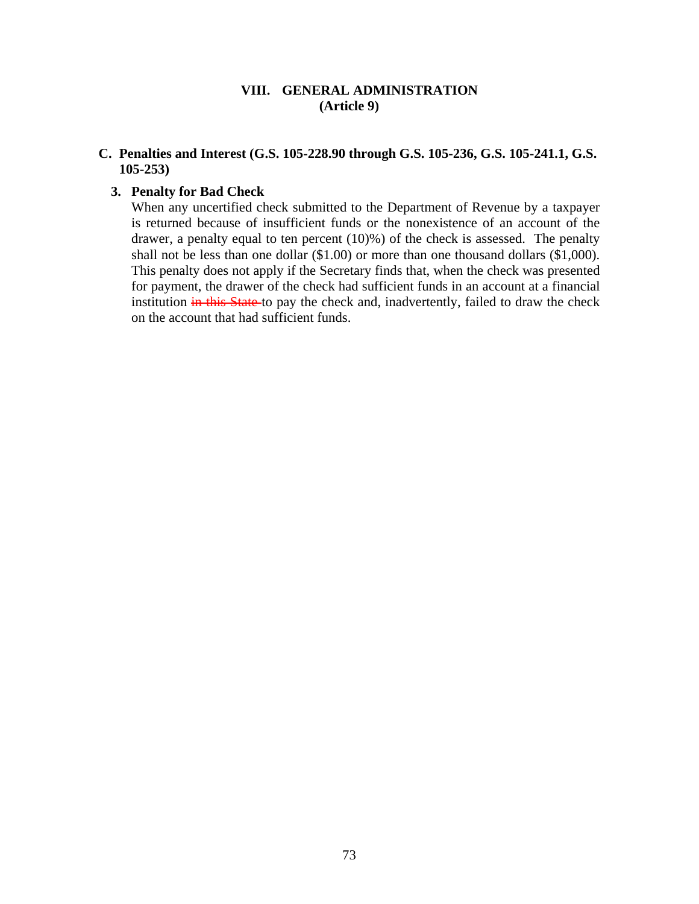# VIII. GENERAL ADMINISTRATION
## (Article 9)

### C. Penalties and Interest (G.S. 105-228.90 through G.S. 105-236, G.S. 105-241.1, G.S. 105-253)

#### 3. Penalty for Bad Check

When any uncertified check submitted to the Department of Revenue by a taxpayer is returned because of insufficient funds or the nonexistence of an account of the drawer, a penalty equal to ten percent (10)%) of the check is assessed. The penalty shall not be less than one dollar ($1.00) or more than one thousand dollars ($1,000). This penalty does not apply if the Secretary finds that, when the check was presented for payment, the drawer of the check had sufficient funds in an account at a financial institution ~~in this State~~ to pay the check and, inadvertently, failed to draw the check on the account that had sufficient funds.